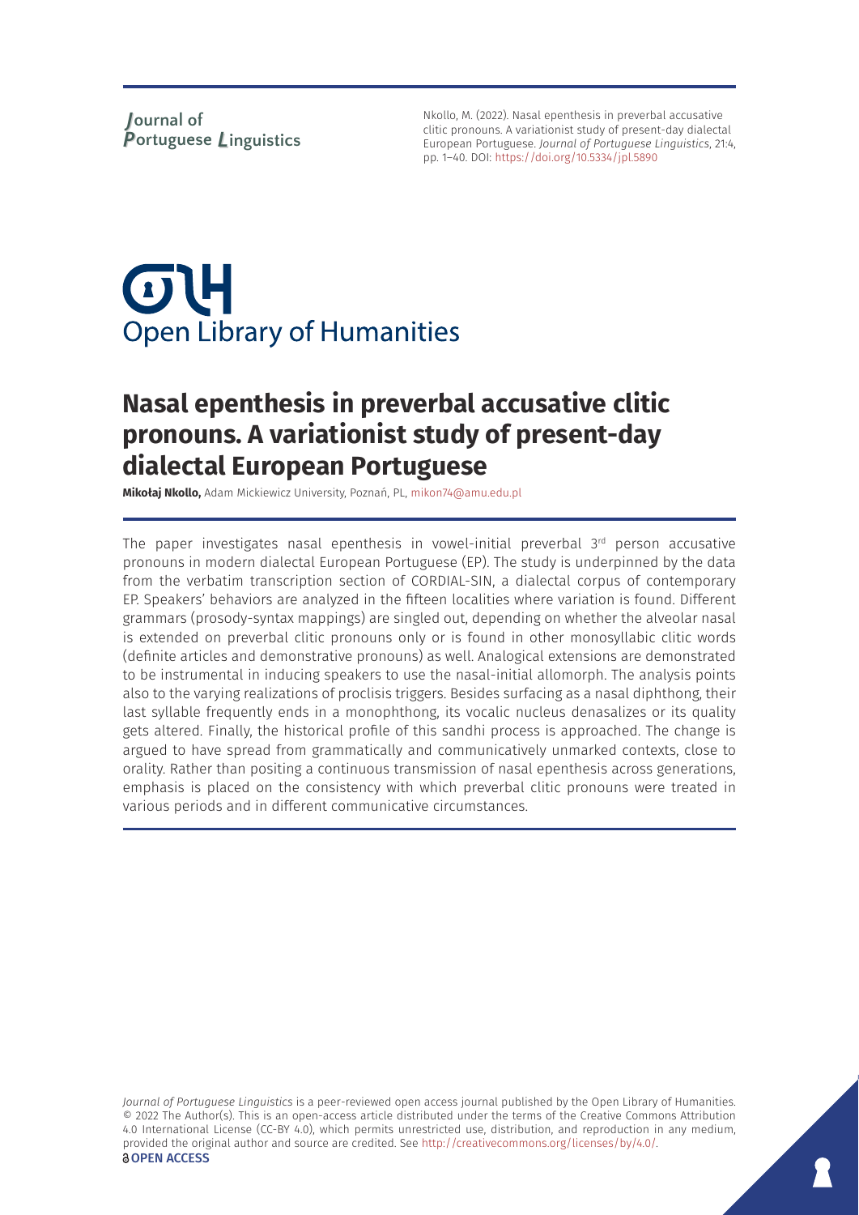Journal of Portuguese Linguistics

Nkollo, M. (2022). Nasal epenthesis in preverbal accusative clitic pronouns. A variationist study of present-day dialectal European Portuguese. *Journal of Portuguese Linguistics*, 21:4, pp. 1–40. DOI: https://doi.org/10.5334/jpl.5890

Open Library of Humanities

# Nasal epenthesis in preverbal accusative clitic pronouns. A variationist study of present-day dialectal European Portuguese

**Mikołaj Nkollo,** Adam Mickiewicz University, Poznań, PL, mikon74@amu.edu.pl

The paper investigates nasal epenthesis in vowel-initial preverbal 3rd person accusative pronouns in modern dialectal European Portuguese (EP). The study is underpinned by the data from the verbatim transcription section of CORDIAL-SIN, a dialectal corpus of contemporary EP. Speakers' behaviors are analyzed in the fifteen localities where variation is found. Different grammars (prosody-syntax mappings) are singled out, depending on whether the alveolar nasal is extended on preverbal clitic pronouns only or is found in other monosyllabic clitic words (definite articles and demonstrative pronouns) as well. Analogical extensions are demonstrated to be instrumental in inducing speakers to use the nasal-initial allomorph. The analysis points also to the varying realizations of proclisis triggers. Besides surfacing as a nasal diphthong, their last syllable frequently ends in a monophthong, its vocalic nucleus denasalizes or its quality gets altered. Finally, the historical profile of this sandhi process is approached. The change is argued to have spread from grammatically and communicatively unmarked contexts, close to orality. Rather than positing a continuous transmission of nasal epenthesis across generations, emphasis is placed on the consistency with which preverbal clitic pronouns were treated in various periods and in different communicative circumstances.

*Journal of Portuguese Linguistics* is a peer-reviewed open access journal published by the Open Library of Humanities. © 2022 The Author(s). This is an open-access article distributed under the terms of the Creative Commons Attribution 4.0 International License (CC-BY 4.0), which permits unrestricted use, distribution, and reproduction in any medium, provided the original author and source are credited. See http://creativecommons.org/licenses/by/4.0/.

OPEN ACCESS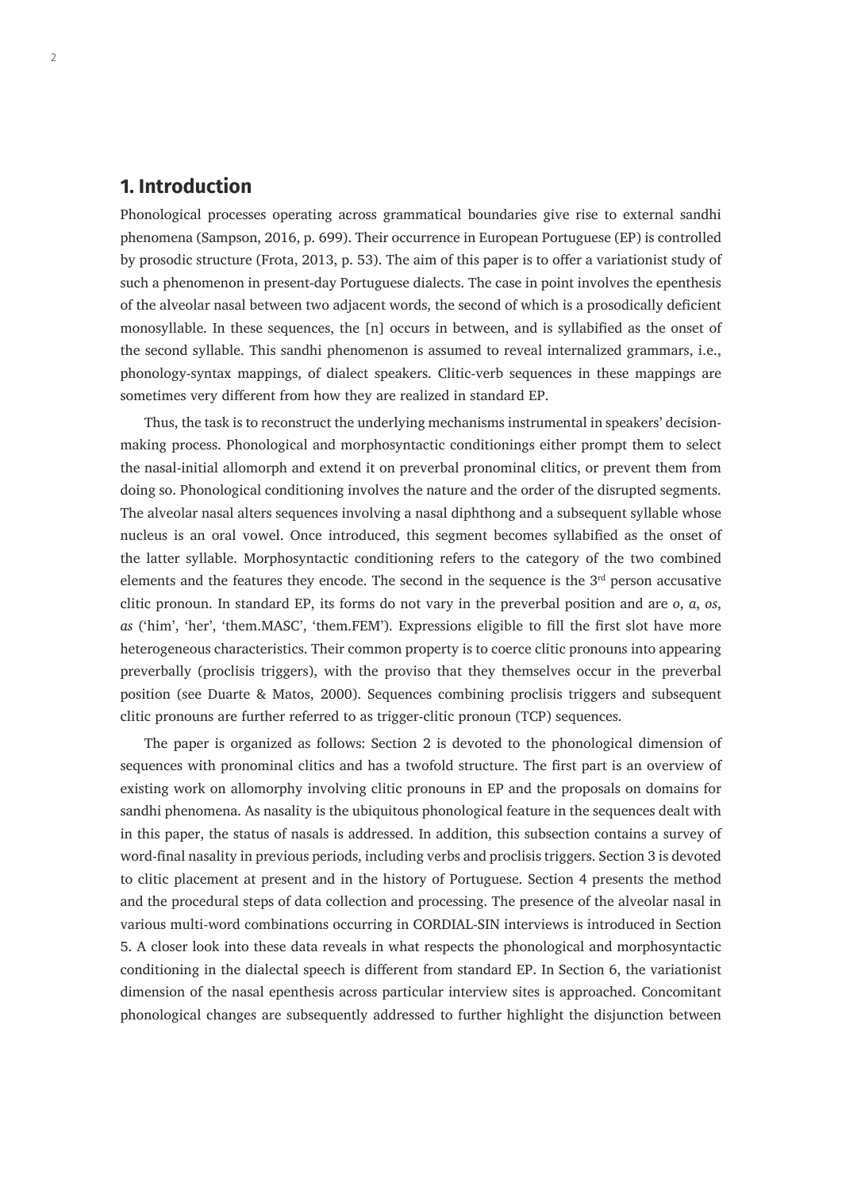## 1. Introduction

Phonological processes operating across grammatical boundaries give rise to external sandhi phenomena (Sampson, 2016, p. 699). Their occurrence in European Portuguese (EP) is controlled by prosodic structure (Frota, 2013, p. 53). The aim of this paper is to offer a variationist study of such a phenomenon in present-day Portuguese dialects. The case in point involves the epenthesis of the alveolar nasal between two adjacent words, the second of which is a prosodically deficient monosyllable. In these sequences, the [n] occurs in between, and is syllabified as the onset of the second syllable. This sandhi phenomenon is assumed to reveal internalized grammars, i.e., phonology-syntax mappings, of dialect speakers. Clitic-verb sequences in these mappings are sometimes very different from how they are realized in standard EP.

Thus, the task is to reconstruct the underlying mechanisms instrumental in speakers' decision-making process. Phonological and morphosyntactic conditionings either prompt them to select the nasal-initial allomorph and extend it on preverbal pronominal clitics, or prevent them from doing so. Phonological conditioning involves the nature and the order of the disrupted segments. The alveolar nasal alters sequences involving a nasal diphthong and a subsequent syllable whose nucleus is an oral vowel. Once introduced, this segment becomes syllabified as the onset of the latter syllable. Morphosyntactic conditioning refers to the category of the two combined elements and the features they encode. The second in the sequence is the 3rd person accusative clitic pronoun. In standard EP, its forms do not vary in the preverbal position and are *o*, *a*, *os*, *as* ('him', 'her', 'them.MASC', 'them.FEM'). Expressions eligible to fill the first slot have more heterogeneous characteristics. Their common property is to coerce clitic pronouns into appearing preverbally (proclisis triggers), with the proviso that they themselves occur in the preverbal position (see Duarte & Matos, 2000). Sequences combining proclisis triggers and subsequent clitic pronouns are further referred to as trigger-clitic pronoun (TCP) sequences.

The paper is organized as follows: Section 2 is devoted to the phonological dimension of sequences with pronominal clitics and has a twofold structure. The first part is an overview of existing work on allomorphy involving clitic pronouns in EP and the proposals on domains for sandhi phenomena. As nasality is the ubiquitous phonological feature in the sequences dealt with in this paper, the status of nasals is addressed. In addition, this subsection contains a survey of word-final nasality in previous periods, including verbs and proclisis triggers. Section 3 is devoted to clitic placement at present and in the history of Portuguese. Section 4 presents the method and the procedural steps of data collection and processing. The presence of the alveolar nasal in various multi-word combinations occurring in CORDIAL-SIN interviews is introduced in Section 5. A closer look into these data reveals in what respects the phonological and morphosyntactic conditioning in the dialectal speech is different from standard EP. In Section 6, the variationist dimension of the nasal epenthesis across particular interview sites is approached. Concomitant phonological changes are subsequently addressed to further highlight the disjunction between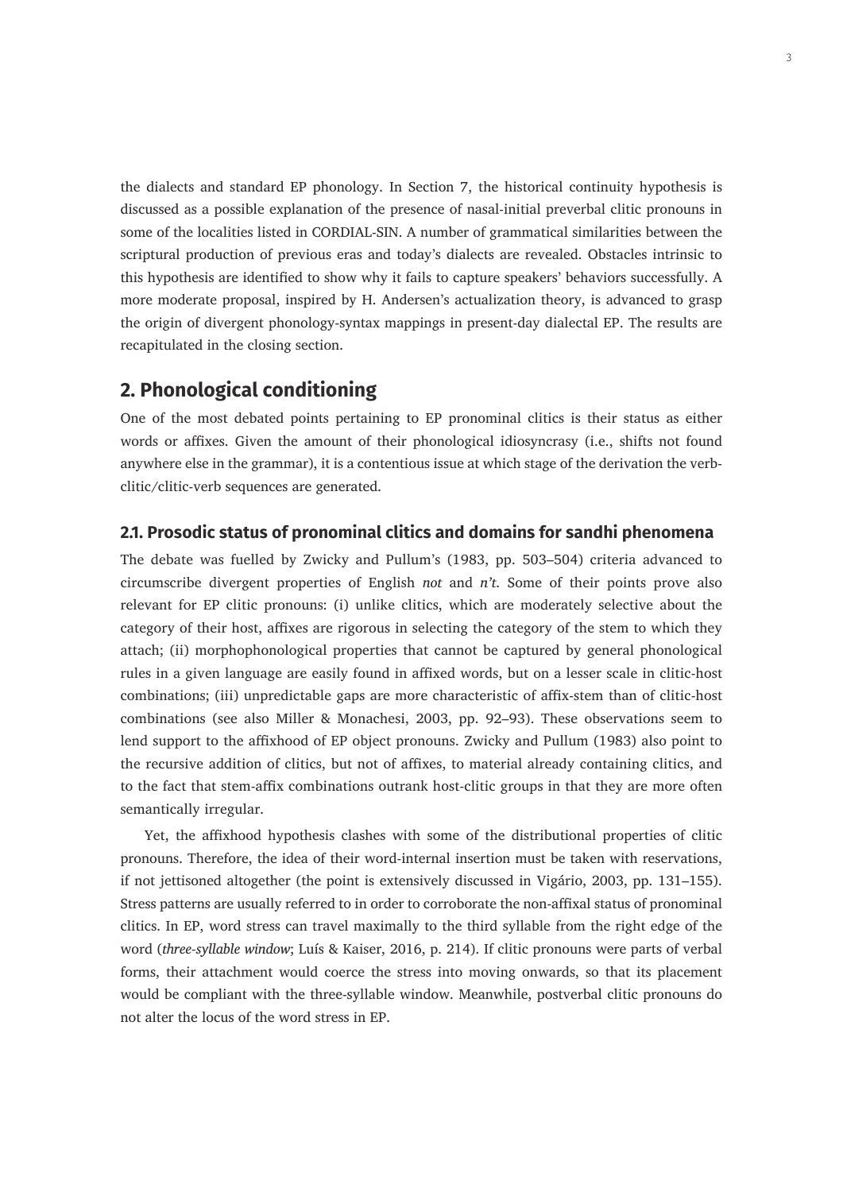the dialects and standard EP phonology. In Section 7, the historical continuity hypothesis is discussed as a possible explanation of the presence of nasal-initial preverbal clitic pronouns in some of the localities listed in CORDIAL-SIN. A number of grammatical similarities between the scriptural production of previous eras and today's dialects are revealed. Obstacles intrinsic to this hypothesis are identified to show why it fails to capture speakers' behaviors successfully. A more moderate proposal, inspired by H. Andersen's actualization theory, is advanced to grasp the origin of divergent phonology-syntax mappings in present-day dialectal EP. The results are recapitulated in the closing section.

## 2. Phonological conditioning

One of the most debated points pertaining to EP pronominal clitics is their status as either words or affixes. Given the amount of their phonological idiosyncrasy (i.e., shifts not found anywhere else in the grammar), it is a contentious issue at which stage of the derivation the verb-clitic/clitic-verb sequences are generated.

### 2.1. Prosodic status of pronominal clitics and domains for sandhi phenomena

The debate was fuelled by Zwicky and Pullum's (1983, pp. 503–504) criteria advanced to circumscribe divergent properties of English *not* and *n't*. Some of their points prove also relevant for EP clitic pronouns: (i) unlike clitics, which are moderately selective about the category of their host, affixes are rigorous in selecting the category of the stem to which they attach; (ii) morphophonological properties that cannot be captured by general phonological rules in a given language are easily found in affixed words, but on a lesser scale in clitic-host combinations; (iii) unpredictable gaps are more characteristic of affix-stem than of clitic-host combinations (see also Miller & Monachesi, 2003, pp. 92–93). These observations seem to lend support to the affixhood of EP object pronouns. Zwicky and Pullum (1983) also point to the recursive addition of clitics, but not of affixes, to material already containing clitics, and to the fact that stem-affix combinations outrank host-clitic groups in that they are more often semantically irregular.

Yet, the affixhood hypothesis clashes with some of the distributional properties of clitic pronouns. Therefore, the idea of their word-internal insertion must be taken with reservations, if not jettisoned altogether (the point is extensively discussed in Vigário, 2003, pp. 131–155). Stress patterns are usually referred to in order to corroborate the non-affixal status of pronominal clitics. In EP, word stress can travel maximally to the third syllable from the right edge of the word (*three-syllable window*; Luís & Kaiser, 2016, p. 214). If clitic pronouns were parts of verbal forms, their attachment would coerce the stress into moving onwards, so that its placement would be compliant with the three-syllable window. Meanwhile, postverbal clitic pronouns do not alter the locus of the word stress in EP.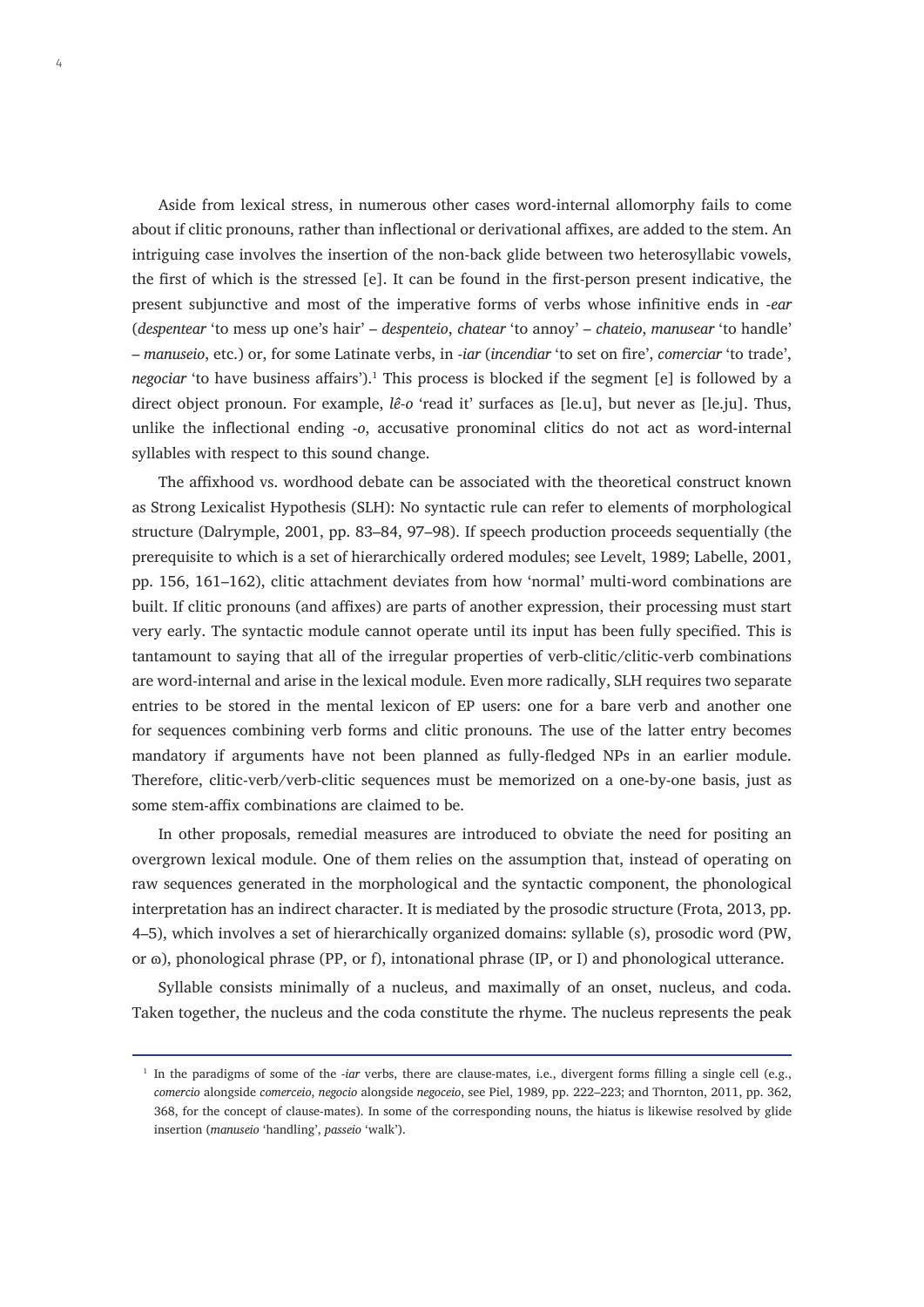Aside from lexical stress, in numerous other cases word-internal allomorphy fails to come about if clitic pronouns, rather than inflectional or derivational affixes, are added to the stem. An intriguing case involves the insertion of the non-back glide between two heterosyllabic vowels, the first of which is the stressed [e]. It can be found in the first-person present indicative, the present subjunctive and most of the imperative forms of verbs whose infinitive ends in *-ear* (*despentear* 'to mess up one's hair' – *despenteio*, *chatear* 'to annoy' – *chateio*, *manusear* 'to handle' – *manuseio*, etc.) or, for some Latinate verbs, in *-iar* (*incendiar* 'to set on fire', *comerciar* 'to trade', *negociar* 'to have business affairs').[1] This process is blocked if the segment [e] is followed by a direct object pronoun. For example, *lê-o* 'read it' surfaces as [le.u], but never as [le.ju]. Thus, unlike the inflectional ending *-o*, accusative pronominal clitics do not act as word-internal syllables with respect to this sound change.

The affixhood vs. wordhood debate can be associated with the theoretical construct known as Strong Lexicalist Hypothesis (SLH): No syntactic rule can refer to elements of morphological structure (Dalrymple, 2001, pp. 83–84, 97–98). If speech production proceeds sequentially (the prerequisite to which is a set of hierarchically ordered modules; see Levelt, 1989; Labelle, 2001, pp. 156, 161–162), clitic attachment deviates from how 'normal' multi-word combinations are built. If clitic pronouns (and affixes) are parts of another expression, their processing must start very early. The syntactic module cannot operate until its input has been fully specified. This is tantamount to saying that all of the irregular properties of verb-clitic/clitic-verb combinations are word-internal and arise in the lexical module. Even more radically, SLH requires two separate entries to be stored in the mental lexicon of EP users: one for a bare verb and another one for sequences combining verb forms and clitic pronouns. The use of the latter entry becomes mandatory if arguments have not been planned as fully-fledged NPs in an earlier module. Therefore, clitic-verb/verb-clitic sequences must be memorized on a one-by-one basis, just as some stem-affix combinations are claimed to be.

In other proposals, remedial measures are introduced to obviate the need for positing an overgrown lexical module. One of them relies on the assumption that, instead of operating on raw sequences generated in the morphological and the syntactic component, the phonological interpretation has an indirect character. It is mediated by the prosodic structure (Frota, 2013, pp. 4–5), which involves a set of hierarchically organized domains: syllable (s), prosodic word (PW, or ω), phonological phrase (PP, or f), intonational phrase (IP, or I) and phonological utterance.

Syllable consists minimally of a nucleus, and maximally of an onset, nucleus, and coda. Taken together, the nucleus and the coda constitute the rhyme. The nucleus represents the peak

---

[1] In the paradigms of some of the *-iar* verbs, there are clause-mates, i.e., divergent forms filling a single cell (e.g., *comercio* alongside *comerceio*, *negocio* alongside *negoceio*, see Piel, 1989, pp. 222–223; and Thornton, 2011, pp. 362, 368, for the concept of clause-mates). In some of the corresponding nouns, the hiatus is likewise resolved by glide insertion (*manuseio* 'handling', *passeio* 'walk').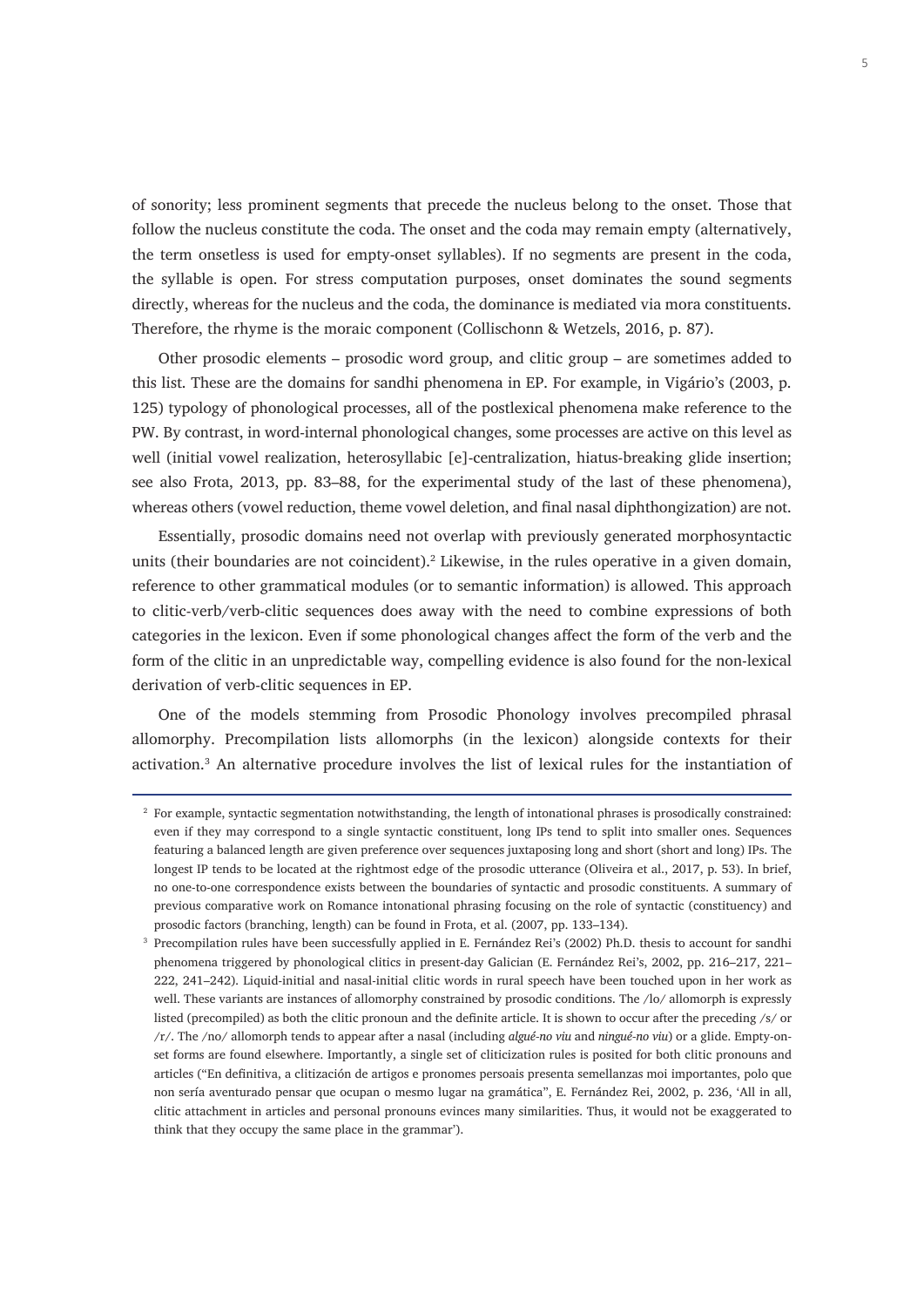of sonority; less prominent segments that precede the nucleus belong to the onset. Those that follow the nucleus constitute the coda. The onset and the coda may remain empty (alternatively, the term onsetless is used for empty-onset syllables). If no segments are present in the coda, the syllable is open. For stress computation purposes, onset dominates the sound segments directly, whereas for the nucleus and the coda, the dominance is mediated via mora constituents. Therefore, the rhyme is the moraic component (Collischonn & Wetzels, 2016, p. 87).

Other prosodic elements – prosodic word group, and clitic group – are sometimes added to this list. These are the domains for sandhi phenomena in EP. For example, in Vigário's (2003, p. 125) typology of phonological processes, all of the postlexical phenomena make reference to the PW. By contrast, in word-internal phonological changes, some processes are active on this level as well (initial vowel realization, heterosyllabic [e]-centralization, hiatus-breaking glide insertion; see also Frota, 2013, pp. 83–88, for the experimental study of the last of these phenomena), whereas others (vowel reduction, theme vowel deletion, and final nasal diphthongization) are not.

Essentially, prosodic domains need not overlap with previously generated morphosyntactic units (their boundaries are not coincident).[2] Likewise, in the rules operative in a given domain, reference to other grammatical modules (or to semantic information) is allowed. This approach to clitic-verb/verb-clitic sequences does away with the need to combine expressions of both categories in the lexicon. Even if some phonological changes affect the form of the verb and the form of the clitic in an unpredictable way, compelling evidence is also found for the non-lexical derivation of verb-clitic sequences in EP.

One of the models stemming from Prosodic Phonology involves precompiled phrasal allomorphy. Precompilation lists allomorphs (in the lexicon) alongside contexts for their activation.[3] An alternative procedure involves the list of lexical rules for the instantiation of

---

[2] For example, syntactic segmentation notwithstanding, the length of intonational phrases is prosodically constrained: even if they may correspond to a single syntactic constituent, long IPs tend to split into smaller ones. Sequences featuring a balanced length are given preference over sequences juxtaposing long and short (short and long) IPs. The longest IP tends to be located at the rightmost edge of the prosodic utterance (Oliveira et al., 2017, p. 53). In brief, no one-to-one correspondence exists between the boundaries of syntactic and prosodic constituents. A summary of previous comparative work on Romance intonational phrasing focusing on the role of syntactic (constituency) and prosodic factors (branching, length) can be found in Frota, et al. (2007, pp. 133–134).

[3] Precompilation rules have been successfully applied in E. Fernández Rei's (2002) Ph.D. thesis to account for sandhi phenomena triggered by phonological clitics in present-day Galician (E. Fernández Rei's, 2002, pp. 216–217, 221–222, 241–242). Liquid-initial and nasal-initial clitic words in rural speech have been touched upon in her work as well. These variants are instances of allomorphy constrained by prosodic conditions. The /lo/ allomorph is expressly listed (precompiled) as both the clitic pronoun and the definite article. It is shown to occur after the preceding /s/ or /r/. The /no/ allomorph tends to appear after a nasal (including *algué-no viu* and *ningué-no viu*) or a glide. Empty-onset forms are found elsewhere. Importantly, a single set of cliticization rules is posited for both clitic pronouns and articles ("En definitiva, a clitización de artigos e pronomes persoais presenta semellanzas moi importantes, polo que non sería aventurado pensar que ocupan o mesmo lugar na gramática", E. Fernández Rei, 2002, p. 236, 'All in all, clitic attachment in articles and personal pronouns evinces many similarities. Thus, it would not be exaggerated to think that they occupy the same place in the grammar').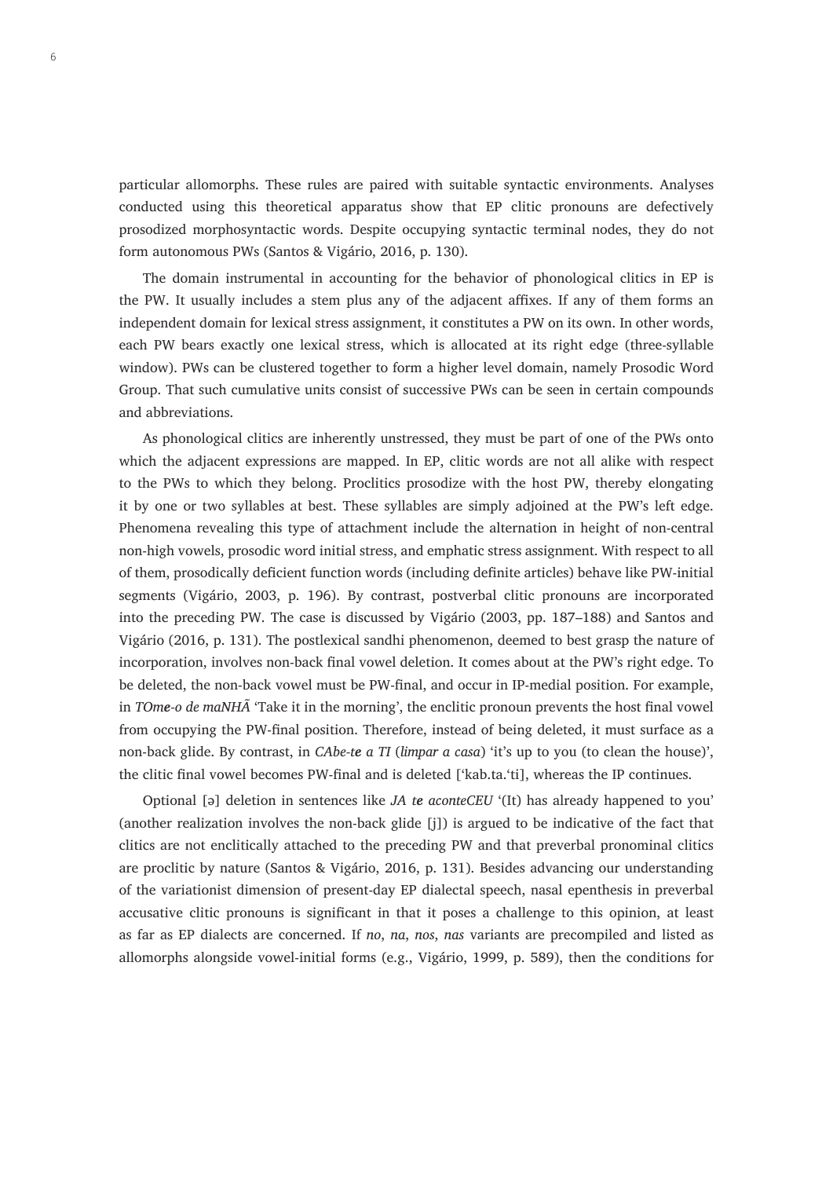particular allomorphs. These rules are paired with suitable syntactic environments. Analyses conducted using this theoretical apparatus show that EP clitic pronouns are defectively prosodized morphosyntactic words. Despite occupying syntactic terminal nodes, they do not form autonomous PWs (Santos & Vigário, 2016, p. 130).

The domain instrumental in accounting for the behavior of phonological clitics in EP is the PW. It usually includes a stem plus any of the adjacent affixes. If any of them forms an independent domain for lexical stress assignment, it constitutes a PW on its own. In other words, each PW bears exactly one lexical stress, which is allocated at its right edge (three-syllable window). PWs can be clustered together to form a higher level domain, namely Prosodic Word Group. That such cumulative units consist of successive PWs can be seen in certain compounds and abbreviations.

As phonological clitics are inherently unstressed, they must be part of one of the PWs onto which the adjacent expressions are mapped. In EP, clitic words are not all alike with respect to the PWs to which they belong. Proclitics prosodize with the host PW, thereby elongating it by one or two syllables at best. These syllables are simply adjoined at the PW's left edge. Phenomena revealing this type of attachment include the alternation in height of non-central non-high vowels, prosodic word initial stress, and emphatic stress assignment. With respect to all of them, prosodically deficient function words (including definite articles) behave like PW-initial segments (Vigário, 2003, p. 196). By contrast, postverbal clitic pronouns are incorporated into the preceding PW. The case is discussed by Vigário (2003, pp. 187–188) and Santos and Vigário (2016, p. 131). The postlexical sandhi phenomenon, deemed to best grasp the nature of incorporation, involves non-back final vowel deletion. It comes about at the PW's right edge. To be deleted, the non-back vowel must be PW-final, and occur in IP-medial position. For example, in *TOm**e**-o de maNHÃ* 'Take it in the morning', the enclitic pronoun prevents the host final vowel from occupying the PW-final position. Therefore, instead of being deleted, it must surface as a non-back glide. By contrast, in *CAbe-t**e** a TI* (*limpar a casa*) 'it's up to you (to clean the house)', the clitic final vowel becomes PW-final and is deleted ['kab.ta.'ti], whereas the IP continues.

Optional [ə] deletion in sentences like *JA t**e** aconteCEU* '(It) has already happened to you' (another realization involves the non-back glide [j]) is argued to be indicative of the fact that clitics are not enclitically attached to the preceding PW and that preverbal pronominal clitics are proclitic by nature (Santos & Vigário, 2016, p. 131). Besides advancing our understanding of the variationist dimension of present-day EP dialectal speech, nasal epenthesis in preverbal accusative clitic pronouns is significant in that it poses a challenge to this opinion, at least as far as EP dialects are concerned. If *no*, *na*, *nos*, *nas* variants are precompiled and listed as allomorphs alongside vowel-initial forms (e.g., Vigário, 1999, p. 589), then the conditions for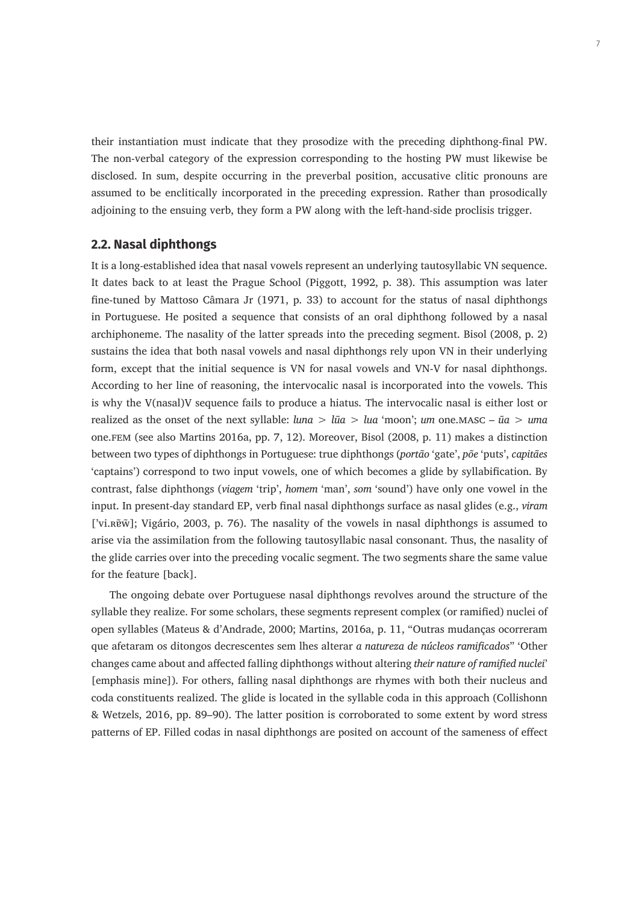their instantiation must indicate that they prosodize with the preceding diphthong-final PW. The non-verbal category of the expression corresponding to the hosting PW must likewise be disclosed. In sum, despite occurring in the preverbal position, accusative clitic pronouns are assumed to be enclitically incorporated in the preceding expression. Rather than prosodically adjoining to the ensuing verb, they form a PW along with the left-hand-side proclisis trigger.

## 2.2. Nasal diphthongs

It is a long-established idea that nasal vowels represent an underlying tautosyllabic VN sequence. It dates back to at least the Prague School (Piggott, 1992, p. 38). This assumption was later fine-tuned by Mattoso Câmara Jr (1971, p. 33) to account for the status of nasal diphthongs in Portuguese. He posited a sequence that consists of an oral diphthong followed by a nasal archiphoneme. The nasality of the latter spreads into the preceding segment. Bisol (2008, p. 2) sustains the idea that both nasal vowels and nasal diphthongs rely upon VN in their underlying form, except that the initial sequence is VN for nasal vowels and VN-V for nasal diphthongs. According to her line of reasoning, the intervocalic nasal is incorporated into the vowels. This is why the V(nasal)V sequence fails to produce a hiatus. The intervocalic nasal is either lost or realized as the onset of the next syllable: *luna* > *lũa* > *lua* 'moon'; *um* one.MASC – *ũa* > *uma* one.FEM (see also Martins 2016a, pp. 7, 12). Moreover, Bisol (2008, p. 11) makes a distinction between two types of diphthongs in Portuguese: true diphthongs (*portão* 'gate', *põe* 'puts', *capitães* 'captains') correspond to two input vowels, one of which becomes a glide by syllabification. By contrast, false diphthongs (*viagem* 'trip', *homem* 'man', *som* 'sound') have only one vowel in the input. In present-day standard EP, verb final nasal diphthongs surface as nasal glides (e.g., *viram* ['vi.ʀɐ̃w̃]; Vigário, 2003, p. 76). The nasality of the vowels in nasal diphthongs is assumed to arise via the assimilation from the following tautosyllabic nasal consonant. Thus, the nasality of the glide carries over into the preceding vocalic segment. The two segments share the same value for the feature [back].

The ongoing debate over Portuguese nasal diphthongs revolves around the structure of the syllable they realize. For some scholars, these segments represent complex (or ramified) nuclei of open syllables (Mateus & d'Andrade, 2000; Martins, 2016a, p. 11, "Outras mudanças ocorreram que afetaram os ditongos decrescentes sem lhes alterar *a natureza de núcleos ramificados*" 'Other changes came about and affected falling diphthongs without altering *their nature of ramified nuclei*' [emphasis mine]). For others, falling nasal diphthongs are rhymes with both their nucleus and coda constituents realized. The glide is located in the syllable coda in this approach (Collishonn & Wetzels, 2016, pp. 89–90). The latter position is corroborated to some extent by word stress patterns of EP. Filled codas in nasal diphthongs are posited on account of the sameness of effect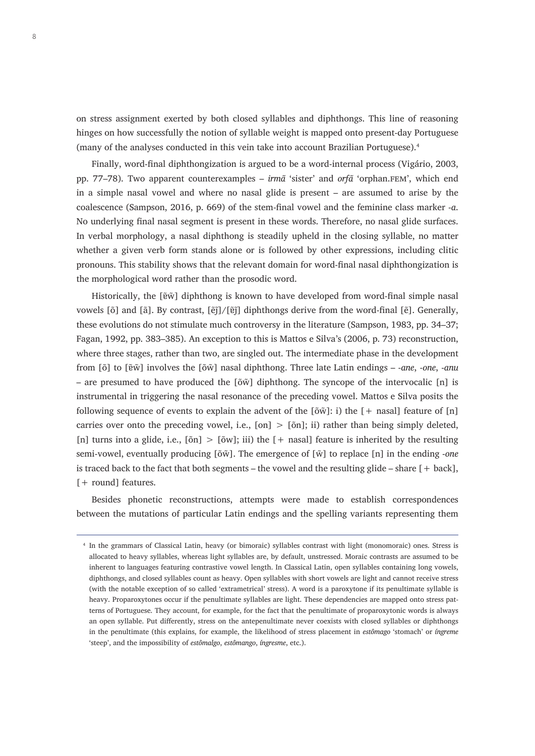on stress assignment exerted by both closed syllables and diphthongs. This line of reasoning hinges on how successfully the notion of syllable weight is mapped onto present-day Portuguese (many of the analyses conducted in this vein take into account Brazilian Portuguese).[4]

Finally, word-final diphthongization is argued to be a word-internal process (Vigário, 2003, pp. 77–78). Two apparent counterexamples – *irmã* 'sister' and *orfã* 'orphan.FEM', which end in a simple nasal vowel and where no nasal glide is present – are assumed to arise by the coalescence (Sampson, 2016, p. 669) of the stem-final vowel and the feminine class marker *-a*. No underlying final nasal segment is present in these words. Therefore, no nasal glide surfaces. In verbal morphology, a nasal diphthong is steadily upheld in the closing syllable, no matter whether a given verb form stands alone or is followed by other expressions, including clitic pronouns. This stability shows that the relevant domain for word-final nasal diphthongization is the morphological word rather than the prosodic word.

Historically, the [ɐ̃w̃] diphthong is known to have developed from word-final simple nasal vowels [õ] and [ã]. By contrast, [ẽj̃]/[ɐ̃j̃] diphthongs derive from the word-final [ẽ]. Generally, these evolutions do not stimulate much controversy in the literature (Sampson, 1983, pp. 34–37; Fagan, 1992, pp. 383–385). An exception to this is Mattos e Silva's (2006, p. 73) reconstruction, where three stages, rather than two, are singled out. The intermediate phase in the development from [õ] to [ɐ̃w̃] involves the [õw̃] nasal diphthong. Three late Latin endings – *-ane*, *-one*, *-anu* – are presumed to have produced the [õw̃] diphthong. The syncope of the intervocalic [n] is instrumental in triggering the nasal resonance of the preceding vowel. Mattos e Silva posits the following sequence of events to explain the advent of the [õw̃]: i) the [+ nasal] feature of [n] carries over onto the preceding vowel, i.e., [on] > [õn]; ii) rather than being simply deleted, [n] turns into a glide, i.e., [õn] > [õw]; iii) the [+ nasal] feature is inherited by the resulting semi-vowel, eventually producing [õw̃]. The emergence of [w̃] to replace [n] in the ending *-one* is traced back to the fact that both segments – the vowel and the resulting glide – share [+ back], [+ round] features.

Besides phonetic reconstructions, attempts were made to establish correspondences between the mutations of particular Latin endings and the spelling variants representing them

---

[4] In the grammars of Classical Latin, heavy (or bimoraic) syllables contrast with light (monomoraic) ones. Stress is allocated to heavy syllables, whereas light syllables are, by default, unstressed. Moraic contrasts are assumed to be inherent to languages featuring contrastive vowel length. In Classical Latin, open syllables containing long vowels, diphthongs, and closed syllables count as heavy. Open syllables with short vowels are light and cannot receive stress (with the notable exception of so called 'extrametrical' stress). A word is a paroxytone if its penultimate syllable is heavy. Proparoxytones occur if the penultimate syllables are light. These dependencies are mapped onto stress patterns of Portuguese. They account, for example, for the fact that the penultimate of proparoxytonic words is always an open syllable. Put differently, stress on the antepenultimate never coexists with closed syllables or diphthongs in the penultimate (this explains, for example, the likelihood of stress placement in *estômago* 'stomach' or *íngreme* 'steep', and the impossibility of *estômalgo*, *estômango*, *íngresme*, etc.).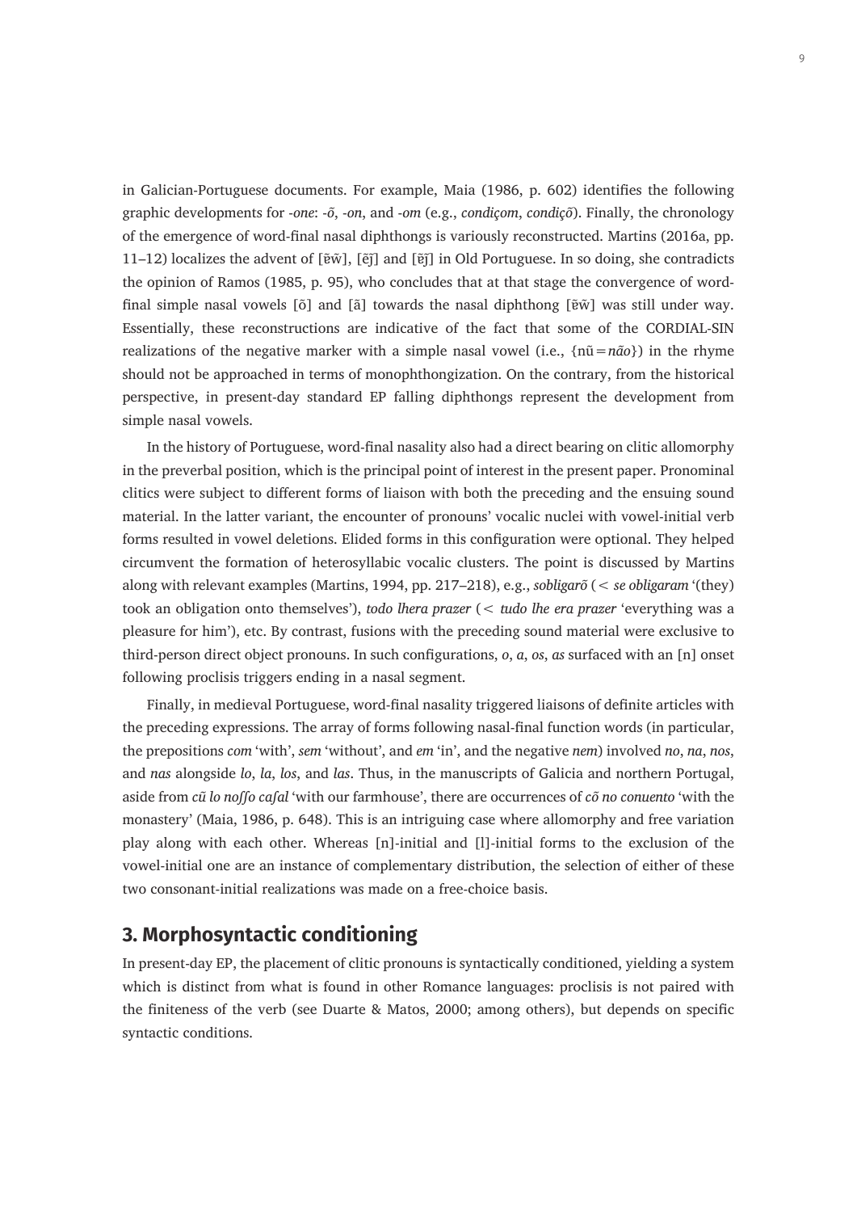in Galician-Portuguese documents. For example, Maia (1986, p. 602) identifies the following graphic developments for *-one*: *-õ*, *-on*, and *-om* (e.g., *condiçom*, *condiçõ*). Finally, the chronology of the emergence of word-final nasal diphthongs is variously reconstructed. Martins (2016a, pp. 11–12) localizes the advent of [ɐ̃w̃], [ẽj̃] and [ɐ̃j̃] in Old Portuguese. In so doing, she contradicts the opinion of Ramos (1985, p. 95), who concludes that at that stage the convergence of word-final simple nasal vowels [õ] and [ã] towards the nasal diphthong [ɐ̃w̃] was still under way. Essentially, these reconstructions are indicative of the fact that some of the CORDIAL-SIN realizations of the negative marker with a simple nasal vowel (i.e., {nũ = *não*}) in the rhyme should not be approached in terms of monophthongization. On the contrary, from the historical perspective, in present-day standard EP falling diphthongs represent the development from simple nasal vowels.

In the history of Portuguese, word-final nasality also had a direct bearing on clitic allomorphy in the preverbal position, which is the principal point of interest in the present paper. Pronominal clitics were subject to different forms of liaison with both the preceding and the ensuing sound material. In the latter variant, the encounter of pronouns' vocalic nuclei with vowel-initial verb forms resulted in vowel deletions. Elided forms in this configuration were optional. They helped circumvent the formation of heterosyllabic vocalic clusters. The point is discussed by Martins along with relevant examples (Martins, 1994, pp. 217–218), e.g., *sobligarõ* (< *se obligaram* '(they) took an obligation onto themselves'), *todo lhera prazer* (< *tudo lhe era prazer* 'everything was a pleasure for him'), etc. By contrast, fusions with the preceding sound material were exclusive to third-person direct object pronouns. In such configurations, *o*, *a*, *os*, *as* surfaced with an [n] onset following proclisis triggers ending in a nasal segment.

Finally, in medieval Portuguese, word-final nasality triggered liaisons of definite articles with the preceding expressions. The array of forms following nasal-final function words (in particular, the prepositions *com* 'with', *sem* 'without', and *em* 'in', and the negative *nem*) involved *no*, *na*, *nos*, and *nas* alongside *lo*, *la*, *los*, and *las*. Thus, in the manuscripts of Galicia and northern Portugal, aside from *cũ lo noſſo caſal* 'with our farmhouse', there are occurrences of *cõ no conuento* 'with the monastery' (Maia, 1986, p. 648). This is an intriguing case where allomorphy and free variation play along with each other. Whereas [n]-initial and [l]-initial forms to the exclusion of the vowel-initial one are an instance of complementary distribution, the selection of either of these two consonant-initial realizations was made on a free-choice basis.

## 3. Morphosyntactic conditioning

In present-day EP, the placement of clitic pronouns is syntactically conditioned, yielding a system which is distinct from what is found in other Romance languages: proclisis is not paired with the finiteness of the verb (see Duarte & Matos, 2000; among others), but depends on specific syntactic conditions.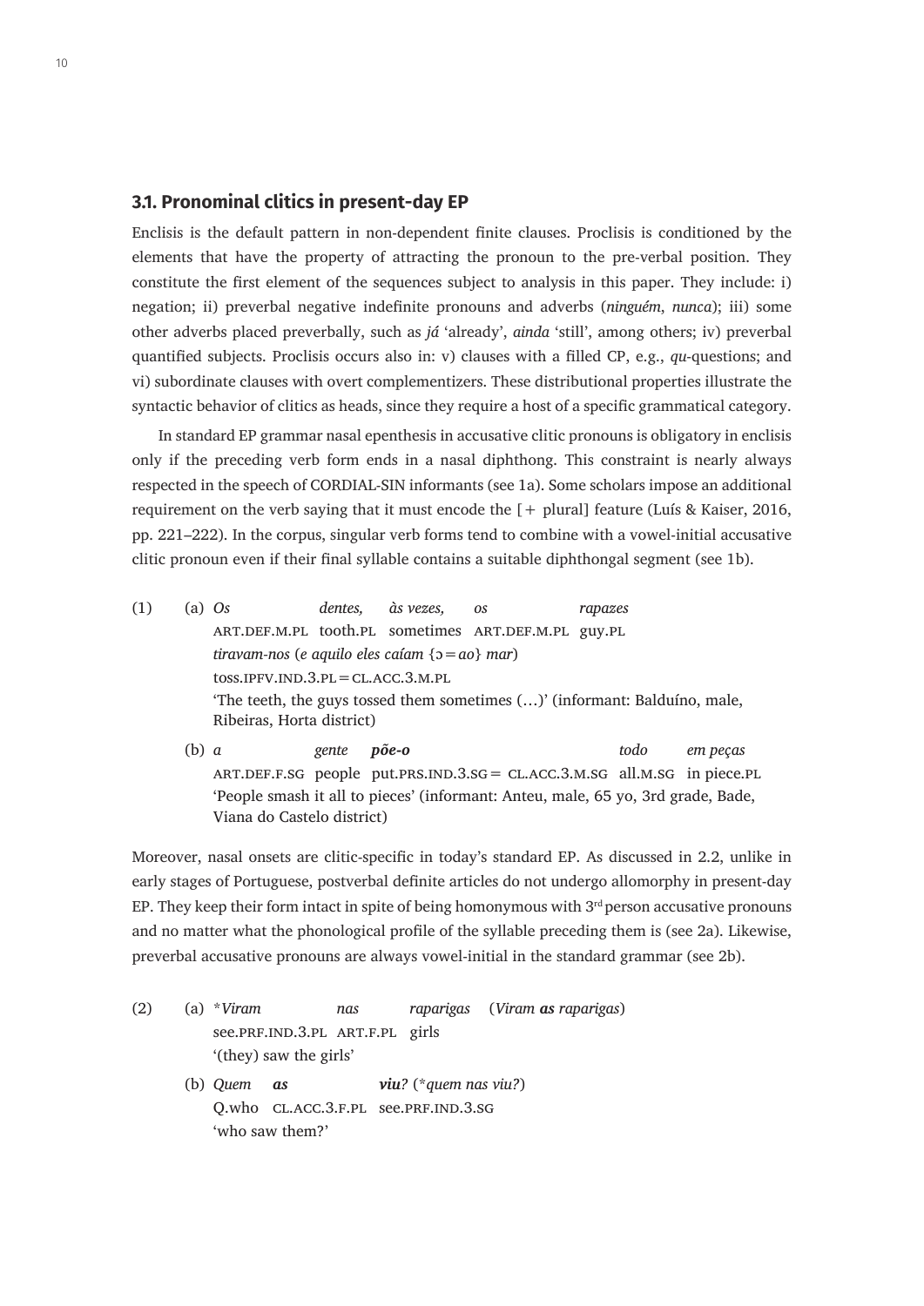### 3.1. Pronominal clitics in present-day EP

Enclisis is the default pattern in non-dependent finite clauses. Proclisis is conditioned by the elements that have the property of attracting the pronoun to the pre-verbal position. They constitute the first element of the sequences subject to analysis in this paper. They include: i) negation; ii) preverbal negative indefinite pronouns and adverbs (*ninguém*, *nunca*); iii) some other adverbs placed preverbally, such as *já* 'already', *ainda* 'still', among others; iv) preverbal quantified subjects. Proclisis occurs also in: v) clauses with a filled CP, e.g., *qu*-questions; and vi) subordinate clauses with overt complementizers. These distributional properties illustrate the syntactic behavior of clitics as heads, since they require a host of a specific grammatical category.

In standard EP grammar nasal epenthesis in accusative clitic pronouns is obligatory in enclisis only if the preceding verb form ends in a nasal diphthong. This constraint is nearly always respected in the speech of CORDIAL-SIN informants (see 1a). Some scholars impose an additional requirement on the verb saying that it must encode the [+ plural] feature (Luís & Kaiser, 2016, pp. 221–222). In the corpus, singular verb forms tend to combine with a vowel-initial accusative clitic pronoun even if their final syllable contains a suitable diphthongal segment (see 1b).

(1) (a) *Os dentes, às vezes, os rapazes*
ART.DEF.M.PL tooth.PL sometimes ART.DEF.M.PL guy.PL
*tiravam-nos* (*e aquilo eles caíam* {ɔ = *ao*} *mar*)
toss.IPFV.IND.3.PL = CL.ACC.3.M.PL
'The teeth, the guys tossed them sometimes (…)' (informant: Balduíno, male, Ribeiras, Horta district)

(b) *a gente **põe-o** todo em peças*
ART.DEF.F.SG people put.PRS.IND.3.SG = CL.ACC.3.M.SG all.M.SG in piece.PL
'People smash it all to pieces' (informant: Anteu, male, 65 yo, 3rd grade, Bade, Viana do Castelo district)

Moreover, nasal onsets are clitic-specific in today's standard EP. As discussed in 2.2, unlike in early stages of Portuguese, postverbal definite articles do not undergo allomorphy in present-day EP. They keep their form intact in spite of being homonymous with 3rd person accusative pronouns and no matter what the phonological profile of the syllable preceding them is (see 2a). Likewise, preverbal accusative pronouns are always vowel-initial in the standard grammar (see 2b).

(2) (a) **Viram nas raparigas* (*Viram **as** raparigas*)
see.PRF.IND.3.PL ART.F.PL girls
'(they) saw the girls'

(b) *Quem **as** **viu**?* (**quem nas viu?*)
Q.who CL.ACC.3.F.PL see.PRF.IND.3.SG
'who saw them?'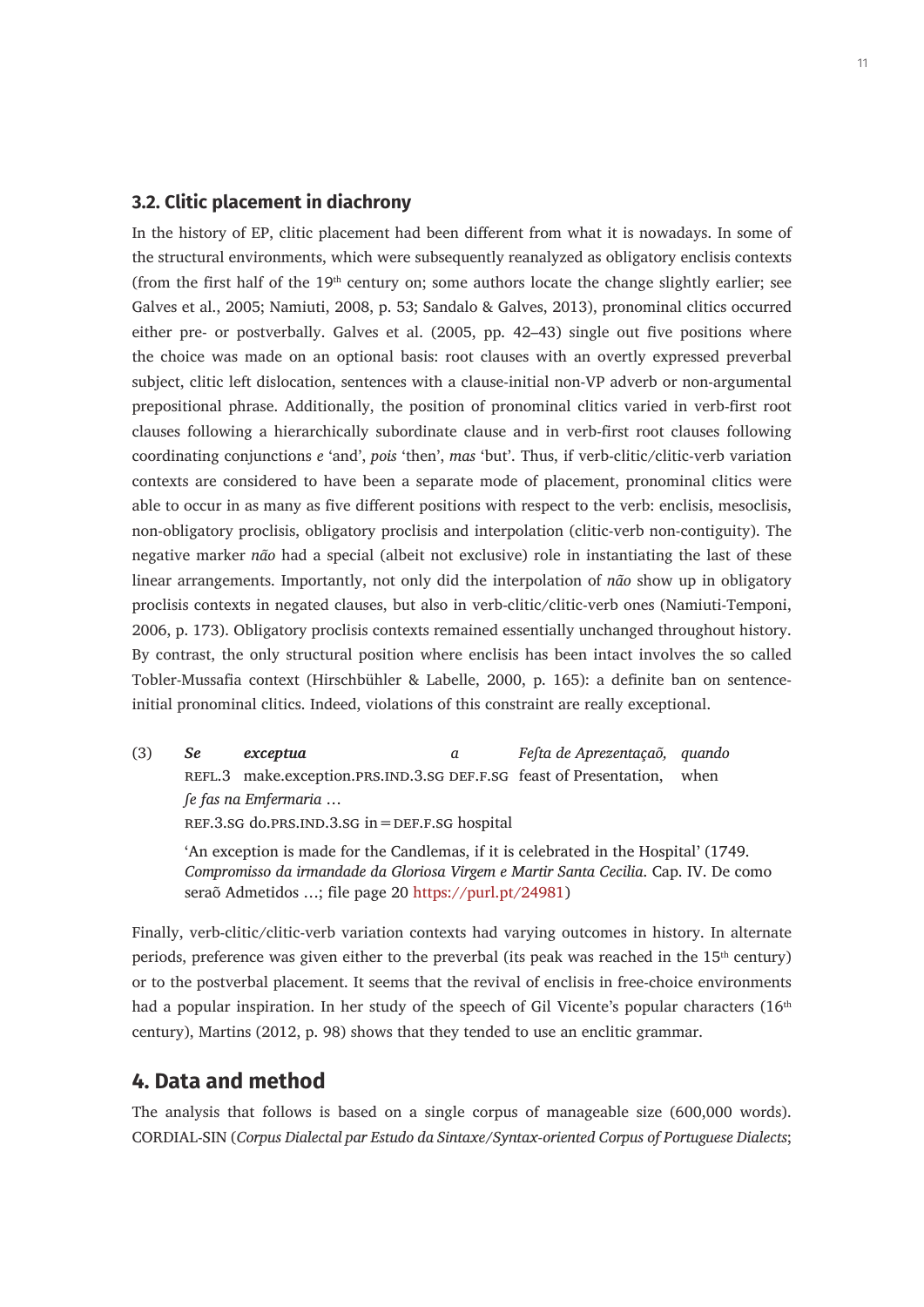### 3.2. Clitic placement in diachrony

In the history of EP, clitic placement had been different from what it is nowadays. In some of the structural environments, which were subsequently reanalyzed as obligatory enclisis contexts (from the first half of the 19th century on; some authors locate the change slightly earlier; see Galves et al., 2005; Namiuti, 2008, p. 53; Sandalo & Galves, 2013), pronominal clitics occurred either pre- or postverbally. Galves et al. (2005, pp. 42–43) single out five positions where the choice was made on an optional basis: root clauses with an overtly expressed preverbal subject, clitic left dislocation, sentences with a clause-initial non-VP adverb or non-argumental prepositional phrase. Additionally, the position of pronominal clitics varied in verb-first root clauses following a hierarchically subordinate clause and in verb-first root clauses following coordinating conjunctions *e* 'and', *pois* 'then', *mas* 'but'. Thus, if verb-clitic/clitic-verb variation contexts are considered to have been a separate mode of placement, pronominal clitics were able to occur in as many as five different positions with respect to the verb: enclisis, mesoclisis, non-obligatory proclisis, obligatory proclisis and interpolation (clitic-verb non-contiguity). The negative marker *não* had a special (albeit not exclusive) role in instantiating the last of these linear arrangements. Importantly, not only did the interpolation of *não* show up in obligatory proclisis contexts in negated clauses, but also in verb-clitic/clitic-verb ones (Namiuti-Temponi, 2006, p. 173). Obligatory proclisis contexts remained essentially unchanged throughout history. By contrast, the only structural position where enclisis has been intact involves the so called Tobler-Mussafia context (Hirschbühler & Labelle, 2000, p. 165): a definite ban on sentence-initial pronominal clitics. Indeed, violations of this constraint are really exceptional.

(3) ***Se*** ***exceptua*** *a* *Feſta de Aprezentaçaõ,* *quando*
REFL.3 make.exception.PRS.IND.3.SG DEF.F.SG feast of Presentation, when
*ſe fas na Emfermaria* …
REF.3.SG do.PRS.IND.3.SG in=DEF.F.SG hospital

'An exception is made for the Candlemas, if it is celebrated in the Hospital' (1749. *Compromisso da irmandade da Gloriosa Virgem e Martir Santa Cecilia*. Cap. IV. De como seraõ Admetidos …; file page 20 https://purl.pt/24981)

Finally, verb-clitic/clitic-verb variation contexts had varying outcomes in history. In alternate periods, preference was given either to the preverbal (its peak was reached in the 15th century) or to the postverbal placement. It seems that the revival of enclisis in free-choice environments had a popular inspiration. In her study of the speech of Gil Vicente's popular characters (16th century), Martins (2012, p. 98) shows that they tended to use an enclitic grammar.

## 4. Data and method

The analysis that follows is based on a single corpus of manageable size (600,000 words). CORDIAL-SIN (*Corpus Dialectal par Estudo da Sintaxe/Syntax-oriented Corpus of Portuguese Dialects*;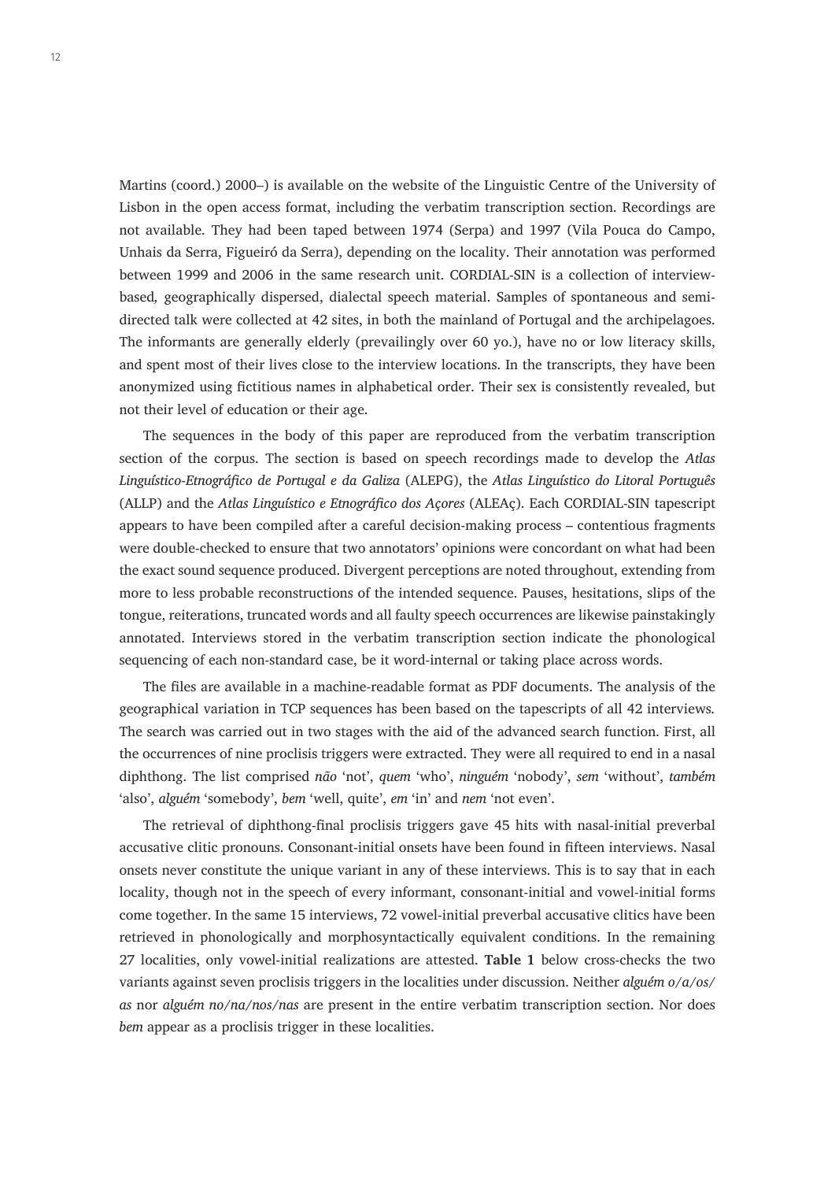Martins (coord.) 2000–) is available on the website of the Linguistic Centre of the University of Lisbon in the open access format, including the verbatim transcription section. Recordings are not available. They had been taped between 1974 (Serpa) and 1997 (Vila Pouca do Campo, Unhais da Serra, Figueiró da Serra), depending on the locality. Their annotation was performed between 1999 and 2006 in the same research unit. CORDIAL-SIN is a collection of interview-based*,* geographically dispersed, dialectal speech material. Samples of spontaneous and semi-directed talk were collected at 42 sites, in both the mainland of Portugal and the archipelagoes. The informants are generally elderly (prevailingly over 60 yo.), have no or low literacy skills, and spent most of their lives close to the interview locations. In the transcripts, they have been anonymized using fictitious names in alphabetical order. Their sex is consistently revealed, but not their level of education or their age.

The sequences in the body of this paper are reproduced from the verbatim transcription section of the corpus. The section is based on speech recordings made to develop the *Atlas Linguístico-Etnográfico de Portugal e da Galiza* (ALEPG), the *Atlas Linguístico do Litoral Português* (ALLP) and the *Atlas Linguístico e Etnográfico dos Açores* (ALEAç). Each CORDIAL-SIN tapescript appears to have been compiled after a careful decision-making process – contentious fragments were double-checked to ensure that two annotators' opinions were concordant on what had been the exact sound sequence produced. Divergent perceptions are noted throughout, extending from more to less probable reconstructions of the intended sequence. Pauses, hesitations, slips of the tongue, reiterations, truncated words and all faulty speech occurrences are likewise painstakingly annotated. Interviews stored in the verbatim transcription section indicate the phonological sequencing of each non-standard case, be it word-internal or taking place across words.

The files are available in a machine-readable format as PDF documents. The analysis of the geographical variation in TCP sequences has been based on the tapescripts of all 42 interviews. The search was carried out in two stages with the aid of the advanced search function. First, all the occurrences of nine proclisis triggers were extracted. They were all required to end in a nasal diphthong. The list comprised *não* 'not', *quem* 'who', *ninguém* 'nobody', *sem* 'without', *também* 'also', *alguém* 'somebody', *bem* 'well, quite', *em* 'in' and *nem* 'not even'.

The retrieval of diphthong-final proclisis triggers gave 45 hits with nasal-initial preverbal accusative clitic pronouns. Consonant-initial onsets have been found in fifteen interviews. Nasal onsets never constitute the unique variant in any of these interviews. This is to say that in each locality, though not in the speech of every informant, consonant-initial and vowel-initial forms come together. In the same 15 interviews, 72 vowel-initial preverbal accusative clitics have been retrieved in phonologically and morphosyntactically equivalent conditions. In the remaining 27 localities, only vowel-initial realizations are attested. **Table 1** below cross-checks the two variants against seven proclisis triggers in the localities under discussion. Neither *alguém o/a/os/as* nor *alguém no/na/nos/nas* are present in the entire verbatim transcription section. Nor does *bem* appear as a proclisis trigger in these localities.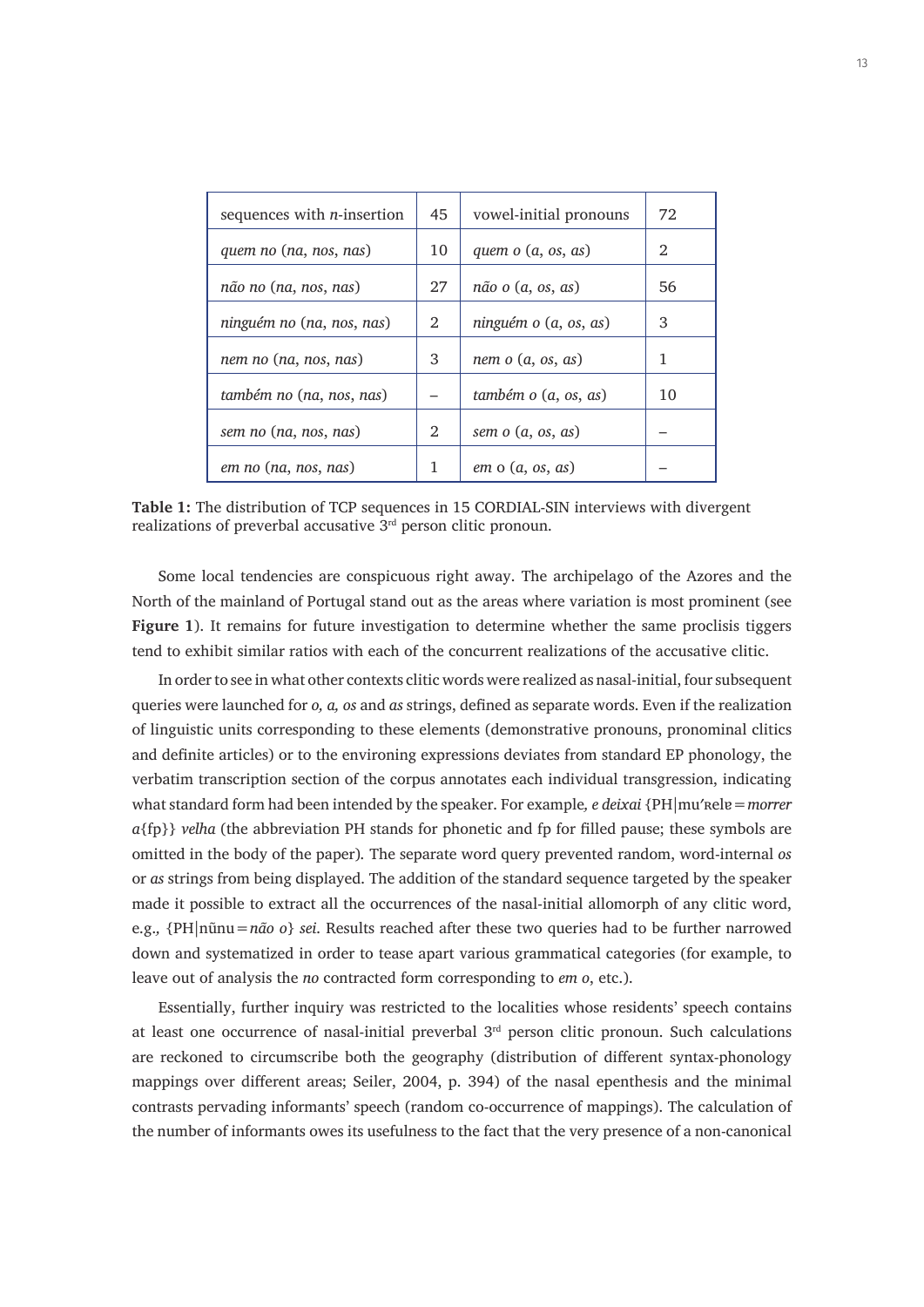| sequences with *n*-insertion | 45 | vowel-initial pronouns | 72 |
|---|---|---|---|
| *quem no* (*na*, *nos*, *nas*) | 10 | *quem o* (*a*, *os*, *as*) | 2 |
| *não no* (*na*, *nos*, *nas*) | 27 | *não o* (*a*, *os*, *as*) | 56 |
| *ninguém no* (*na*, *nos*, *nas*) | 2 | *ninguém o* (*a*, *os*, *as*) | 3 |
| *nem no* (*na*, *nos*, *nas*) | 3 | *nem o* (*a*, *os*, *as*) | 1 |
| *também no* (*na*, *nos*, *nas*) | – | *também o* (*a*, *os*, *as*) | 10 |
| *sem no* (*na*, *nos*, *nas*) | 2 | *sem o* (*a*, *os*, *as*) | – |
| *em no* (*na*, *nos*, *nas*) | 1 | *em* o (*a*, *os*, *as*) | – |

**Table 1:** The distribution of TCP sequences in 15 CORDIAL-SIN interviews with divergent realizations of preverbal accusative 3rd person clitic pronoun.

Some local tendencies are conspicuous right away. The archipelago of the Azores and the North of the mainland of Portugal stand out as the areas where variation is most prominent (see **Figure 1**). It remains for future investigation to determine whether the same proclisis tiggers tend to exhibit similar ratios with each of the concurrent realizations of the accusative clitic.

In order to see in what other contexts clitic words were realized as nasal-initial, four subsequent queries were launched for *o, a, os* and *as* strings, defined as separate words. Even if the realization of linguistic units corresponding to these elements (demonstrative pronouns, pronominal clitics and definite articles) or to the environing expressions deviates from standard EP phonology, the verbatim transcription section of the corpus annotates each individual transgression, indicating what standard form had been intended by the speaker. For example*, e deixai* {PH|muˈʀelɐ=*morrer a*{fp}} *velha* (the abbreviation PH stands for phonetic and fp for filled pause; these symbols are omitted in the body of the paper). The separate word query prevented random, word-internal *os* or *as* strings from being displayed. The addition of the standard sequence targeted by the speaker made it possible to extract all the occurrences of the nasal-initial allomorph of any clitic word, e.g.*,* {PH|nũnu=*não o*} *sei*. Results reached after these two queries had to be further narrowed down and systematized in order to tease apart various grammatical categories (for example, to leave out of analysis the *no* contracted form corresponding to *em o*, etc.).

Essentially, further inquiry was restricted to the localities whose residents' speech contains at least one occurrence of nasal-initial preverbal 3rd person clitic pronoun. Such calculations are reckoned to circumscribe both the geography (distribution of different syntax-phonology mappings over different areas; Seiler, 2004, p. 394) of the nasal epenthesis and the minimal contrasts pervading informants' speech (random co-occurrence of mappings). The calculation of the number of informants owes its usefulness to the fact that the very presence of a non-canonical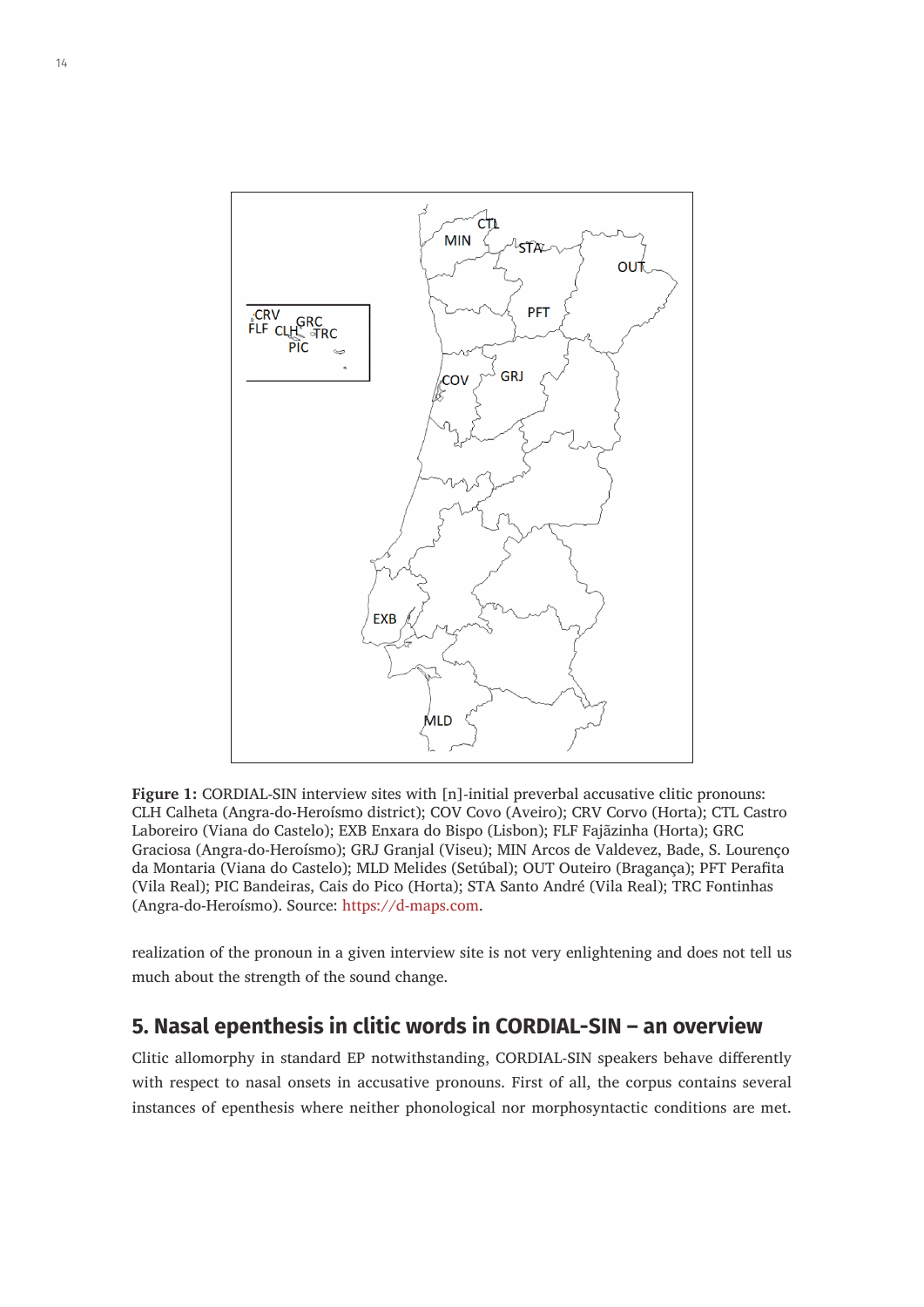**Figure 1:** CORDIAL-SIN interview sites with [n]-initial preverbal accusative clitic pronouns: CLH Calheta (Angra-do-Heroísmo district); COV Covo (Aveiro); CRV Corvo (Horta); CTL Castro Laboreiro (Viana do Castelo); EXB Enxara do Bispo (Lisbon); FLF Fajãzinha (Horta); GRC Graciosa (Angra-do-Heroísmo); GRJ Granjal (Viseu); MIN Arcos de Valdevez, Bade, S. Lourenço da Montaria (Viana do Castelo); MLD Melides (Setúbal); OUT Outeiro (Bragança); PFT Perafita (Vila Real); PIC Bandeiras, Cais do Pico (Horta); STA Santo André (Vila Real); TRC Fontinhas (Angra-do-Heroísmo). Source: https://d-maps.com.

realization of the pronoun in a given interview site is not very enlightening and does not tell us much about the strength of the sound change.

## 5. Nasal epenthesis in clitic words in CORDIAL-SIN – an overview

Clitic allomorphy in standard EP notwithstanding, CORDIAL-SIN speakers behave differently with respect to nasal onsets in accusative pronouns. First of all, the corpus contains several instances of epenthesis where neither phonological nor morphosyntactic conditions are met.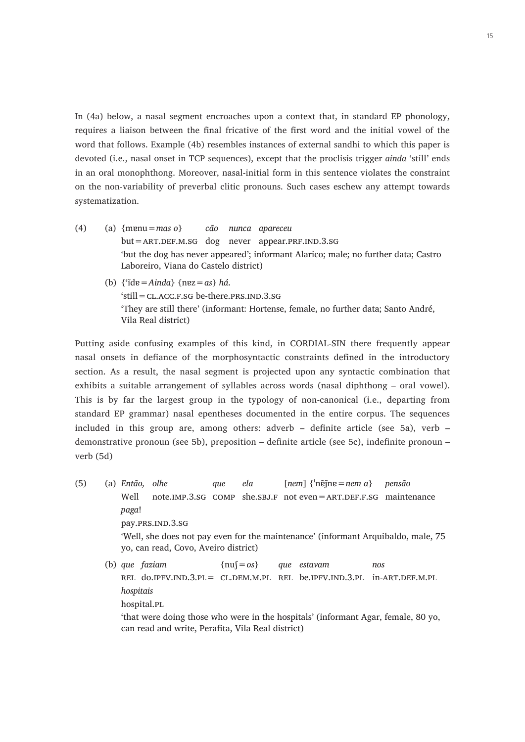In (4a) below, a nasal segment encroaches upon a context that, in standard EP phonology, requires a liaison between the final fricative of the first word and the initial vowel of the word that follows. Example (4b) resembles instances of external sandhi to which this paper is devoted (i.e., nasal onset in TCP sequences), except that the proclisis trigger *ainda* 'still' ends in an oral monophthong. Moreover, nasal-initial form in this sentence violates the constraint on the non-variability of preverbal clitic pronouns. Such cases eschew any attempt towards systematization.

(4) (a) {mɐnu = *mas o*} *cão* *nunca* *apareceu*
but = ART.DEF.M.SG dog never appear.PRF.IND.3.SG
'but the dog has never appeared'; informant Alarico; male; no further data; Castro Laboreiro, Viana do Castelo district)

(b) {ˈĩdɐ = *Ainda*} {nɐz = *as*} *há*.
'still = CL.ACC.F.SG be-there.PRS.IND.3.SG
'They are still there' (informant: Hortense, female, no further data; Santo André, Vila Real district)

Putting aside confusing examples of this kind, in CORDIAL-SIN there frequently appear nasal onsets in defiance of the morphosyntactic constraints defined in the introductory section. As a result, the nasal segment is projected upon any syntactic combination that exhibits a suitable arrangement of syllables across words (nasal diphthong – oral vowel). This is by far the largest group in the typology of non-canonical (i.e., departing from standard EP grammar) nasal epentheses documented in the entire corpus. The sequences included in this group are, among others: adverb – definite article (see 5a), verb – demonstrative pronoun (see 5b), preposition – definite article (see 5c), indefinite pronoun – verb (5d)

(5) (a) *Então,* *olhe* *que* *ela* [*nem*] {ˈnɐ̃j̃nɐ = *nem a*} *pensão* *paga*!
Well note.IMP.3.SG COMP she.SBJ.F not even = ART.DEF.F.SG maintenance pay.PRS.IND.3.SG
'Well, she does not pay even for the maintenance' (informant Arquibaldo, male, 75 yo, can read, Covo, Aveiro district)

(b) *que* *faziam* {nuʃ = *os*} *que* *estavam* *nos* *hospitais*
REL do.IPFV.IND.3.PL = CL.DEM.M.PL REL be.IPFV.IND.3.PL in-ART.DEF.M.PL hospital.PL
'that were doing those who were in the hospitals' (informant Agar, female, 80 yo, can read and write, Perafita, Vila Real district)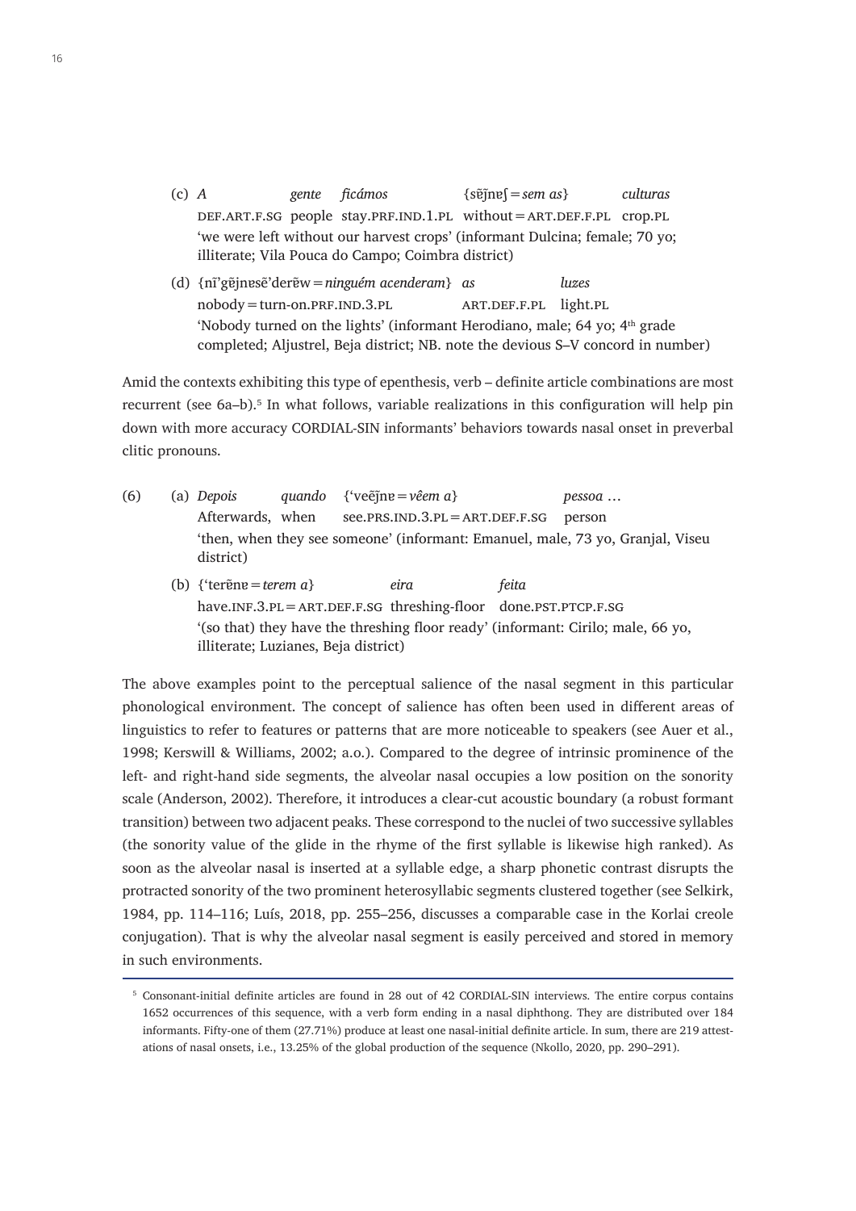(c) *A* *gente* *ficámos* {sẽȷ̃nɐʃ = *sem as*} *culturas*
DEF.ART.F.SG people stay.PRF.IND.1.PL without = ART.DEF.F.PL crop.PL
'we were left without our harvest crops' (informant Dulcina; female; 70 yo; illiterate; Vila Pouca do Campo; Coimbra district)

(d) {nĩ'gẽȷ̃nɐsẽ'derɐ̃w = *ninguém acenderam*} *as* *luzes*
nobody = turn-on.PRF.IND.3.PL ART.DEF.F.PL light.PL
'Nobody turned on the lights' (informant Herodiano, male; 64 yo; 4th grade completed; Aljustrel, Beja district; NB. note the devious S–V concord in number)

Amid the contexts exhibiting this type of epenthesis, verb – definite article combinations are most recurrent (see 6a–b).[5] In what follows, variable realizations in this configuration will help pin down with more accuracy CORDIAL-SIN informants' behaviors towards nasal onset in preverbal clitic pronouns.

(6) (a) *Depois* *quando* {'veẽȷ̃nɐ = *vêem a*} *pessoa* …
Afterwards, when see.PRS.IND.3.PL = ART.DEF.F.SG person
'then, when they see someone' (informant: Emanuel, male, 73 yo, Granjal, Viseu district)

(b) {'terẽnɐ = *terem a*} *eira* *feita*
have.INF.3.PL = ART.DEF.F.SG threshing-floor done.PST.PTCP.F.SG
'(so that) they have the threshing floor ready' (informant: Cirilo; male, 66 yo, illiterate; Luzianes, Beja district)

The above examples point to the perceptual salience of the nasal segment in this particular phonological environment. The concept of salience has often been used in different areas of linguistics to refer to features or patterns that are more noticeable to speakers (see Auer et al., 1998; Kerswill & Williams, 2002; a.o.). Compared to the degree of intrinsic prominence of the left- and right-hand side segments, the alveolar nasal occupies a low position on the sonority scale (Anderson, 2002). Therefore, it introduces a clear-cut acoustic boundary (a robust formant transition) between two adjacent peaks. These correspond to the nuclei of two successive syllables (the sonority value of the glide in the rhyme of the first syllable is likewise high ranked). As soon as the alveolar nasal is inserted at a syllable edge, a sharp phonetic contrast disrupts the protracted sonority of the two prominent heterosyllabic segments clustered together (see Selkirk, 1984, pp. 114–116; Luís, 2018, pp. 255–256, discusses a comparable case in the Korlai creole conjugation). That is why the alveolar nasal segment is easily perceived and stored in memory in such environments.

[5] Consonant-initial definite articles are found in 28 out of 42 CORDIAL-SIN interviews. The entire corpus contains 1652 occurrences of this sequence, with a verb form ending in a nasal diphthong. They are distributed over 184 informants. Fifty-one of them (27.71%) produce at least one nasal-initial definite article. In sum, there are 219 attestations of nasal onsets, i.e., 13.25% of the global production of the sequence (Nkollo, 2020, pp. 290–291).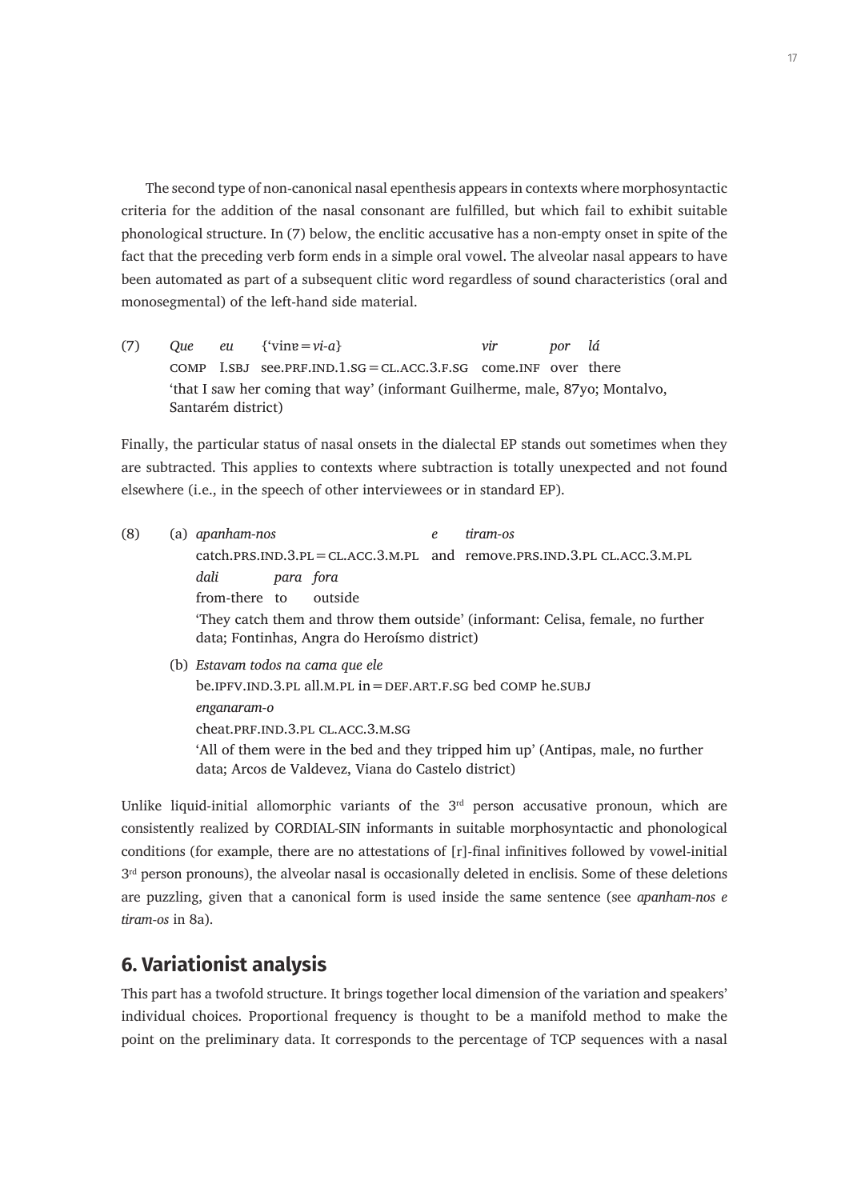The second type of non-canonical nasal epenthesis appears in contexts where morphosyntactic criteria for the addition of the nasal consonant are fulfilled, but which fail to exhibit suitable phonological structure. In (7) below, the enclitic accusative has a non-empty onset in spite of the fact that the preceding verb form ends in a simple oral vowel. The alveolar nasal appears to have been automated as part of a subsequent clitic word regardless of sound characteristics (oral and monosegmental) of the left-hand side material.

(7) *Que* *eu* {'vinɐ = *vi-a*} *vir* *por* *lá*
COMP I.SBJ see.PRF.IND.1.SG = CL.ACC.3.F.SG come.INF over there
'that I saw her coming that way' (informant Guilherme, male, 87yo; Montalvo, Santarém district)

Finally, the particular status of nasal onsets in the dialectal EP stands out sometimes when they are subtracted. This applies to contexts where subtraction is totally unexpected and not found elsewhere (i.e., in the speech of other interviewees or in standard EP).

(8) (a) *apanham-nos* *e* *tiram-os*
catch.PRS.IND.3.PL = CL.ACC.3.M.PL and remove.PRS.IND.3.PL CL.ACC.3.M.PL
*dali* *para* *fora*
from-there to outside
'They catch them and throw them outside' (informant: Celisa, female, no further data; Fontinhas, Angra do Heroísmo district)

(b) *Estavam todos na cama que ele*
be.IPFV.IND.3.PL all.M.PL in = DEF.ART.F.SG bed COMP he.SUBJ
*enganaram-o*
cheat.PRF.IND.3.PL CL.ACC.3.M.SG
'All of them were in the bed and they tripped him up' (Antipas, male, no further data; Arcos de Valdevez, Viana do Castelo district)

Unlike liquid-initial allomorphic variants of the 3rd person accusative pronoun, which are consistently realized by CORDIAL-SIN informants in suitable morphosyntactic and phonological conditions (for example, there are no attestations of [r]-final infinitives followed by vowel-initial 3rd person pronouns), the alveolar nasal is occasionally deleted in enclisis. Some of these deletions are puzzling, given that a canonical form is used inside the same sentence (see *apanham-nos e tiram-os* in 8a).

## 6. Variationist analysis

This part has a twofold structure. It brings together local dimension of the variation and speakers' individual choices. Proportional frequency is thought to be a manifold method to make the point on the preliminary data. It corresponds to the percentage of TCP sequences with a nasal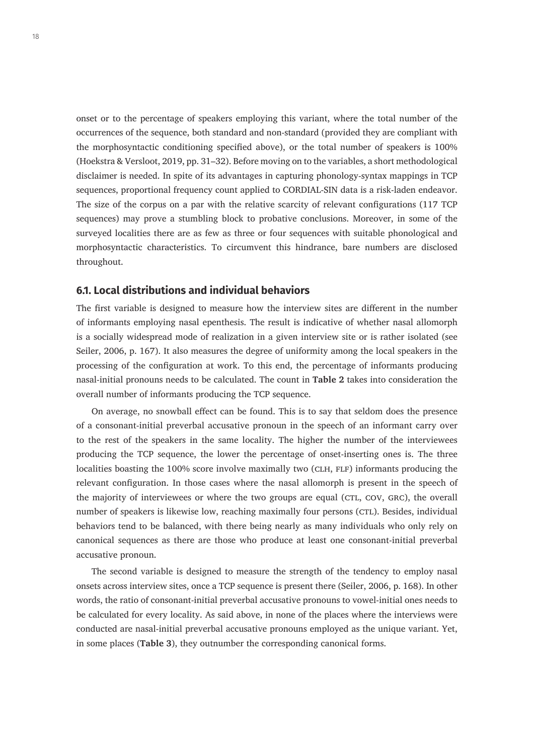onset or to the percentage of speakers employing this variant, where the total number of the occurrences of the sequence, both standard and non-standard (provided they are compliant with the morphosyntactic conditioning specified above), or the total number of speakers is 100% (Hoekstra & Versloot, 2019, pp. 31–32). Before moving on to the variables, a short methodological disclaimer is needed. In spite of its advantages in capturing phonology-syntax mappings in TCP sequences, proportional frequency count applied to CORDIAL-SIN data is a risk-laden endeavor. The size of the corpus on a par with the relative scarcity of relevant configurations (117 TCP sequences) may prove a stumbling block to probative conclusions. Moreover, in some of the surveyed localities there are as few as three or four sequences with suitable phonological and morphosyntactic characteristics. To circumvent this hindrance, bare numbers are disclosed throughout.

### 6.1. Local distributions and individual behaviors

The first variable is designed to measure how the interview sites are different in the number of informants employing nasal epenthesis. The result is indicative of whether nasal allomorph is a socially widespread mode of realization in a given interview site or is rather isolated (see Seiler, 2006, p. 167). It also measures the degree of uniformity among the local speakers in the processing of the configuration at work. To this end, the percentage of informants producing nasal-initial pronouns needs to be calculated. The count in **Table 2** takes into consideration the overall number of informants producing the TCP sequence.

On average, no snowball effect can be found. This is to say that seldom does the presence of a consonant-initial preverbal accusative pronoun in the speech of an informant carry over to the rest of the speakers in the same locality. The higher the number of the interviewees producing the TCP sequence, the lower the percentage of onset-inserting ones is. The three localities boasting the 100% score involve maximally two (CLH, FLF) informants producing the relevant configuration. In those cases where the nasal allomorph is present in the speech of the majority of interviewees or where the two groups are equal (CTL, COV, GRC), the overall number of speakers is likewise low, reaching maximally four persons (CTL). Besides, individual behaviors tend to be balanced, with there being nearly as many individuals who only rely on canonical sequences as there are those who produce at least one consonant-initial preverbal accusative pronoun.

The second variable is designed to measure the strength of the tendency to employ nasal onsets across interview sites, once a TCP sequence is present there (Seiler, 2006, p. 168). In other words, the ratio of consonant-initial preverbal accusative pronouns to vowel-initial ones needs to be calculated for every locality. As said above, in none of the places where the interviews were conducted are nasal-initial preverbal accusative pronouns employed as the unique variant. Yet, in some places (**Table 3**), they outnumber the corresponding canonical forms.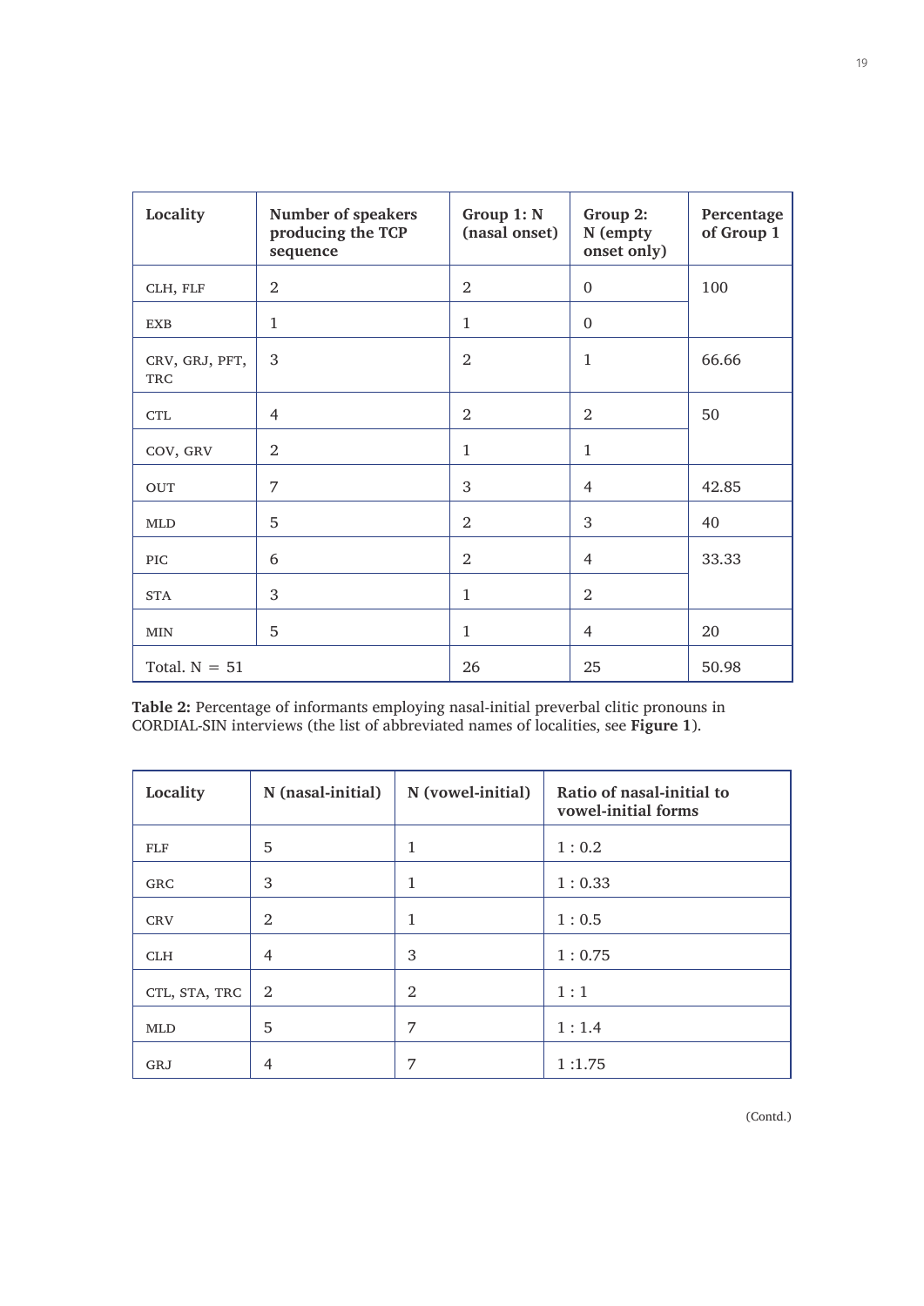| Locality | Number of speakers producing the TCP sequence | Group 1: N (nasal onset) | Group 2: N (empty onset only) | Percentage of Group 1 |
|---|---|---|---|---|
| CLH, FLF | 2 | 2 | 0 | 100 |
| EXB | 1 | 1 | 0 | |
| CRV, GRJ, PFT, TRC | 3 | 2 | 1 | 66.66 |
| CTL | 4 | 2 | 2 | 50 |
| COV, GRV | 2 | 1 | 1 | |
| OUT | 7 | 3 | 4 | 42.85 |
| MLD | 5 | 2 | 3 | 40 |
| PIC | 6 | 2 | 4 | 33.33 |
| STA | 3 | 1 | 2 | |
| MIN | 5 | 1 | 4 | 20 |
| Total. N = 51 | | 26 | 25 | 50.98 |

**Table 2:** Percentage of informants employing nasal-initial preverbal clitic pronouns in CORDIAL-SIN interviews (the list of abbreviated names of localities, see **Figure 1**).

| Locality | N (nasal-initial) | N (vowel-initial) | Ratio of nasal-initial to vowel-initial forms |
|---|---|---|---|
| FLF | 5 | 1 | 1 : 0.2 |
| GRC | 3 | 1 | 1 : 0.33 |
| CRV | 2 | 1 | 1 : 0.5 |
| CLH | 4 | 3 | 1 : 0.75 |
| CTL, STA, TRC | 2 | 2 | 1 : 1 |
| MLD | 5 | 7 | 1 : 1.4 |
| GRJ | 4 | 7 | 1 :1.75 |

(Contd.)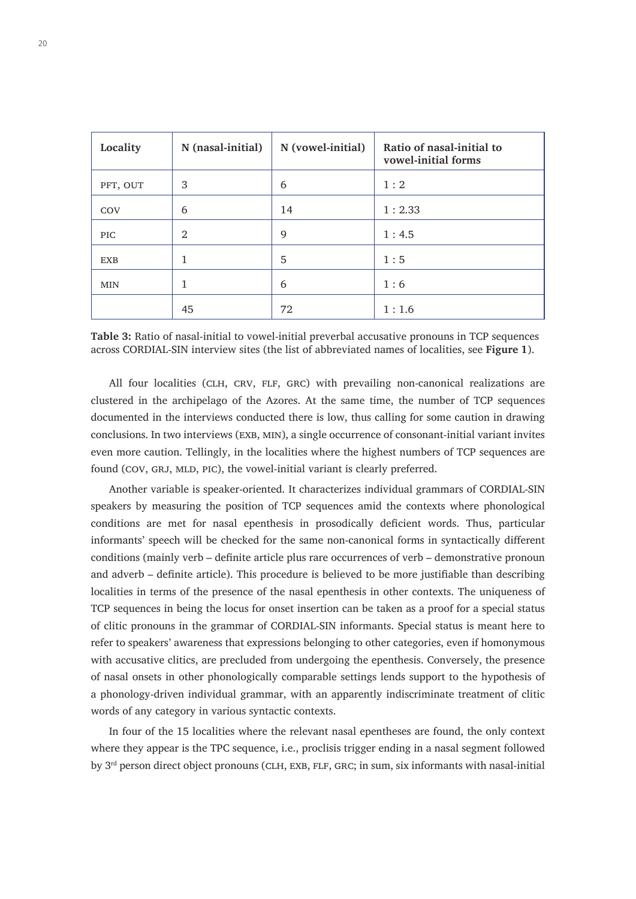| Locality | N (nasal-initial) | N (vowel-initial) | Ratio of nasal-initial to vowel-initial forms |
|---|---|---|---|
| PFT, OUT | 3 | 6 | 1 : 2 |
| COV | 6 | 14 | 1 : 2.33 |
| PIC | 2 | 9 | 1 : 4.5 |
| EXB | 1 | 5 | 1 : 5 |
| MIN | 1 | 6 | 1 : 6 |
| | 45 | 72 | 1 : 1.6 |

**Table 3:** Ratio of nasal-initial to vowel-initial preverbal accusative pronouns in TCP sequences across CORDIAL-SIN interview sites (the list of abbreviated names of localities, see **Figure 1**).

All four localities (CLH, CRV, FLF, GRC) with prevailing non-canonical realizations are clustered in the archipelago of the Azores. At the same time, the number of TCP sequences documented in the interviews conducted there is low, thus calling for some caution in drawing conclusions. In two interviews (EXB, MIN), a single occurrence of consonant-initial variant invites even more caution. Tellingly, in the localities where the highest numbers of TCP sequences are found (COV, GRJ, MLD, PIC), the vowel-initial variant is clearly preferred.

Another variable is speaker-oriented. It characterizes individual grammars of CORDIAL-SIN speakers by measuring the position of TCP sequences amid the contexts where phonological conditions are met for nasal epenthesis in prosodically deficient words. Thus, particular informants' speech will be checked for the same non-canonical forms in syntactically different conditions (mainly verb – definite article plus rare occurrences of verb – demonstrative pronoun and adverb – definite article). This procedure is believed to be more justifiable than describing localities in terms of the presence of the nasal epenthesis in other contexts. The uniqueness of TCP sequences in being the locus for onset insertion can be taken as a proof for a special status of clitic pronouns in the grammar of CORDIAL-SIN informants. Special status is meant here to refer to speakers' awareness that expressions belonging to other categories, even if homonymous with accusative clitics, are precluded from undergoing the epenthesis. Conversely, the presence of nasal onsets in other phonologically comparable settings lends support to the hypothesis of a phonology-driven individual grammar, with an apparently indiscriminate treatment of clitic words of any category in various syntactic contexts.

In four of the 15 localities where the relevant nasal epentheses are found, the only context where they appear is the TPC sequence, i.e., proclisis trigger ending in a nasal segment followed by 3rd person direct object pronouns (CLH, EXB, FLF, GRC; in sum, six informants with nasal-initial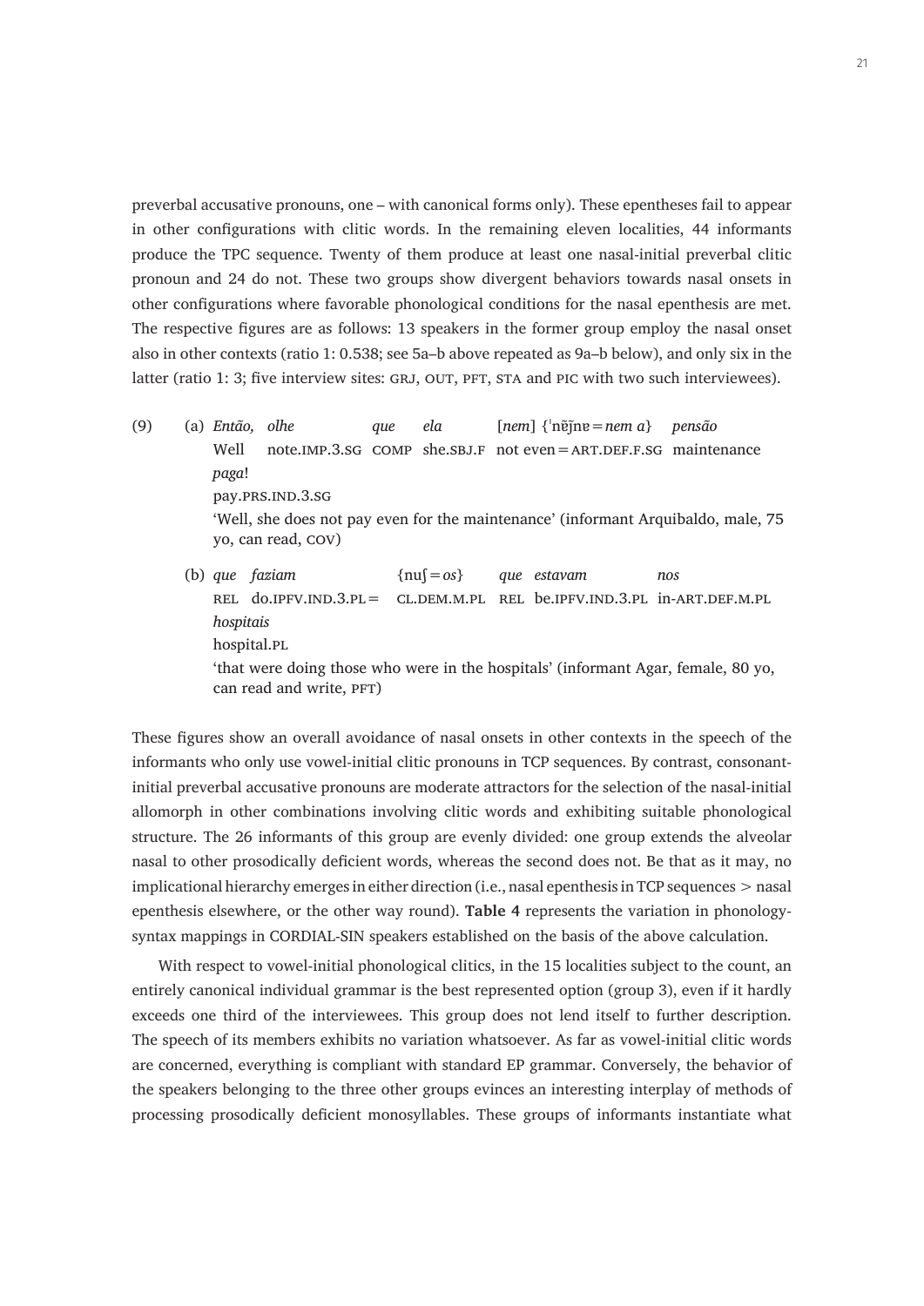preverbal accusative pronouns, one – with canonical forms only). These epentheses fail to appear in other configurations with clitic words. In the remaining eleven localities, 44 informants produce the TPC sequence. Twenty of them produce at least one nasal-initial preverbal clitic pronoun and 24 do not. These two groups show divergent behaviors towards nasal onsets in other configurations where favorable phonological conditions for the nasal epenthesis are met. The respective figures are as follows: 13 speakers in the former group employ the nasal onset also in other contexts (ratio 1: 0.538; see 5a–b above repeated as 9a–b below), and only six in the latter (ratio 1: 3; five interview sites: GRJ, OUT, PFT, STA and PIC with two such interviewees).

(9) (a) *Então,* *olhe* *que* *ela* [*nem*] {ˈnẽʝ̃nɐ = *nem a*} *pensão* *paga*!
Well note.IMP.3.SG COMP she.SBJ.F not even = ART.DEF.F.SG maintenance pay.PRS.IND.3.SG
'Well, she does not pay even for the maintenance' (informant Arquibaldo, male, 75 yo, can read, COV)

(b) *que* *faziam* {nuʃ = *os*} *que* *estavam* *nos* *hospitais*
REL do.IPFV.IND.3.PL = CL.DEM.M.PL REL be.IPFV.IND.3.PL in-ART.DEF.M.PL hospital.PL
'that were doing those who were in the hospitals' (informant Agar, female, 80 yo, can read and write, PFT)

These figures show an overall avoidance of nasal onsets in other contexts in the speech of the informants who only use vowel-initial clitic pronouns in TCP sequences. By contrast, consonant-initial preverbal accusative pronouns are moderate attractors for the selection of the nasal-initial allomorph in other combinations involving clitic words and exhibiting suitable phonological structure. The 26 informants of this group are evenly divided: one group extends the alveolar nasal to other prosodically deficient words, whereas the second does not. Be that as it may, no implicational hierarchy emerges in either direction (i.e., nasal epenthesis in TCP sequences > nasal epenthesis elsewhere, or the other way round). **Table 4** represents the variation in phonology-syntax mappings in CORDIAL-SIN speakers established on the basis of the above calculation.

With respect to vowel-initial phonological clitics, in the 15 localities subject to the count, an entirely canonical individual grammar is the best represented option (group 3), even if it hardly exceeds one third of the interviewees. This group does not lend itself to further description. The speech of its members exhibits no variation whatsoever. As far as vowel-initial clitic words are concerned, everything is compliant with standard EP grammar. Conversely, the behavior of the speakers belonging to the three other groups evinces an interesting interplay of methods of processing prosodically deficient monosyllables. These groups of informants instantiate what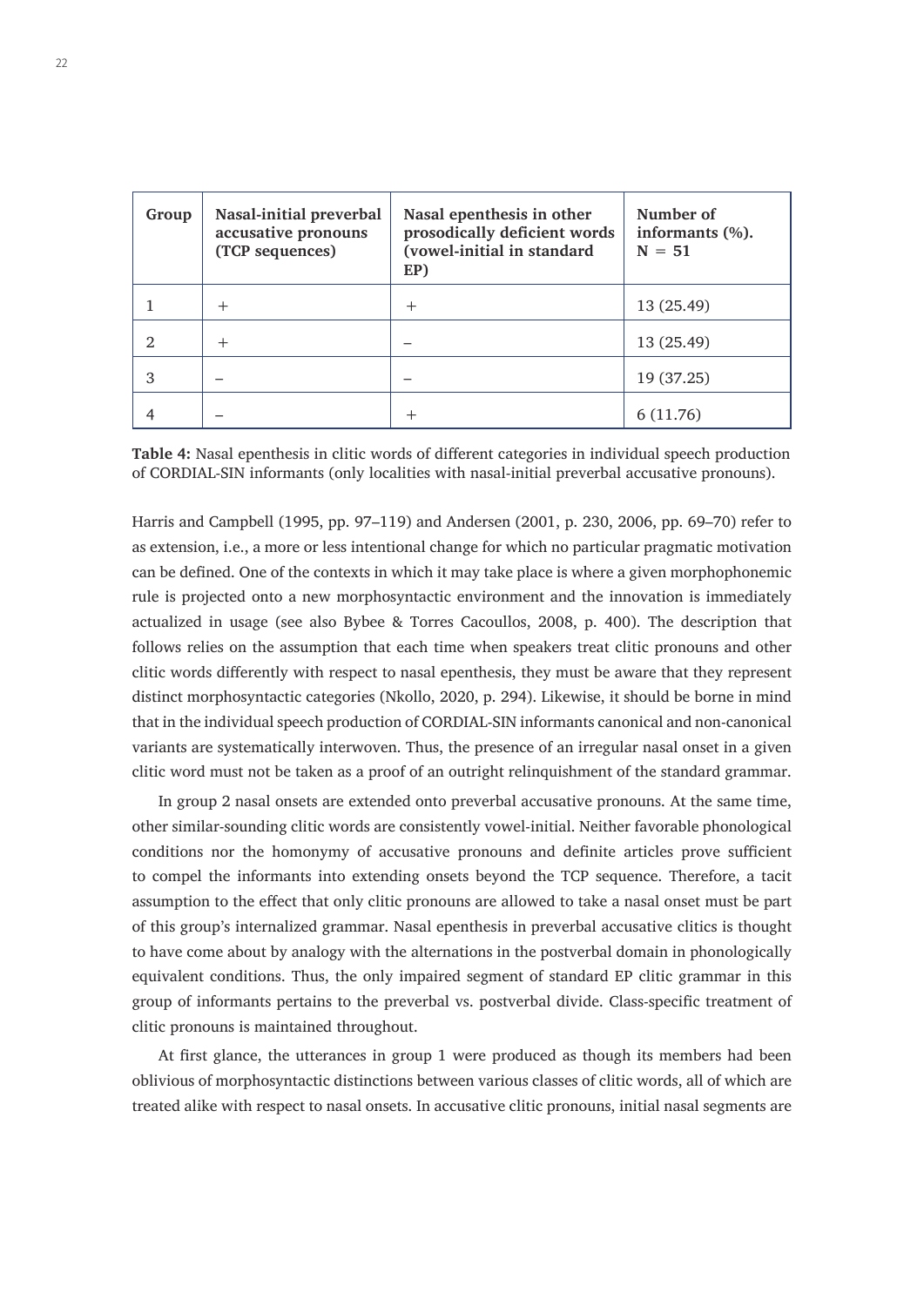| Group | Nasal-initial preverbal accusative pronouns (TCP sequences) | Nasal epenthesis in other prosodically deficient words (vowel-initial in standard EP) | Number of informants (%). N = 51 |
|---|---|---|---|
| 1 | + | + | 13 (25.49) |
| 2 | + | – | 13 (25.49) |
| 3 | – | – | 19 (37.25) |
| 4 | – | + | 6 (11.76) |

**Table 4:** Nasal epenthesis in clitic words of different categories in individual speech production of CORDIAL-SIN informants (only localities with nasal-initial preverbal accusative pronouns).

Harris and Campbell (1995, pp. 97–119) and Andersen (2001, p. 230, 2006, pp. 69–70) refer to as extension, i.e., a more or less intentional change for which no particular pragmatic motivation can be defined. One of the contexts in which it may take place is where a given morphophonemic rule is projected onto a new morphosyntactic environment and the innovation is immediately actualized in usage (see also Bybee & Torres Cacoullos, 2008, p. 400). The description that follows relies on the assumption that each time when speakers treat clitic pronouns and other clitic words differently with respect to nasal epenthesis, they must be aware that they represent distinct morphosyntactic categories (Nkollo, 2020, p. 294). Likewise, it should be borne in mind that in the individual speech production of CORDIAL-SIN informants canonical and non-canonical variants are systematically interwoven. Thus, the presence of an irregular nasal onset in a given clitic word must not be taken as a proof of an outright relinquishment of the standard grammar.

In group 2 nasal onsets are extended onto preverbal accusative pronouns. At the same time, other similar-sounding clitic words are consistently vowel-initial. Neither favorable phonological conditions nor the homonymy of accusative pronouns and definite articles prove sufficient to compel the informants into extending onsets beyond the TCP sequence. Therefore, a tacit assumption to the effect that only clitic pronouns are allowed to take a nasal onset must be part of this group's internalized grammar. Nasal epenthesis in preverbal accusative clitics is thought to have come about by analogy with the alternations in the postverbal domain in phonologically equivalent conditions. Thus, the only impaired segment of standard EP clitic grammar in this group of informants pertains to the preverbal vs. postverbal divide. Class-specific treatment of clitic pronouns is maintained throughout.

At first glance, the utterances in group 1 were produced as though its members had been oblivious of morphosyntactic distinctions between various classes of clitic words, all of which are treated alike with respect to nasal onsets. In accusative clitic pronouns, initial nasal segments are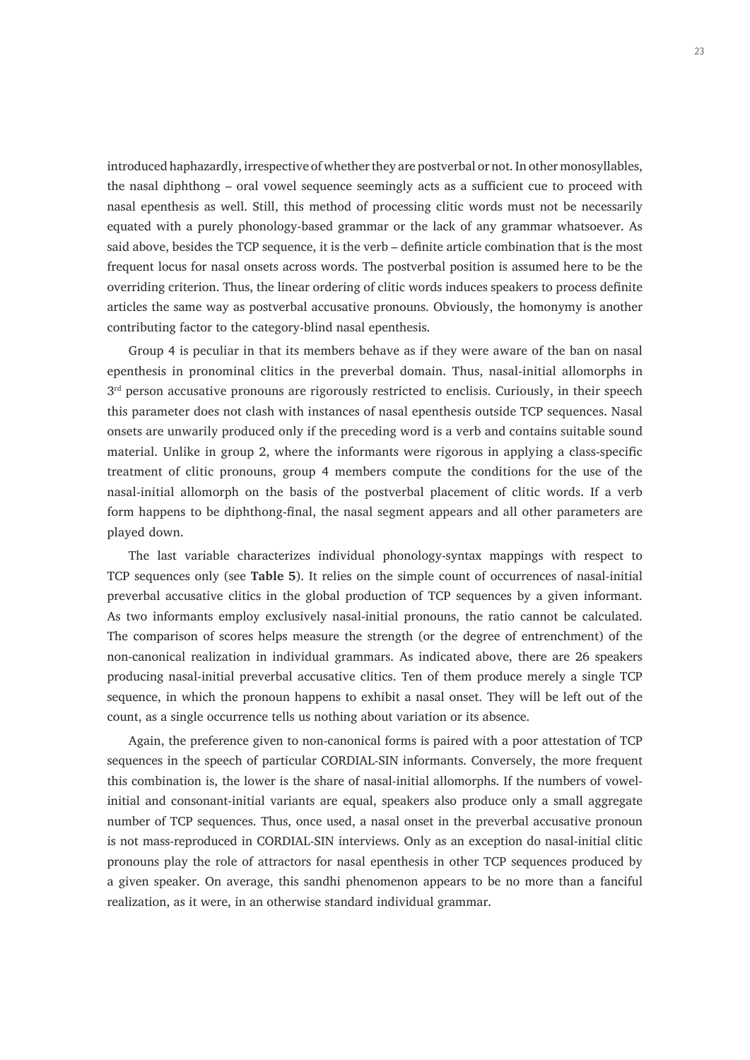introduced haphazardly, irrespective of whether they are postverbal or not. In other monosyllables, the nasal diphthong – oral vowel sequence seemingly acts as a sufficient cue to proceed with nasal epenthesis as well. Still, this method of processing clitic words must not be necessarily equated with a purely phonology-based grammar or the lack of any grammar whatsoever. As said above, besides the TCP sequence, it is the verb – definite article combination that is the most frequent locus for nasal onsets across words. The postverbal position is assumed here to be the overriding criterion. Thus, the linear ordering of clitic words induces speakers to process definite articles the same way as postverbal accusative pronouns. Obviously, the homonymy is another contributing factor to the category-blind nasal epenthesis.

Group 4 is peculiar in that its members behave as if they were aware of the ban on nasal epenthesis in pronominal clitics in the preverbal domain. Thus, nasal-initial allomorphs in 3rd person accusative pronouns are rigorously restricted to enclisis. Curiously, in their speech this parameter does not clash with instances of nasal epenthesis outside TCP sequences. Nasal onsets are unwarily produced only if the preceding word is a verb and contains suitable sound material. Unlike in group 2, where the informants were rigorous in applying a class-specific treatment of clitic pronouns, group 4 members compute the conditions for the use of the nasal-initial allomorph on the basis of the postverbal placement of clitic words. If a verb form happens to be diphthong-final, the nasal segment appears and all other parameters are played down.

The last variable characterizes individual phonology-syntax mappings with respect to TCP sequences only (see **Table 5**). It relies on the simple count of occurrences of nasal-initial preverbal accusative clitics in the global production of TCP sequences by a given informant. As two informants employ exclusively nasal-initial pronouns, the ratio cannot be calculated. The comparison of scores helps measure the strength (or the degree of entrenchment) of the non-canonical realization in individual grammars. As indicated above, there are 26 speakers producing nasal-initial preverbal accusative clitics. Ten of them produce merely a single TCP sequence, in which the pronoun happens to exhibit a nasal onset. They will be left out of the count, as a single occurrence tells us nothing about variation or its absence.

Again, the preference given to non-canonical forms is paired with a poor attestation of TCP sequences in the speech of particular CORDIAL-SIN informants. Conversely, the more frequent this combination is, the lower is the share of nasal-initial allomorphs. If the numbers of vowel-initial and consonant-initial variants are equal, speakers also produce only a small aggregate number of TCP sequences. Thus, once used, a nasal onset in the preverbal accusative pronoun is not mass-reproduced in CORDIAL-SIN interviews. Only as an exception do nasal-initial clitic pronouns play the role of attractors for nasal epenthesis in other TCP sequences produced by a given speaker. On average, this sandhi phenomenon appears to be no more than a fanciful realization, as it were, in an otherwise standard individual grammar.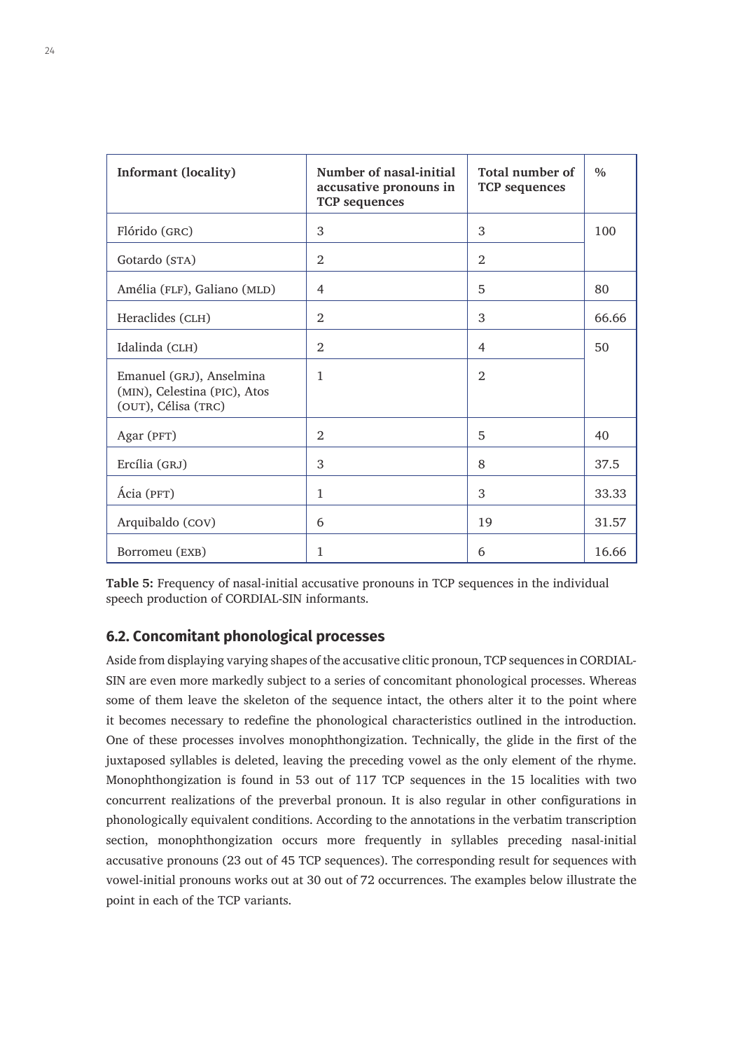| Informant (locality) | Number of nasal-initial accusative pronouns in TCP sequences | Total number of TCP sequences | % |
|---|---|---|---|
| Flórido (GRC) | 3 | 3 | 100 |
| Gotardo (STA) | 2 | 2 | |
| Amélia (FLF), Galiano (MLD) | 4 | 5 | 80 |
| Heraclides (CLH) | 2 | 3 | 66.66 |
| Idalinda (CLH) | 2 | 4 | 50 |
| Emanuel (GRJ), Anselmina (MIN), Celestina (PIC), Atos (OUT), Célisa (TRC) | 1 | 2 | |
| Agar (PFT) | 2 | 5 | 40 |
| Ercília (GRJ) | 3 | 8 | 37.5 |
| Ácia (PFT) | 1 | 3 | 33.33 |
| Arquibaldo (COV) | 6 | 19 | 31.57 |
| Borromeu (EXB) | 1 | 6 | 16.66 |

**Table 5:** Frequency of nasal-initial accusative pronouns in TCP sequences in the individual speech production of CORDIAL-SIN informants.

## 6.2. Concomitant phonological processes

Aside from displaying varying shapes of the accusative clitic pronoun, TCP sequences in CORDIAL-SIN are even more markedly subject to a series of concomitant phonological processes. Whereas some of them leave the skeleton of the sequence intact, the others alter it to the point where it becomes necessary to redefine the phonological characteristics outlined in the introduction. One of these processes involves monophthongization. Technically, the glide in the first of the juxtaposed syllables is deleted, leaving the preceding vowel as the only element of the rhyme. Monophthongization is found in 53 out of 117 TCP sequences in the 15 localities with two concurrent realizations of the preverbal pronoun. It is also regular in other configurations in phonologically equivalent conditions. According to the annotations in the verbatim transcription section, monophthongization occurs more frequently in syllables preceding nasal-initial accusative pronouns (23 out of 45 TCP sequences). The corresponding result for sequences with vowel-initial pronouns works out at 30 out of 72 occurrences. The examples below illustrate the point in each of the TCP variants.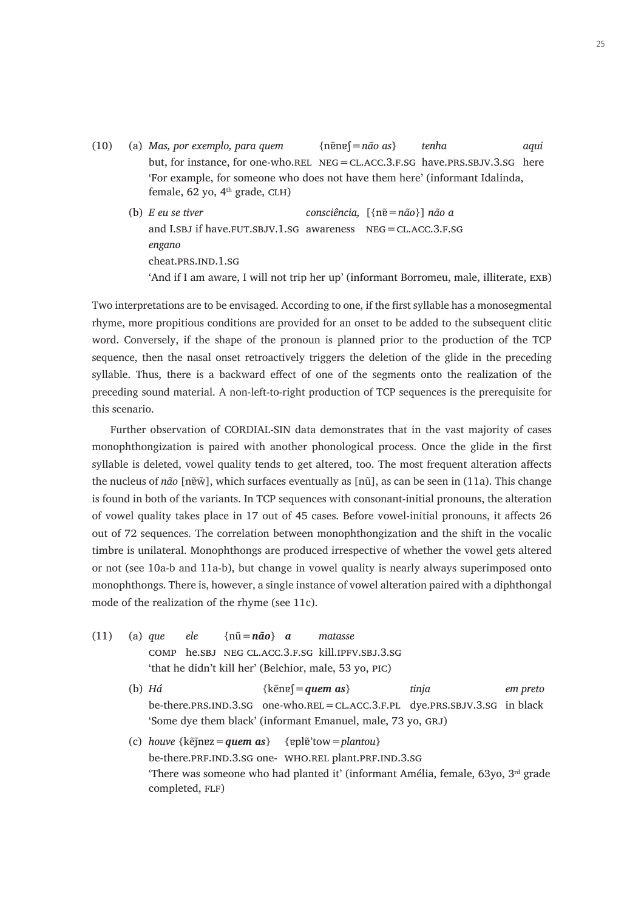(10) (a) *Mas, por exemplo, para quem* {nẽnɐʃ = *não as*} *tenha* *aqui*
but, for instance, for one-who.REL NEG = CL.ACC.3.F.SG have.PRS.SBJV.3.SG here
'For example, for someone who does not have them here' (informant Idalinda, female, 62 yo, 4th grade, CLH)

(b) *E eu se tiver* *consciência,* [{nẽ = *não*}] *não a*
and I.SBJ if have.FUT.SBJV.1.SG awareness NEG = CL.ACC.3.F.SG
*engano*
cheat.PRS.IND.1.SG
'And if I am aware, I will not trip her up' (informant Borromeu, male, illiterate, EXB)

Two interpretations are to be envisaged. According to one, if the first syllable has a monosegmental rhyme, more propitious conditions are provided for an onset to be added to the subsequent clitic word. Conversely, if the shape of the pronoun is planned prior to the production of the TCP sequence, then the nasal onset retroactively triggers the deletion of the glide in the preceding syllable. Thus, there is a backward effect of one of the segments onto the realization of the preceding sound material. A non-left-to-right production of TCP sequences is the prerequisite for this scenario.

Further observation of CORDIAL-SIN data demonstrates that in the vast majority of cases monophthongization is paired with another phonological process. Once the glide in the first syllable is deleted, vowel quality tends to get altered, too. The most frequent alteration affects the nucleus of *não* [nẽw̃], which surfaces eventually as [nũ], as can be seen in (11a). This change is found in both of the variants. In TCP sequences with consonant-initial pronouns, the alteration of vowel quality takes place in 17 out of 45 cases. Before vowel-initial pronouns, it affects 26 out of 72 sequences. The correlation between monophthongization and the shift in the vocalic timbre is unilateral. Monophthongs are produced irrespective of whether the vowel gets altered or not (see 10a-b and 11a-b), but change in vowel quality is nearly always superimposed onto monophthongs. There is, however, a single instance of vowel alteration paired with a diphthongal mode of the realization of the rhyme (see 11c).

(11) (a) *que* *ele* {nũ = ***não***} ***a*** *matasse*
COMP he.SBJ NEG CL.ACC.3.F.SG kill.IPFV.SBJ.3.SG
'that he didn't kill her' (Belchior, male, 53 yo, PIC)

(b) *Há* {kẽnɐʃ = ***quem as***} *tinja* *em preto*
be-there.PRS.IND.3.SG one-who.REL = CL.ACC.3.F.PL dye.PRS.SBJV.3.SG in black
'Some dye them black' (informant Emanuel, male, 73 yo, GRJ)

(c) *houve* {kẽj̃nɐz = ***quem as***} {ɐplẽ'tow = *plantou*}
be-there.PRF.IND.3.SG one- WHO.REL plant.PRF.IND.3.SG
'There was someone who had planted it' (informant Amélia, female, 63yo, 3rd grade completed, FLF)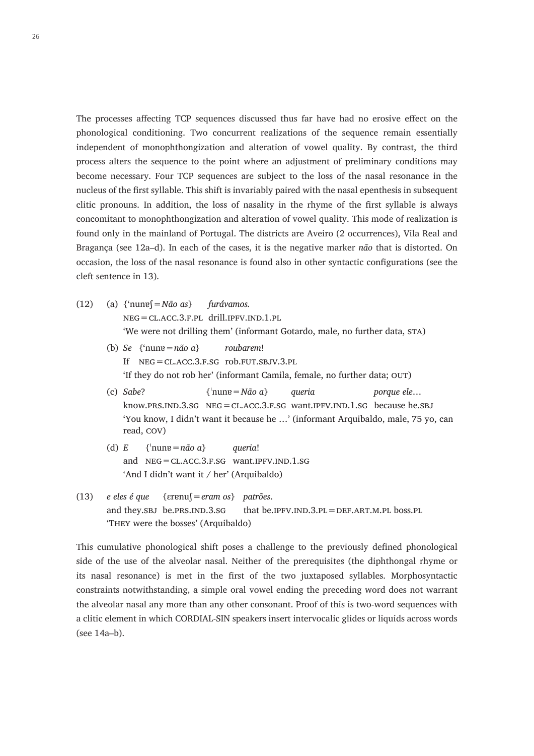The processes affecting TCP sequences discussed thus far have had no erosive effect on the phonological conditioning. Two concurrent realizations of the sequence remain essentially independent of monophthongization and alteration of vowel quality. By contrast, the third process alters the sequence to the point where an adjustment of preliminary conditions may become necessary. Four TCP sequences are subject to the loss of the nasal resonance in the nucleus of the first syllable. This shift is invariably paired with the nasal epenthesis in subsequent clitic pronouns. In addition, the loss of nasality in the rhyme of the first syllable is always concomitant to monophthongization and alteration of vowel quality. This mode of realization is found only in the mainland of Portugal. The districts are Aveiro (2 occurrences), Vila Real and Bragança (see 12a–d). In each of the cases, it is the negative marker *não* that is distorted. On occasion, the loss of the nasal resonance is found also in other syntactic configurations (see the cleft sentence in 13).

(12) (a) {'nunɐʃ = *Não as*} *furávamos.*
NEG = CL.ACC.3.F.PL drill.IPFV.IND.1.PL
'We were not drilling them' (informant Gotardo, male, no further data, STA)

(b) *Se* {'nunɐ = *não a*} *roubarem*!
If NEG = CL.ACC.3.F.SG rob.FUT.SBJV.3.PL
'If they do not rob her' (informant Camila, female, no further data; OUT)

(c) *Sabe*? {ˈnunɐ = *Não a*} *queria* *porque ele…*
know.PRS.IND.3.SG NEG = CL.ACC.3.F.SG want.IPFV.IND.1.SG because he.SBJ
'You know, I didn't want it because he …' (informant Arquibaldo, male, 75 yo, can read, COV)

(d) *E* {ˈnunɐ = *não a*} *queria*!
and NEG = CL.ACC.3.F.SG want.IPFV.IND.1.SG
'And I didn't want it / her' (Arquibaldo)

(13) *e eles é que* {ɛrɐnuʃ = *eram os*} *patrões*.
and they.SBJ be.PRS.IND.3.SG that be.IPFV.IND.3.PL = DEF.ART.M.PL boss.PL
'THEY were the bosses' (Arquibaldo)

This cumulative phonological shift poses a challenge to the previously defined phonological side of the use of the alveolar nasal. Neither of the prerequisites (the diphthongal rhyme or its nasal resonance) is met in the first of the two juxtaposed syllables. Morphosyntactic constraints notwithstanding, a simple oral vowel ending the preceding word does not warrant the alveolar nasal any more than any other consonant. Proof of this is two-word sequences with a clitic element in which CORDIAL-SIN speakers insert intervocalic glides or liquids across words (see 14a–b).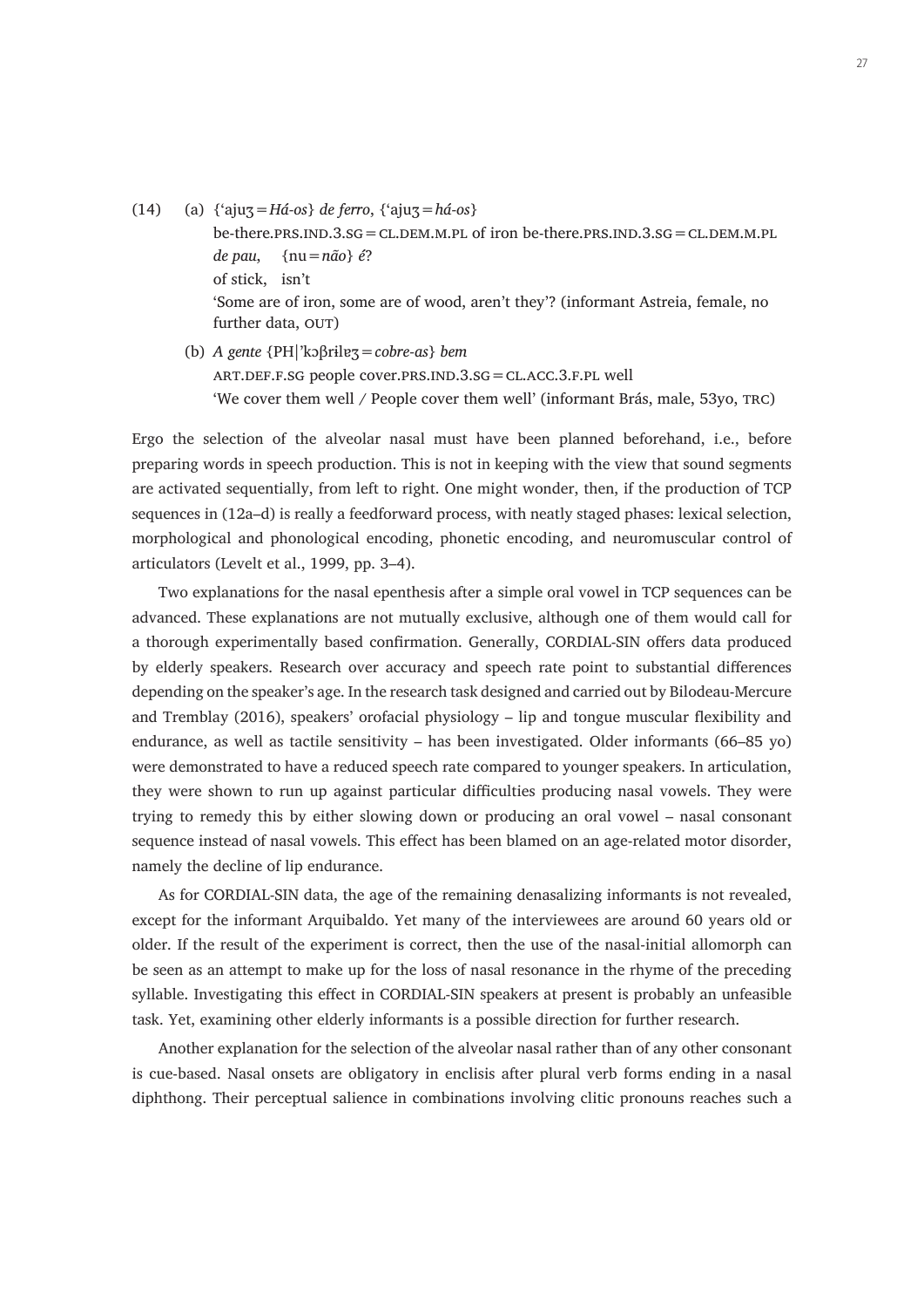(14) (a) {'ajuʒ=*Há-os*} *de ferro*, {'ajuʒ=*há-os*}
be-there.PRS.IND.3.SG=CL.DEM.M.PL of iron be-there.PRS.IND.3.SG=CL.DEM.M.PL
*de pau*, {nu=*não*} *é*?
of stick, isn't
'Some are of iron, some are of wood, aren't they'? (informant Astreia, female, no further data, OUT)

(b) *A gente* {PH|'kɔβrɨlɐʒ=*cobre-as*} *bem*
ART.DEF.F.SG people cover.PRS.IND.3.SG=CL.ACC.3.F.PL well
'We cover them well / People cover them well' (informant Brás, male, 53yo, TRC)

Ergo the selection of the alveolar nasal must have been planned beforehand, i.e., before preparing words in speech production. This is not in keeping with the view that sound segments are activated sequentially, from left to right. One might wonder, then, if the production of TCP sequences in (12a–d) is really a feedforward process, with neatly staged phases: lexical selection, morphological and phonological encoding, phonetic encoding, and neuromuscular control of articulators (Levelt et al., 1999, pp. 3–4).

Two explanations for the nasal epenthesis after a simple oral vowel in TCP sequences can be advanced. These explanations are not mutually exclusive, although one of them would call for a thorough experimentally based confirmation. Generally, CORDIAL-SIN offers data produced by elderly speakers. Research over accuracy and speech rate point to substantial differences depending on the speaker's age. In the research task designed and carried out by Bilodeau-Mercure and Tremblay (2016), speakers' orofacial physiology – lip and tongue muscular flexibility and endurance, as well as tactile sensitivity – has been investigated. Older informants (66–85 yo) were demonstrated to have a reduced speech rate compared to younger speakers. In articulation, they were shown to run up against particular difficulties producing nasal vowels. They were trying to remedy this by either slowing down or producing an oral vowel – nasal consonant sequence instead of nasal vowels. This effect has been blamed on an age-related motor disorder, namely the decline of lip endurance.

As for CORDIAL-SIN data, the age of the remaining denasalizing informants is not revealed, except for the informant Arquibaldo. Yet many of the interviewees are around 60 years old or older. If the result of the experiment is correct, then the use of the nasal-initial allomorph can be seen as an attempt to make up for the loss of nasal resonance in the rhyme of the preceding syllable. Investigating this effect in CORDIAL-SIN speakers at present is probably an unfeasible task. Yet, examining other elderly informants is a possible direction for further research.

Another explanation for the selection of the alveolar nasal rather than of any other consonant is cue-based. Nasal onsets are obligatory in enclisis after plural verb forms ending in a nasal diphthong. Their perceptual salience in combinations involving clitic pronouns reaches such a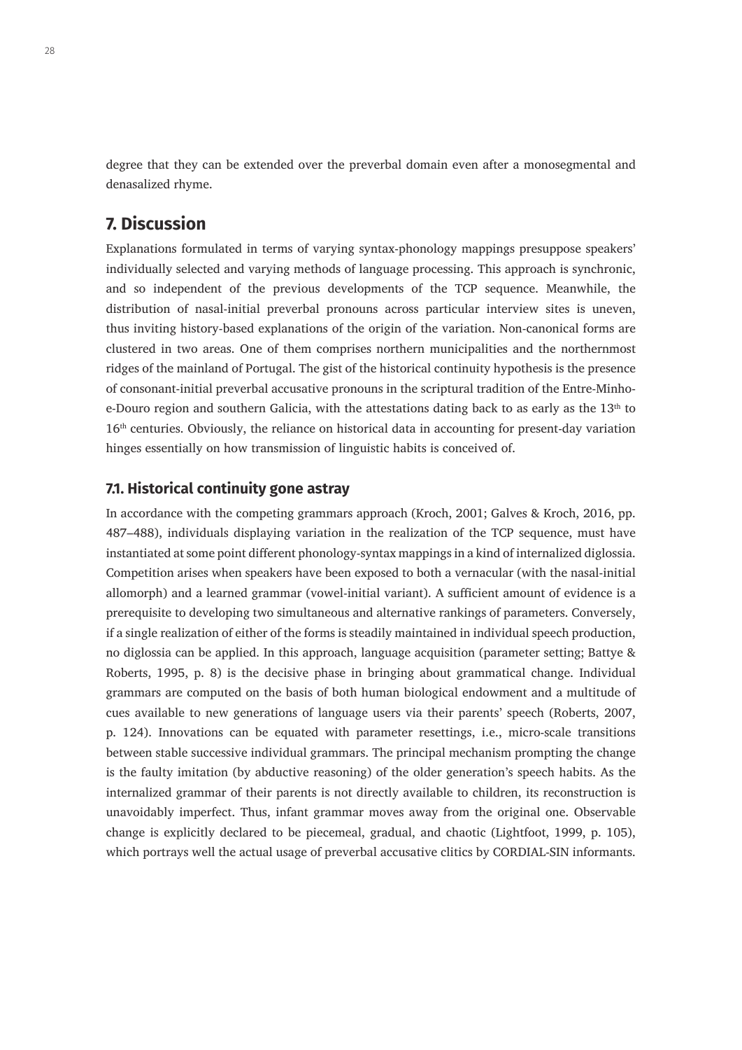degree that they can be extended over the preverbal domain even after a monosegmental and denasalized rhyme.

## 7. Discussion

Explanations formulated in terms of varying syntax-phonology mappings presuppose speakers' individually selected and varying methods of language processing. This approach is synchronic, and so independent of the previous developments of the TCP sequence. Meanwhile, the distribution of nasal-initial preverbal pronouns across particular interview sites is uneven, thus inviting history-based explanations of the origin of the variation. Non-canonical forms are clustered in two areas. One of them comprises northern municipalities and the northernmost ridges of the mainland of Portugal. The gist of the historical continuity hypothesis is the presence of consonant-initial preverbal accusative pronouns in the scriptural tradition of the Entre-Minho-e-Douro region and southern Galicia, with the attestations dating back to as early as the 13th to 16th centuries. Obviously, the reliance on historical data in accounting for present-day variation hinges essentially on how transmission of linguistic habits is conceived of.

### 7.1. Historical continuity gone astray

In accordance with the competing grammars approach (Kroch, 2001; Galves & Kroch, 2016, pp. 487–488), individuals displaying variation in the realization of the TCP sequence, must have instantiated at some point different phonology-syntax mappings in a kind of internalized diglossia. Competition arises when speakers have been exposed to both a vernacular (with the nasal-initial allomorph) and a learned grammar (vowel-initial variant). A sufficient amount of evidence is a prerequisite to developing two simultaneous and alternative rankings of parameters. Conversely, if a single realization of either of the forms is steadily maintained in individual speech production, no diglossia can be applied. In this approach, language acquisition (parameter setting; Battye & Roberts, 1995, p. 8) is the decisive phase in bringing about grammatical change. Individual grammars are computed on the basis of both human biological endowment and a multitude of cues available to new generations of language users via their parents' speech (Roberts, 2007, p. 124). Innovations can be equated with parameter resettings, i.e., micro-scale transitions between stable successive individual grammars. The principal mechanism prompting the change is the faulty imitation (by abductive reasoning) of the older generation's speech habits. As the internalized grammar of their parents is not directly available to children, its reconstruction is unavoidably imperfect. Thus, infant grammar moves away from the original one. Observable change is explicitly declared to be piecemeal, gradual, and chaotic (Lightfoot, 1999, p. 105), which portrays well the actual usage of preverbal accusative clitics by CORDIAL-SIN informants.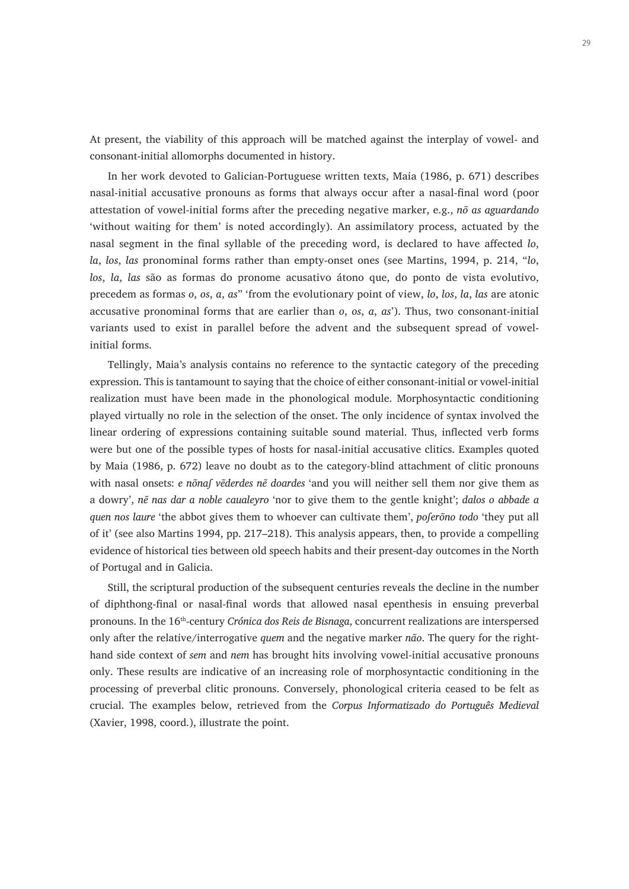At present, the viability of this approach will be matched against the interplay of vowel- and consonant-initial allomorphs documented in history.

In her work devoted to Galician-Portuguese written texts, Maia (1986, p. 671) describes nasal-initial accusative pronouns as forms that always occur after a nasal-final word (poor attestation of vowel-initial forms after the preceding negative marker, e.g., *nõ as aguardando* 'without waiting for them' is noted accordingly). An assimilatory process, actuated by the nasal segment in the final syllable of the preceding word, is declared to have affected *lo*, *la*, *los*, *las* pronominal forms rather than empty-onset ones (see Martins, 1994, p. 214, "*lo*, *los*, *la*, *las* são as formas do pronome acusativo átono que, do ponto de vista evolutivo, precedem as formas *o*, *os*, *a*, *as*" 'from the evolutionary point of view, *lo*, *los*, *la*, *las* are atonic accusative pronominal forms that are earlier than *o*, *os*, *a*, *as*'). Thus, two consonant-initial variants used to exist in parallel before the advent and the subsequent spread of vowel-initial forms.

Tellingly, Maia's analysis contains no reference to the syntactic category of the preceding expression. This is tantamount to saying that the choice of either consonant-initial or vowel-initial realization must have been made in the phonological module. Morphosyntactic conditioning played virtually no role in the selection of the onset. The only incidence of syntax involved the linear ordering of expressions containing suitable sound material. Thus, inflected verb forms were but one of the possible types of hosts for nasal-initial accusative clitics. Examples quoted by Maia (1986, p. 672) leave no doubt as to the category-blind attachment of clitic pronouns with nasal onsets: *e nõnaſ vẽderdes nẽ doardes* 'and you will neither sell them nor give them as a dowry', *nẽ nas dar a noble caualeyro* 'nor to give them to the gentle knight'; *dalos o abbade a quen nos laure* 'the abbot gives them to whoever can cultivate them', *poſerõno todo* 'they put all of it' (see also Martins 1994, pp. 217–218). This analysis appears, then, to provide a compelling evidence of historical ties between old speech habits and their present-day outcomes in the North of Portugal and in Galicia.

Still, the scriptural production of the subsequent centuries reveals the decline in the number of diphthong-final or nasal-final words that allowed nasal epenthesis in ensuing preverbal pronouns. In the 16th-century *Crónica dos Reis de Bisnaga*, concurrent realizations are interspersed only after the relative/interrogative *quem* and the negative marker *não*. The query for the right-hand side context of *sem* and *nem* has brought hits involving vowel-initial accusative pronouns only. These results are indicative of an increasing role of morphosyntactic conditioning in the processing of preverbal clitic pronouns. Conversely, phonological criteria ceased to be felt as crucial. The examples below, retrieved from the *Corpus Informatizado do Português Medieval* (Xavier, 1998, coord.), illustrate the point.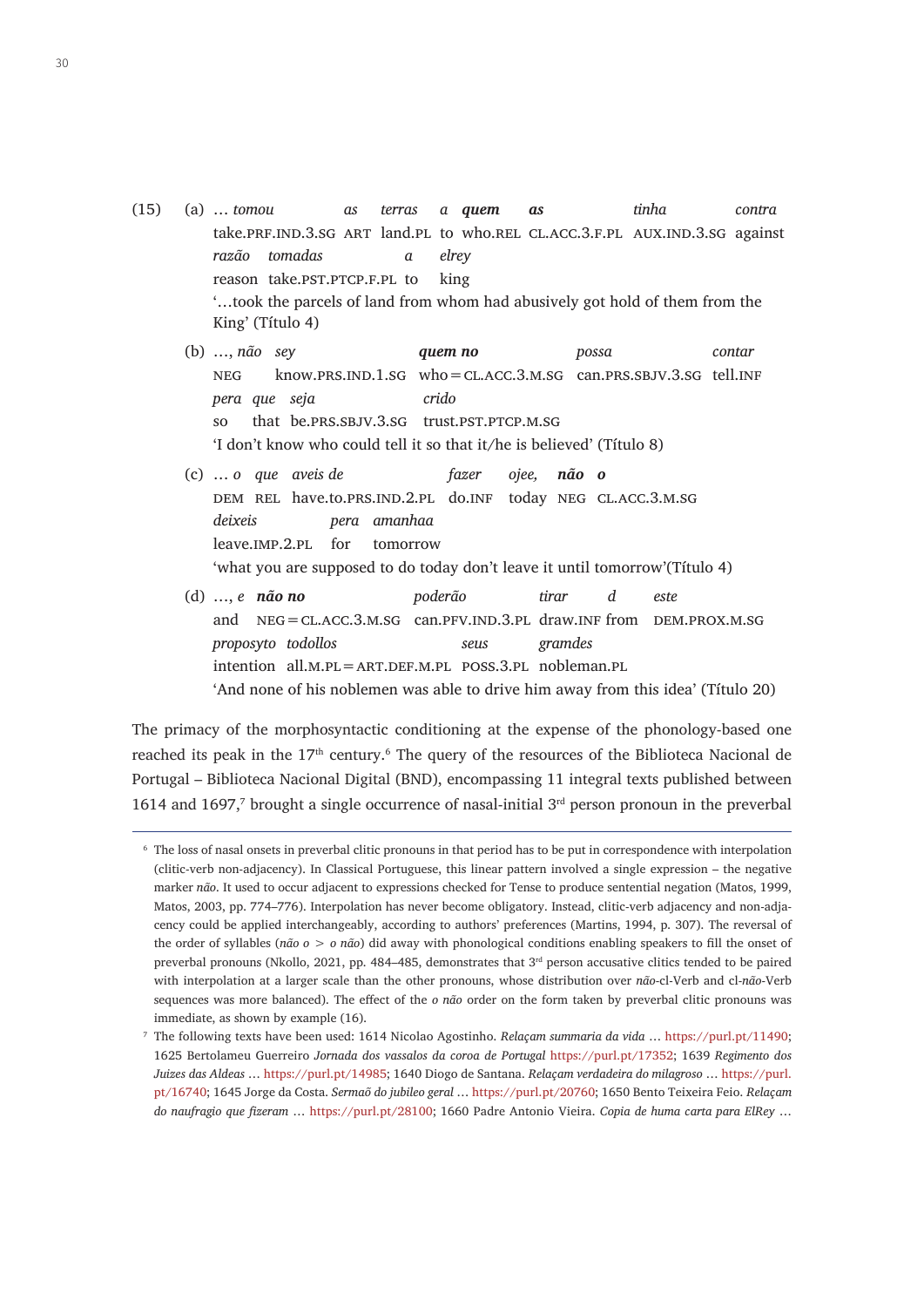(15) (a) … *tomou* *as* *terras* *a* ***quem*** ***as*** *tinha* *contra*
take.PRF.IND.3.SG ART land.PL to who.REL CL.ACC.3.F.PL AUX.IND.3.SG against
*razão* *tomadas* *a* *elrey*
reason take.PST.PTCP.F.PL to king
'…took the parcels of land from whom had abusively got hold of them from the King' (Título 4)

(b) …, *não* *sey* ***quem no*** *possa* *contar*
NEG know.PRS.IND.1.SG who=CL.ACC.3.M.SG can.PRS.SBJV.3.SG tell.INF
*pera* *que* *seja* *crido*
so that be.PRS.SBJV.3.SG trust.PST.PTCP.M.SG
'I don't know who could tell it so that it/he is believed' (Título 8)

(c) … *o* *que* *aveis de* *fazer* *ojee,* ***não*** ***o***
DEM REL have.to.PRS.IND.2.PL do.INF today NEG CL.ACC.3.M.SG
*deixeis* *pera* *amanhaa*
leave.IMP.2.PL for tomorrow
'what you are supposed to do today don't leave it until tomorrow'(Título 4)

(d) …, *e* ***não no*** *poderão* *tirar* *d* *este*
and NEG=CL.ACC.3.M.SG can.PFV.IND.3.PL draw.INF from DEM.PROX.M.SG
*proposyto* *todollos* *seus* *gramdes*
intention all.M.PL=ART.DEF.M.PL POSS.3.PL nobleman.PL
'And none of his noblemen was able to drive him away from this idea' (Título 20)

The primacy of the morphosyntactic conditioning at the expense of the phonology-based one reached its peak in the 17th century.[6] The query of the resources of the Biblioteca Nacional de Portugal – Biblioteca Nacional Digital (BND), encompassing 11 integral texts published between 1614 and 1697,[7] brought a single occurrence of nasal-initial 3rd person pronoun in the preverbal

---

[6] The loss of nasal onsets in preverbal clitic pronouns in that period has to be put in correspondence with interpolation (clitic-verb non-adjacency). In Classical Portuguese, this linear pattern involved a single expression – the negative marker *não*. It used to occur adjacent to expressions checked for Tense to produce sentential negation (Matos, 1999, Matos, 2003, pp. 774–776). Interpolation has never become obligatory. Instead, clitic-verb adjacency and non-adjacency could be applied interchangeably, according to authors' preferences (Martins, 1994, p. 307). The reversal of the order of syllables (*não o* > *o não*) did away with phonological conditions enabling speakers to fill the onset of preverbal pronouns (Nkollo, 2021, pp. 484–485, demonstrates that 3rd person accusative clitics tended to be paired with interpolation at a larger scale than the other pronouns, whose distribution over *não*-cl-Verb and cl-*não*-Verb sequences was more balanced). The effect of the *o não* order on the form taken by preverbal clitic pronouns was immediate, as shown by example (16).

[7] The following texts have been used: 1614 Nicolao Agostinho. *Relaçam summaria da vida* … https://purl.pt/11490; 1625 Bertolameu Guerreiro *Jornada dos vassalos da coroa de Portugal* https://purl.pt/17352; 1639 *Regimento dos Juizes das Aldeas* … https://purl.pt/14985; 1640 Diogo de Santana. *Relaçam verdadeira do milagroso* … https://purl.pt/16740; 1645 Jorge da Costa. *Sermaõ do jubileo geral* … https://purl.pt/20760; 1650 Bento Teixeira Feio. *Relaçam do naufragio que fizeram* … https://purl.pt/28100; 1660 Padre Antonio Vieira. *Copia de huma carta para ElRey* …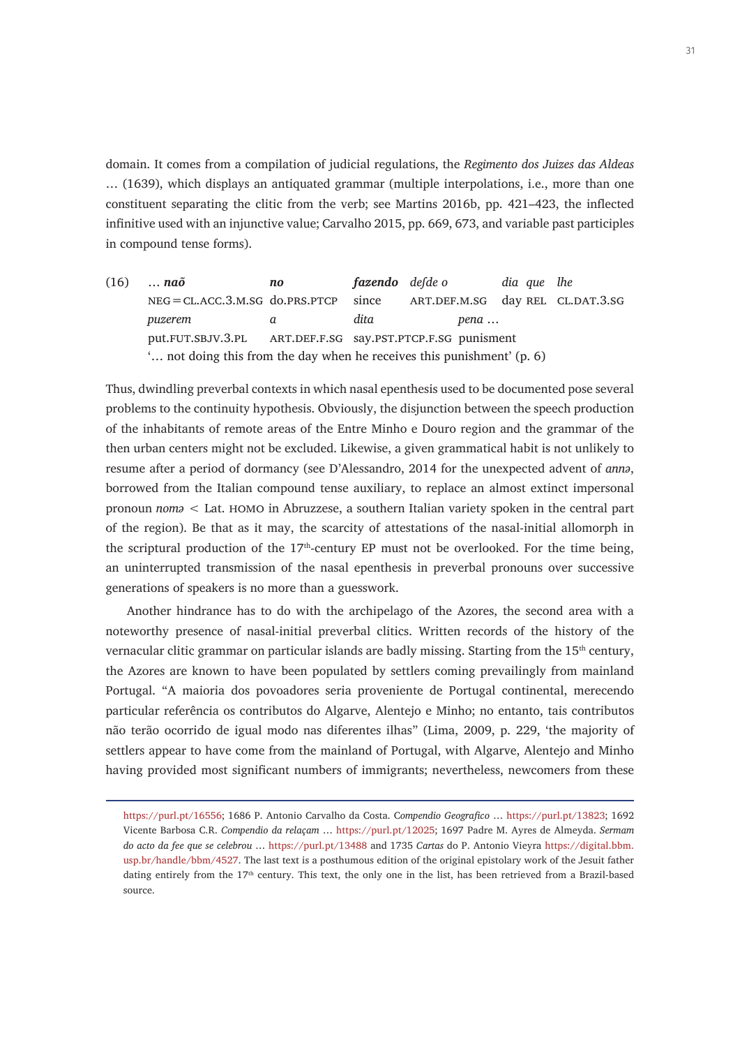domain. It comes from a compilation of judicial regulations, the *Regimento dos Juizes das Aldeas* … (1639), which displays an antiquated grammar (multiple interpolations, i.e., more than one constituent separating the clitic from the verb; see Martins 2016b, pp. 421–423, the inflected infinitive used with an injunctive value; Carvalho 2015, pp. 669, 673, and variable past participles in compound tense forms).

(16) … ***naõ no fazendo*** *defde o dia que lhe*
NEG = CL.ACC.3.M.SG do.PRS.PTCP since ART.DEF.M.SG day REL CL.DAT.3.SG
*puzerem a dita pena …*
put.FUT.SBJV.3.PL ART.DEF.F.SG say.PST.PTCP.F.SG punishment
'… not doing this from the day when he receives this punishment' (p. 6)

Thus, dwindling preverbal contexts in which nasal epenthesis used to be documented pose several problems to the continuity hypothesis. Obviously, the disjunction between the speech production of the inhabitants of remote areas of the Entre Minho e Douro region and the grammar of the then urban centers might not be excluded. Likewise, a given grammatical habit is not unlikely to resume after a period of dormancy (see D'Alessandro, 2014 for the unexpected advent of *annə*, borrowed from the Italian compound tense auxiliary, to replace an almost extinct impersonal pronoun *nomə* < Lat. HOMO in Abruzzese, a southern Italian variety spoken in the central part of the region). Be that as it may, the scarcity of attestations of the nasal-initial allomorph in the scriptural production of the 17th-century EP must not be overlooked. For the time being, an uninterrupted transmission of the nasal epenthesis in preverbal pronouns over successive generations of speakers is no more than a guesswork.

Another hindrance has to do with the archipelago of the Azores, the second area with a noteworthy presence of nasal-initial preverbal clitics. Written records of the history of the vernacular clitic grammar on particular islands are badly missing. Starting from the 15th century, the Azores are known to have been populated by settlers coming prevailingly from mainland Portugal. "A maioria dos povoadores seria proveniente de Portugal continental, merecendo particular referência os contributos do Algarve, Alentejo e Minho; no entanto, tais contributos não terão ocorrido de igual modo nas diferentes ilhas" (Lima, 2009, p. 229, 'the majority of settlers appear to have come from the mainland of Portugal, with Algarve, Alentejo and Minho having provided most significant numbers of immigrants; nevertheless, newcomers from these

---

https://purl.pt/16556; 1686 P. Antonio Carvalho da Costa. C*ompendio Geografico* … https://purl.pt/13823; 1692 Vicente Barbosa C.R. *Compendio da relaçam* … https://purl.pt/12025; 1697 Padre M. Ayres de Almeyda. *Sermam do acto da fee que se celebrou* … https://purl.pt/13488 and 1735 *Cartas* do P. Antonio Vieyra https://digital.bbm.usp.br/handle/bbm/4527. The last text is a posthumous edition of the original epistolary work of the Jesuit father dating entirely from the 17th century. This text, the only one in the list, has been retrieved from a Brazil-based source.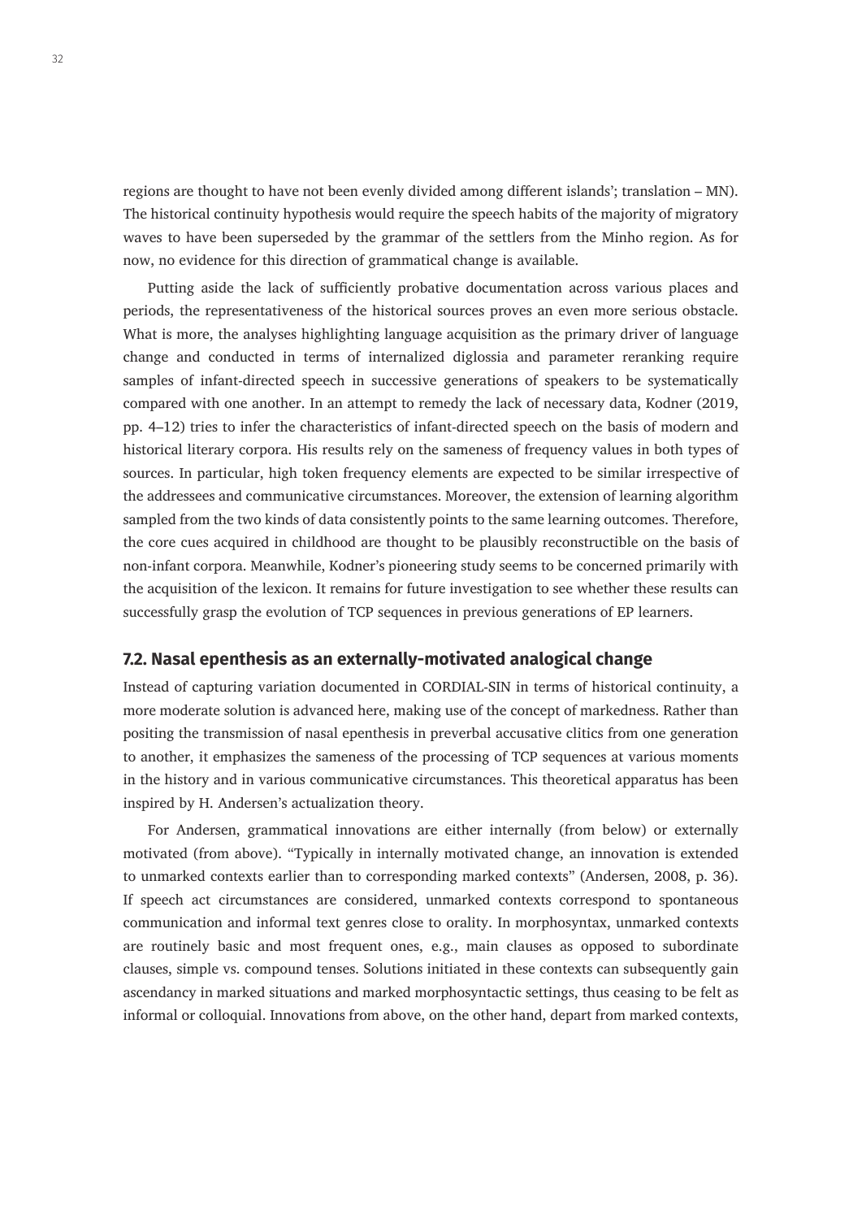regions are thought to have not been evenly divided among different islands'; translation – MN). The historical continuity hypothesis would require the speech habits of the majority of migratory waves to have been superseded by the grammar of the settlers from the Minho region. As for now, no evidence for this direction of grammatical change is available.

Putting aside the lack of sufficiently probative documentation across various places and periods, the representativeness of the historical sources proves an even more serious obstacle. What is more, the analyses highlighting language acquisition as the primary driver of language change and conducted in terms of internalized diglossia and parameter reranking require samples of infant-directed speech in successive generations of speakers to be systematically compared with one another. In an attempt to remedy the lack of necessary data, Kodner (2019, pp. 4–12) tries to infer the characteristics of infant-directed speech on the basis of modern and historical literary corpora. His results rely on the sameness of frequency values in both types of sources. In particular, high token frequency elements are expected to be similar irrespective of the addressees and communicative circumstances. Moreover, the extension of learning algorithm sampled from the two kinds of data consistently points to the same learning outcomes. Therefore, the core cues acquired in childhood are thought to be plausibly reconstructible on the basis of non-infant corpora. Meanwhile, Kodner's pioneering study seems to be concerned primarily with the acquisition of the lexicon. It remains for future investigation to see whether these results can successfully grasp the evolution of TCP sequences in previous generations of EP learners.

## 7.2. Nasal epenthesis as an externally-motivated analogical change

Instead of capturing variation documented in CORDIAL-SIN in terms of historical continuity, a more moderate solution is advanced here, making use of the concept of markedness. Rather than positing the transmission of nasal epenthesis in preverbal accusative clitics from one generation to another, it emphasizes the sameness of the processing of TCP sequences at various moments in the history and in various communicative circumstances. This theoretical apparatus has been inspired by H. Andersen's actualization theory.

For Andersen, grammatical innovations are either internally (from below) or externally motivated (from above). "Typically in internally motivated change, an innovation is extended to unmarked contexts earlier than to corresponding marked contexts" (Andersen, 2008, p. 36). If speech act circumstances are considered, unmarked contexts correspond to spontaneous communication and informal text genres close to orality. In morphosyntax, unmarked contexts are routinely basic and most frequent ones, e.g., main clauses as opposed to subordinate clauses, simple vs. compound tenses. Solutions initiated in these contexts can subsequently gain ascendancy in marked situations and marked morphosyntactic settings, thus ceasing to be felt as informal or colloquial. Innovations from above, on the other hand, depart from marked contexts,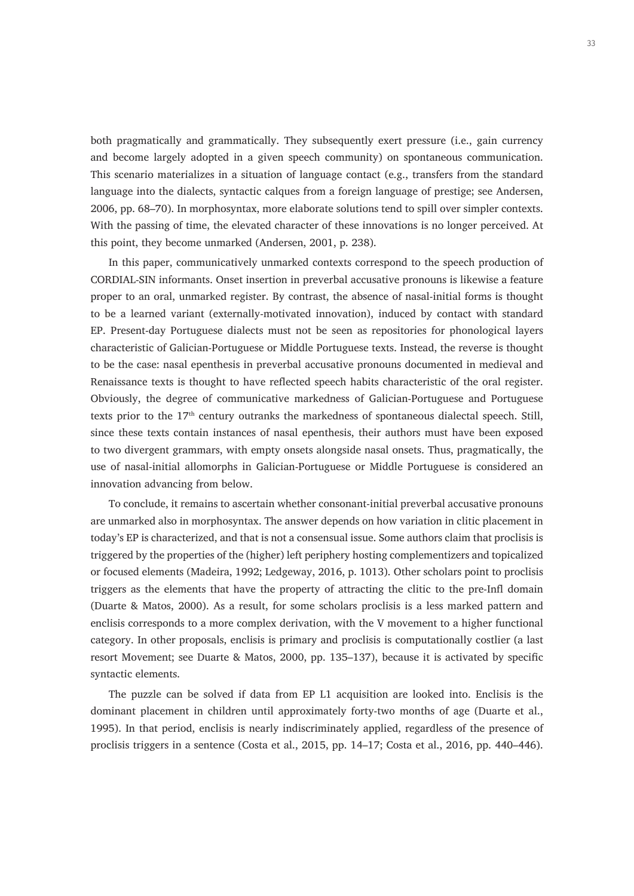both pragmatically and grammatically. They subsequently exert pressure (i.e., gain currency and become largely adopted in a given speech community) on spontaneous communication. This scenario materializes in a situation of language contact (e.g., transfers from the standard language into the dialects, syntactic calques from a foreign language of prestige; see Andersen, 2006, pp. 68–70). In morphosyntax, more elaborate solutions tend to spill over simpler contexts. With the passing of time, the elevated character of these innovations is no longer perceived. At this point, they become unmarked (Andersen, 2001, p. 238).

In this paper, communicatively unmarked contexts correspond to the speech production of CORDIAL-SIN informants. Onset insertion in preverbal accusative pronouns is likewise a feature proper to an oral, unmarked register. By contrast, the absence of nasal-initial forms is thought to be a learned variant (externally-motivated innovation), induced by contact with standard EP. Present-day Portuguese dialects must not be seen as repositories for phonological layers characteristic of Galician-Portuguese or Middle Portuguese texts. Instead, the reverse is thought to be the case: nasal epenthesis in preverbal accusative pronouns documented in medieval and Renaissance texts is thought to have reflected speech habits characteristic of the oral register. Obviously, the degree of communicative markedness of Galician-Portuguese and Portuguese texts prior to the 17th century outranks the markedness of spontaneous dialectal speech. Still, since these texts contain instances of nasal epenthesis, their authors must have been exposed to two divergent grammars, with empty onsets alongside nasal onsets. Thus, pragmatically, the use of nasal-initial allomorphs in Galician-Portuguese or Middle Portuguese is considered an innovation advancing from below.

To conclude, it remains to ascertain whether consonant-initial preverbal accusative pronouns are unmarked also in morphosyntax. The answer depends on how variation in clitic placement in today's EP is characterized, and that is not a consensual issue. Some authors claim that proclisis is triggered by the properties of the (higher) left periphery hosting complementizers and topicalized or focused elements (Madeira, 1992; Ledgeway, 2016, p. 1013). Other scholars point to proclisis triggers as the elements that have the property of attracting the clitic to the pre-Infl domain (Duarte & Matos, 2000). As a result, for some scholars proclisis is a less marked pattern and enclisis corresponds to a more complex derivation, with the V movement to a higher functional category. In other proposals, enclisis is primary and proclisis is computationally costlier (a last resort Movement; see Duarte & Matos, 2000, pp. 135–137), because it is activated by specific syntactic elements.

The puzzle can be solved if data from EP L1 acquisition are looked into. Enclisis is the dominant placement in children until approximately forty-two months of age (Duarte et al., 1995). In that period, enclisis is nearly indiscriminately applied, regardless of the presence of proclisis triggers in a sentence (Costa et al., 2015, pp. 14–17; Costa et al., 2016, pp. 440–446).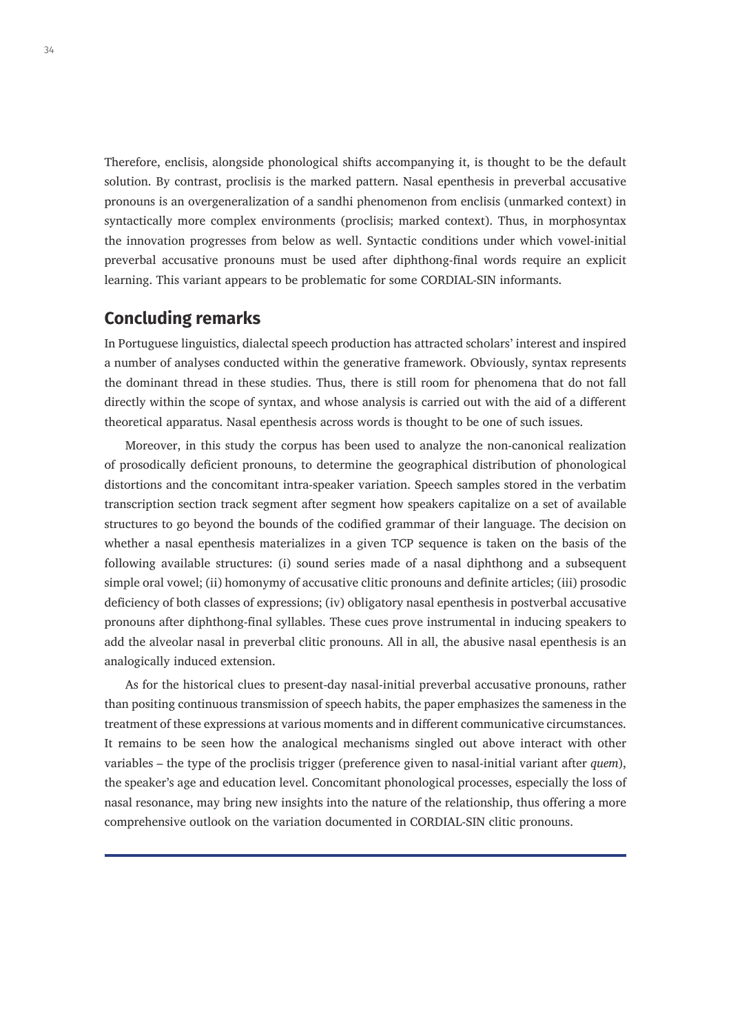Therefore, enclisis, alongside phonological shifts accompanying it, is thought to be the default solution. By contrast, proclisis is the marked pattern. Nasal epenthesis in preverbal accusative pronouns is an overgeneralization of a sandhi phenomenon from enclisis (unmarked context) in syntactically more complex environments (proclisis; marked context). Thus, in morphosyntax the innovation progresses from below as well. Syntactic conditions under which vowel-initial preverbal accusative pronouns must be used after diphthong-final words require an explicit learning. This variant appears to be problematic for some CORDIAL-SIN informants.

## Concluding remarks

In Portuguese linguistics, dialectal speech production has attracted scholars' interest and inspired a number of analyses conducted within the generative framework. Obviously, syntax represents the dominant thread in these studies. Thus, there is still room for phenomena that do not fall directly within the scope of syntax, and whose analysis is carried out with the aid of a different theoretical apparatus. Nasal epenthesis across words is thought to be one of such issues.

Moreover, in this study the corpus has been used to analyze the non-canonical realization of prosodically deficient pronouns, to determine the geographical distribution of phonological distortions and the concomitant intra-speaker variation. Speech samples stored in the verbatim transcription section track segment after segment how speakers capitalize on a set of available structures to go beyond the bounds of the codified grammar of their language. The decision on whether a nasal epenthesis materializes in a given TCP sequence is taken on the basis of the following available structures: (i) sound series made of a nasal diphthong and a subsequent simple oral vowel; (ii) homonymy of accusative clitic pronouns and definite articles; (iii) prosodic deficiency of both classes of expressions; (iv) obligatory nasal epenthesis in postverbal accusative pronouns after diphthong-final syllables. These cues prove instrumental in inducing speakers to add the alveolar nasal in preverbal clitic pronouns. All in all, the abusive nasal epenthesis is an analogically induced extension.

As for the historical clues to present-day nasal-initial preverbal accusative pronouns, rather than positing continuous transmission of speech habits, the paper emphasizes the sameness in the treatment of these expressions at various moments and in different communicative circumstances. It remains to be seen how the analogical mechanisms singled out above interact with other variables – the type of the proclisis trigger (preference given to nasal-initial variant after *quem*), the speaker's age and education level. Concomitant phonological processes, especially the loss of nasal resonance, may bring new insights into the nature of the relationship, thus offering a more comprehensive outlook on the variation documented in CORDIAL-SIN clitic pronouns.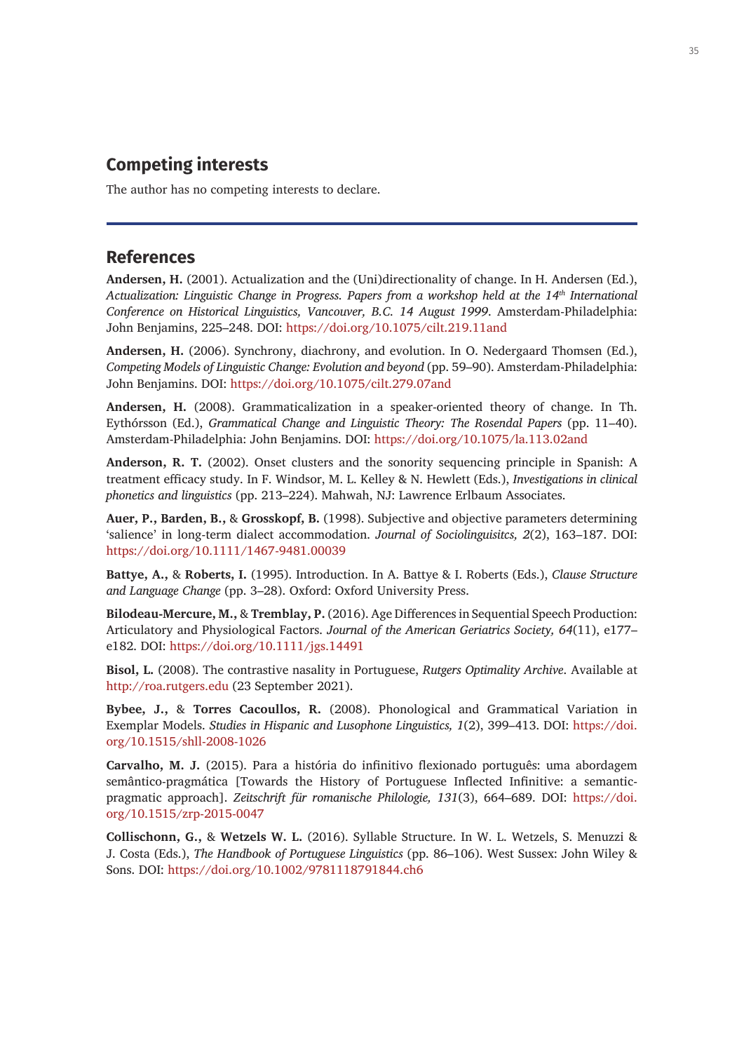## Competing interests

The author has no competing interests to declare.

## References

**Andersen, H.** (2001). Actualization and the (Uni)directionality of change. In H. Andersen (Ed.), *Actualization: Linguistic Change in Progress. Papers from a workshop held at the 14th International Conference on Historical Linguistics, Vancouver, B.C. 14 August 1999*. Amsterdam-Philadelphia: John Benjamins, 225–248. DOI: https://doi.org/10.1075/cilt.219.11and

**Andersen, H.** (2006). Synchrony, diachrony, and evolution. In O. Nedergaard Thomsen (Ed.), *Competing Models of Linguistic Change: Evolution and beyond* (pp. 59–90). Amsterdam-Philadelphia: John Benjamins. DOI: https://doi.org/10.1075/cilt.279.07and

**Andersen, H.** (2008). Grammaticalization in a speaker-oriented theory of change. In Th. Eythórsson (Ed.), *Grammatical Change and Linguistic Theory: The Rosendal Papers* (pp. 11–40). Amsterdam-Philadelphia: John Benjamins. DOI: https://doi.org/10.1075/la.113.02and

**Anderson, R. T.** (2002). Onset clusters and the sonority sequencing principle in Spanish: A treatment efficacy study. In F. Windsor, M. L. Kelley & N. Hewlett (Eds.), *Investigations in clinical phonetics and linguistics* (pp. 213–224). Mahwah, NJ: Lawrence Erlbaum Associates.

**Auer, P., Barden, B.,** & **Grosskopf, B.** (1998). Subjective and objective parameters determining 'salience' in long-term dialect accommodation. *Journal of Sociolinguisitcs, 2*(2), 163–187. DOI: https://doi.org/10.1111/1467-9481.00039

**Battye, A.,** & **Roberts, I.** (1995). Introduction. In A. Battye & I. Roberts (Eds.), *Clause Structure and Language Change* (pp. 3–28). Oxford: Oxford University Press.

**Bilodeau-Mercure, M.,** & **Tremblay, P.** (2016). Age Differences in Sequential Speech Production: Articulatory and Physiological Factors. *Journal of the American Geriatrics Society, 64*(11), e177–e182. DOI: https://doi.org/10.1111/jgs.14491

**Bisol, L.** (2008). The contrastive nasality in Portuguese, *Rutgers Optimality Archive*. Available at http://roa.rutgers.edu (23 September 2021).

**Bybee, J.,** & **Torres Cacoullos, R.** (2008). Phonological and Grammatical Variation in Exemplar Models. *Studies in Hispanic and Lusophone Linguistics, 1*(2), 399–413. DOI: https://doi.org/10.1515/shll-2008-1026

**Carvalho, M. J.** (2015). Para a história do infinitivo flexionado português: uma abordagem semântico-pragmática [Towards the History of Portuguese Inflected Infinitive: a semantic-pragmatic approach]. *Zeitschrift für romanische Philologie, 131*(3), 664–689. DOI: https://doi.org/10.1515/zrp-2015-0047

**Collischonn, G.,** & **Wetzels W. L.** (2016). Syllable Structure. In W. L. Wetzels, S. Menuzzi & J. Costa (Eds.), *The Handbook of Portuguese Linguistics* (pp. 86–106). West Sussex: John Wiley & Sons. DOI: https://doi.org/10.1002/9781118791844.ch6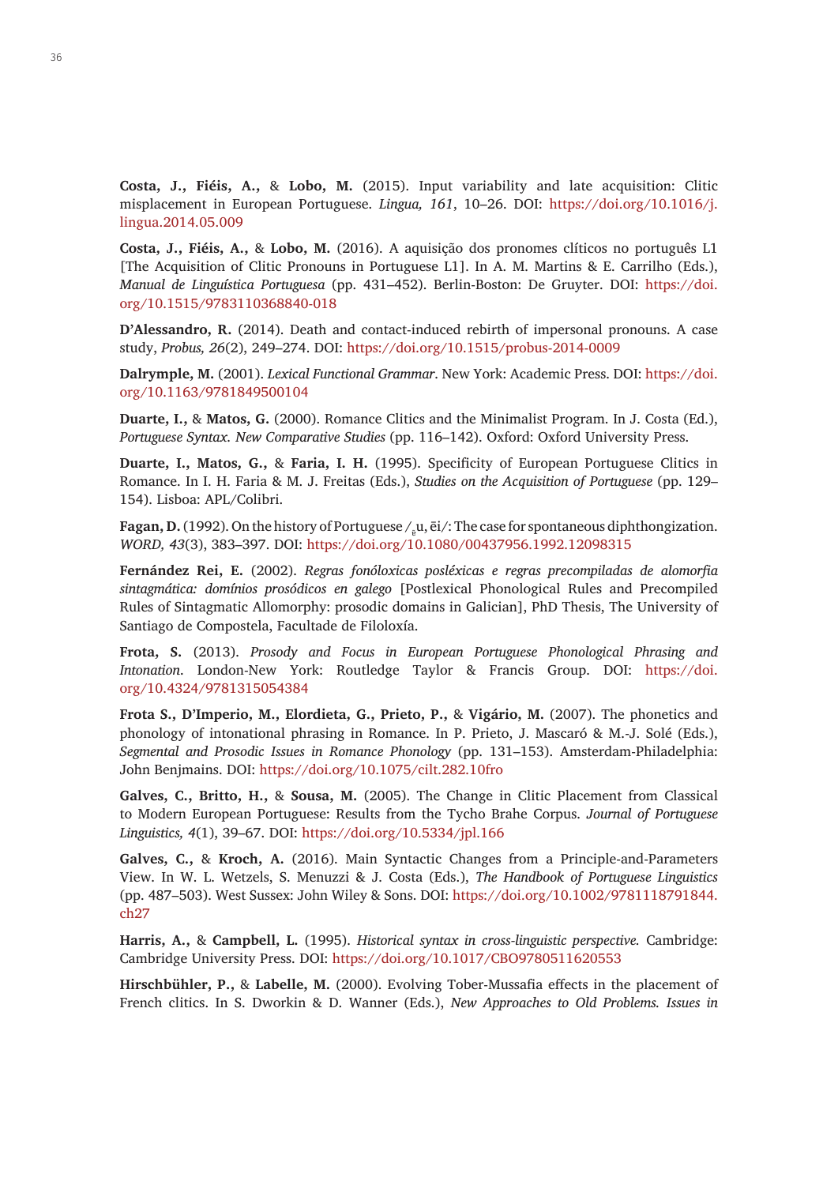**Costa, J., Fiéis, A.,** & **Lobo, M.** (2015). Input variability and late acquisition: Clitic misplacement in European Portuguese. *Lingua, 161*, 10–26. DOI: https://doi.org/10.1016/j.lingua.2014.05.009

**Costa, J., Fiéis, A.,** & **Lobo, M.** (2016). A aquisição dos pronomes clíticos no português L1 [The Acquisition of Clitic Pronouns in Portuguese L1]. In A. M. Martins & E. Carrilho (Eds.), *Manual de Linguística Portuguesa* (pp. 431–452). Berlin-Boston: De Gruyter. DOI: https://doi.org/10.1515/9783110368840-018

**D'Alessandro, R.** (2014). Death and contact-induced rebirth of impersonal pronouns. A case study, *Probus, 26*(2), 249–274. DOI: https://doi.org/10.1515/probus-2014-0009

**Dalrymple, M.** (2001). *Lexical Functional Grammar*. New York: Academic Press. DOI: https://doi.org/10.1163/9781849500104

**Duarte, I.,** & **Matos, G.** (2000). Romance Clitics and the Minimalist Program. In J. Costa (Ed.), *Portuguese Syntax. New Comparative Studies* (pp. 116–142). Oxford: Oxford University Press.

**Duarte, I., Matos, G.,** & **Faria, I. H.** (1995). Specificity of European Portuguese Clitics in Romance. In I. H. Faria & M. J. Freitas (Eds.), *Studies on the Acquisition of Portuguese* (pp. 129–154). Lisboa: APL/Colibri.

**Fagan, D.** (1992). On the history of Portuguese /ɐ̃u, ẽi/: The case for spontaneous diphthongization. *WORD, 43*(3), 383–397. DOI: https://doi.org/10.1080/00437956.1992.12098315

**Fernández Rei, E.** (2002). *Regras fonóloxicas posléxicas e regras precompiladas de alomorfia sintagmática: domínios prosódicos en galego* [Postlexical Phonological Rules and Precompiled Rules of Sintagmatic Allomorphy: prosodic domains in Galician], PhD Thesis, The University of Santiago de Compostela, Facultade de Filoloxía.

**Frota, S.** (2013). *Prosody and Focus in European Portuguese Phonological Phrasing and Intonation*. London-New York: Routledge Taylor & Francis Group. DOI: https://doi.org/10.4324/9781315054384

**Frota S., D'Imperio, M., Elordieta, G., Prieto, P.,** & **Vigário, M.** (2007). The phonetics and phonology of intonational phrasing in Romance. In P. Prieto, J. Mascaró & M.-J. Solé (Eds.), *Segmental and Prosodic Issues in Romance Phonology* (pp. 131–153). Amsterdam-Philadelphia: John Benjmains. DOI: https://doi.org/10.1075/cilt.282.10fro

**Galves, C., Britto, H.,** & **Sousa, M.** (2005). The Change in Clitic Placement from Classical to Modern European Portuguese: Results from the Tycho Brahe Corpus. *Journal of Portuguese Linguistics, 4*(1), 39–67. DOI: https://doi.org/10.5334/jpl.166

**Galves, C.,** & **Kroch, A.** (2016). Main Syntactic Changes from a Principle-and-Parameters View. In W. L. Wetzels, S. Menuzzi & J. Costa (Eds.), *The Handbook of Portuguese Linguistics* (pp. 487–503). West Sussex: John Wiley & Sons. DOI: https://doi.org/10.1002/9781118791844.ch27

**Harris, A.,** & **Campbell, L.** (1995). *Historical syntax in cross-linguistic perspective.* Cambridge: Cambridge University Press. DOI: https://doi.org/10.1017/CBO9780511620553

**Hirschbühler, P.,** & **Labelle, M.** (2000). Evolving Tober-Mussafia effects in the placement of French clitics. In S. Dworkin & D. Wanner (Eds.), *New Approaches to Old Problems. Issues in*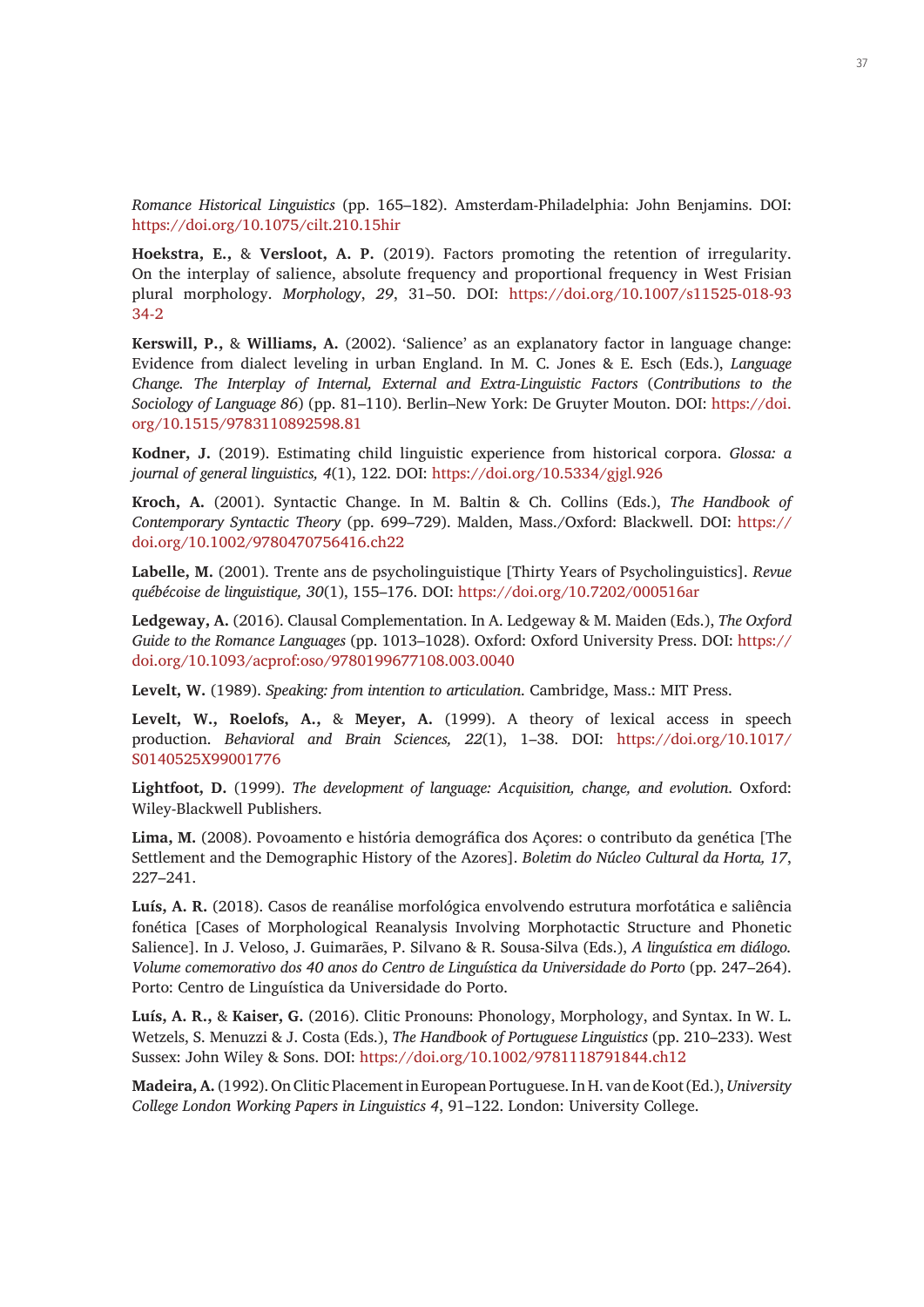*Romance Historical Linguistics* (pp. 165–182). Amsterdam-Philadelphia: John Benjamins. DOI: https://doi.org/10.1075/cilt.210.15hir

**Hoekstra, E.,** & **Versloot, A. P.** (2019). Factors promoting the retention of irregularity. On the interplay of salience, absolute frequency and proportional frequency in West Frisian plural morphology. *Morphology*, *29*, 31–50. DOI: https://doi.org/10.1007/s11525-018-9334-2

**Kerswill, P.,** & **Williams, A.** (2002). 'Salience' as an explanatory factor in language change: Evidence from dialect leveling in urban England. In M. C. Jones & E. Esch (Eds.), *Language Change. The Interplay of Internal, External and Extra-Linguistic Factors* (*Contributions to the Sociology of Language 86*) (pp. 81–110). Berlin–New York: De Gruyter Mouton. DOI: https://doi.org/10.1515/9783110892598.81

**Kodner, J.** (2019). Estimating child linguistic experience from historical corpora. *Glossa: a journal of general linguistics, 4*(1), 122. DOI: https://doi.org/10.5334/gjgl.926

**Kroch, A.** (2001). Syntactic Change. In M. Baltin & Ch. Collins (Eds.), *The Handbook of Contemporary Syntactic Theory* (pp. 699–729). Malden, Mass./Oxford: Blackwell. DOI: https://doi.org/10.1002/9780470756416.ch22

**Labelle, M.** (2001). Trente ans de psycholinguistique [Thirty Years of Psycholinguistics]. *Revue québécoise de linguistique, 30*(1), 155–176. DOI: https://doi.org/10.7202/000516ar

**Ledgeway, A.** (2016). Clausal Complementation. In A. Ledgeway & M. Maiden (Eds.), *The Oxford Guide to the Romance Languages* (pp. 1013–1028). Oxford: Oxford University Press. DOI: https://doi.org/10.1093/acprof:oso/9780199677108.003.0040

**Levelt, W.** (1989). *Speaking: from intention to articulation*. Cambridge, Mass.: MIT Press.

**Levelt, W., Roelofs, A.,** & **Meyer, A.** (1999). A theory of lexical access in speech production. *Behavioral and Brain Sciences, 22*(1), 1–38. DOI: https://doi.org/10.1017/S0140525X99001776

**Lightfoot, D.** (1999). *The development of language: Acquisition, change, and evolution*. Oxford: Wiley-Blackwell Publishers.

**Lima, M.** (2008). Povoamento e história demográfica dos Açores: o contributo da genética [The Settlement and the Demographic History of the Azores]. *Boletim do Núcleo Cultural da Horta, 17*, 227–241.

**Luís, A. R.** (2018). Casos de reanálise morfológica envolvendo estrutura morfotática e saliência fonética [Cases of Morphological Reanalysis Involving Morphotactic Structure and Phonetic Salience]. In J. Veloso, J. Guimarães, P. Silvano & R. Sousa-Silva (Eds.), *A linguística em diálogo. Volume comemorativo dos 40 anos do Centro de Linguística da Universidade do Porto* (pp. 247–264). Porto: Centro de Linguística da Universidade do Porto.

**Luís, A. R.,** & **Kaiser, G.** (2016). Clitic Pronouns: Phonology, Morphology, and Syntax. In W. L. Wetzels, S. Menuzzi & J. Costa (Eds.), *The Handbook of Portuguese Linguistics* (pp. 210–233). West Sussex: John Wiley & Sons. DOI: https://doi.org/10.1002/9781118791844.ch12

**Madeira, A.** (1992). On Clitic Placement in European Portuguese. In H. van de Koot (Ed.), *University College London Working Papers in Linguistics 4*, 91–122. London: University College.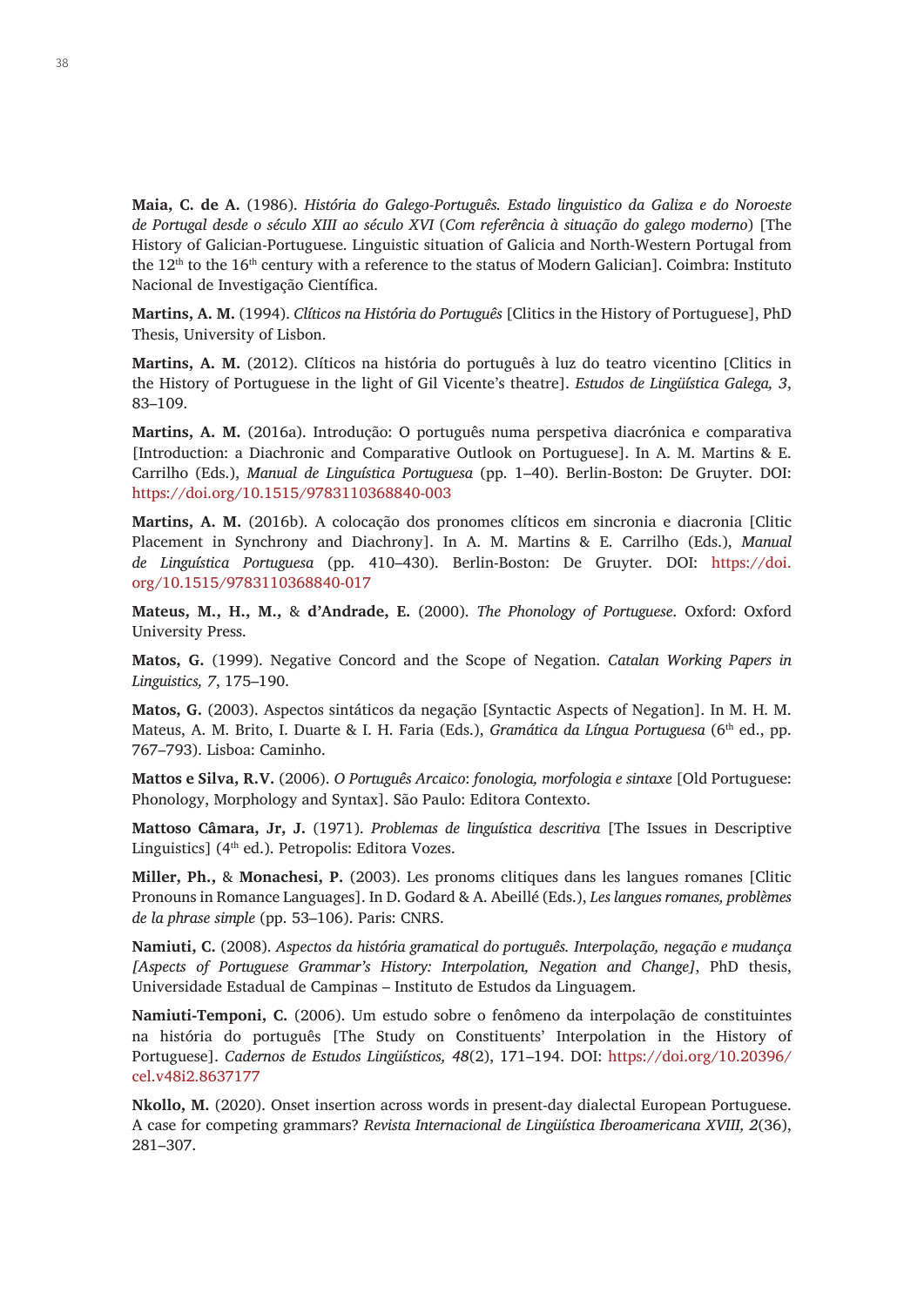**Maia, C. de A.** (1986). *História do Galego-Português. Estado linguistico da Galiza e do Noroeste de Portugal desde o século XIII ao século XVI* (*Com referência à situação do galego moderno*) [The History of Galician-Portuguese. Linguistic situation of Galicia and North-Western Portugal from the 12th to the 16th century with a reference to the status of Modern Galician]. Coimbra: Instituto Nacional de Investigação Científica.

**Martins, A. M.** (1994). *Clíticos na História do Português* [Clitics in the History of Portuguese], PhD Thesis, University of Lisbon.

**Martins, A. M.** (2012). Clíticos na história do português à luz do teatro vicentino [Clitics in the History of Portuguese in the light of Gil Vicente's theatre]. *Estudos de Lingüística Galega, 3*, 83–109.

**Martins, A. M.** (2016a). Introdução: O português numa perspetiva diacrónica e comparativa [Introduction: a Diachronic and Comparative Outlook on Portuguese]. In A. M. Martins & E. Carrilho (Eds.), *Manual de Linguística Portuguesa* (pp. 1–40). Berlin-Boston: De Gruyter. DOI: https://doi.org/10.1515/9783110368840-003

**Martins, A. M.** (2016b). A colocação dos pronomes clíticos em sincronia e diacronia [Clitic Placement in Synchrony and Diachrony]. In A. M. Martins & E. Carrilho (Eds.), *Manual de Linguística Portuguesa* (pp. 410–430). Berlin-Boston: De Gruyter. DOI: https://doi.org/10.1515/9783110368840-017

**Mateus, M., H., M.,** & **d'Andrade, E.** (2000). *The Phonology of Portuguese*. Oxford: Oxford University Press.

**Matos, G.** (1999). Negative Concord and the Scope of Negation. *Catalan Working Papers in Linguistics, 7*, 175–190.

**Matos, G.** (2003). Aspectos sintáticos da negação [Syntactic Aspects of Negation]. In M. H. M. Mateus, A. M. Brito, I. Duarte & I. H. Faria (Eds.), *Gramática da Língua Portuguesa* (6th ed., pp. 767–793). Lisboa: Caminho.

**Mattos e Silva, R.V.** (2006). *O Português Arcaico*: *fonologia, morfologia e sintaxe* [Old Portuguese: Phonology, Morphology and Syntax]. São Paulo: Editora Contexto.

**Mattoso Câmara, Jr, J.** (1971). *Problemas de linguística descritiva* [The Issues in Descriptive Linguistics] (4th ed.). Petropolis: Editora Vozes.

**Miller, Ph.,** & **Monachesi, P.** (2003). Les pronoms clitiques dans les langues romanes [Clitic Pronouns in Romance Languages]. In D. Godard & A. Abeillé (Eds.), *Les langues romanes, problèmes de la phrase simple* (pp. 53–106). Paris: CNRS.

**Namiuti, C.** (2008). *Aspectos da história gramatical do português. Interpolação, negação e mudança [Aspects of Portuguese Grammar's History: Interpolation, Negation and Change]*, PhD thesis, Universidade Estadual de Campinas – Instituto de Estudos da Linguagem.

**Namiuti-Temponi, C.** (2006). Um estudo sobre o fenômeno da interpolação de constituintes na história do português [The Study on Constituents' Interpolation in the History of Portuguese]. *Cadernos de Estudos Lingüísticos, 48*(2), 171–194. DOI: https://doi.org/10.20396/cel.v48i2.8637177

**Nkollo, M.** (2020). Onset insertion across words in present-day dialectal European Portuguese. A case for competing grammars? *Revista Internacional de Lingüística Iberoamericana XVIII, 2*(36), 281–307.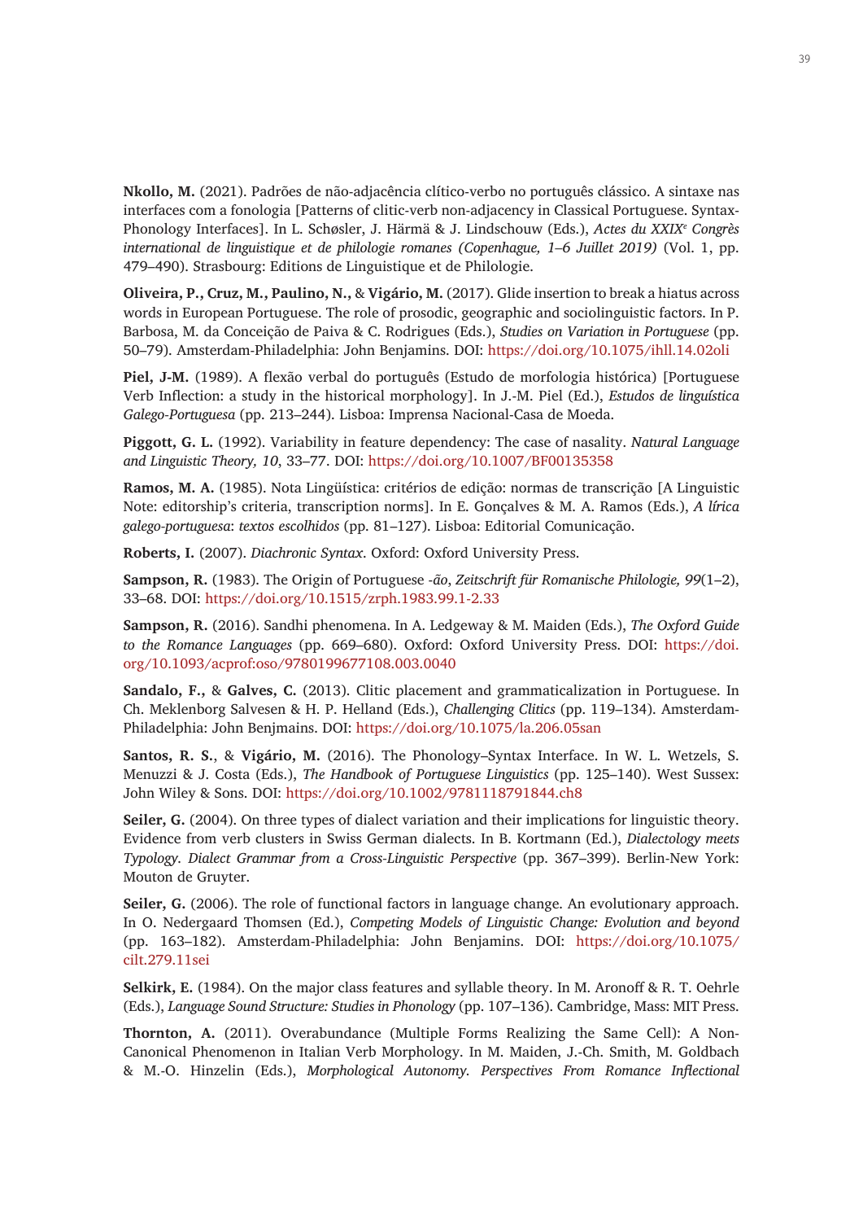**Nkollo, M.** (2021). Padrões de não-adjacência clítico-verbo no português clássico. A sintaxe nas interfaces com a fonologia [Patterns of clitic-verb non-adjacency in Classical Portuguese. Syntax-Phonology Interfaces]. In L. Schøsler, J. Härmä & J. Lindschouw (Eds.), *Actes du XXIX[e] Congrès international de linguistique et de philologie romanes (Copenhague, 1–6 Juillet 2019)* (Vol. 1, pp. 479–490). Strasbourg: Editions de Linguistique et de Philologie.

**Oliveira, P., Cruz, M., Paulino, N.,** & **Vigário, M.** (2017). Glide insertion to break a hiatus across words in European Portuguese. The role of prosodic, geographic and sociolinguistic factors. In P. Barbosa, M. da Conceição de Paiva & C. Rodrigues (Eds.), *Studies on Variation in Portuguese* (pp. 50–79). Amsterdam-Philadelphia: John Benjamins. DOI: https://doi.org/10.1075/ihll.14.02oli

**Piel, J-M.** (1989). A flexão verbal do português (Estudo de morfologia histórica) [Portuguese Verb Inflection: a study in the historical morphology]. In J.-M. Piel (Ed.), *Estudos de linguística Galego-Portuguesa* (pp. 213–244). Lisboa: Imprensa Nacional-Casa de Moeda.

**Piggott, G. L.** (1992). Variability in feature dependency: The case of nasality. *Natural Language and Linguistic Theory, 10*, 33–77. DOI: https://doi.org/10.1007/BF00135358

**Ramos, M. A.** (1985). Nota Lingüística: critérios de edição: normas de transcrição [A Linguistic Note: editorship's criteria, transcription norms]. In E. Gonçalves & M. A. Ramos (Eds.), *A lírica galego-portuguesa*: *textos escolhidos* (pp. 81–127). Lisboa: Editorial Comunicação.

**Roberts, I.** (2007). *Diachronic Syntax*. Oxford: Oxford University Press.

**Sampson, R.** (1983). The Origin of Portuguese *-ão*, *Zeitschrift für Romanische Philologie, 99*(1–2), 33–68. DOI: https://doi.org/10.1515/zrph.1983.99.1-2.33

**Sampson, R.** (2016). Sandhi phenomena. In A. Ledgeway & M. Maiden (Eds.), *The Oxford Guide to the Romance Languages* (pp. 669–680). Oxford: Oxford University Press. DOI: https://doi.org/10.1093/acprof:oso/9780199677108.003.0040

**Sandalo, F.,** & **Galves, C.** (2013). Clitic placement and grammaticalization in Portuguese. In Ch. Meklenborg Salvesen & H. P. Helland (Eds.), *Challenging Clitics* (pp. 119–134). Amsterdam-Philadelphia: John Benjmains. DOI: https://doi.org/10.1075/la.206.05san

**Santos, R. S.**, & **Vigário, M.** (2016). The Phonology–Syntax Interface. In W. L. Wetzels, S. Menuzzi & J. Costa (Eds.), *The Handbook of Portuguese Linguistics* (pp. 125–140). West Sussex: John Wiley & Sons. DOI: https://doi.org/10.1002/9781118791844.ch8

**Seiler, G.** (2004). On three types of dialect variation and their implications for linguistic theory. Evidence from verb clusters in Swiss German dialects. In B. Kortmann (Ed.), *Dialectology meets Typology. Dialect Grammar from a Cross-Linguistic Perspective* (pp. 367–399). Berlin-New York: Mouton de Gruyter.

**Seiler, G.** (2006). The role of functional factors in language change. An evolutionary approach. In O. Nedergaard Thomsen (Ed.), *Competing Models of Linguistic Change: Evolution and beyond* (pp. 163–182). Amsterdam-Philadelphia: John Benjamins. DOI: https://doi.org/10.1075/cilt.279.11sei

**Selkirk, E.** (1984). On the major class features and syllable theory. In M. Aronoff & R. T. Oehrle (Eds.), *Language Sound Structure: Studies in Phonology* (pp. 107–136). Cambridge, Mass: MIT Press.

**Thornton, A.** (2011). Overabundance (Multiple Forms Realizing the Same Cell): A Non-Canonical Phenomenon in Italian Verb Morphology. In M. Maiden, J.-Ch. Smith, M. Goldbach & M.-O. Hinzelin (Eds.), *Morphological Autonomy. Perspectives From Romance Inflectional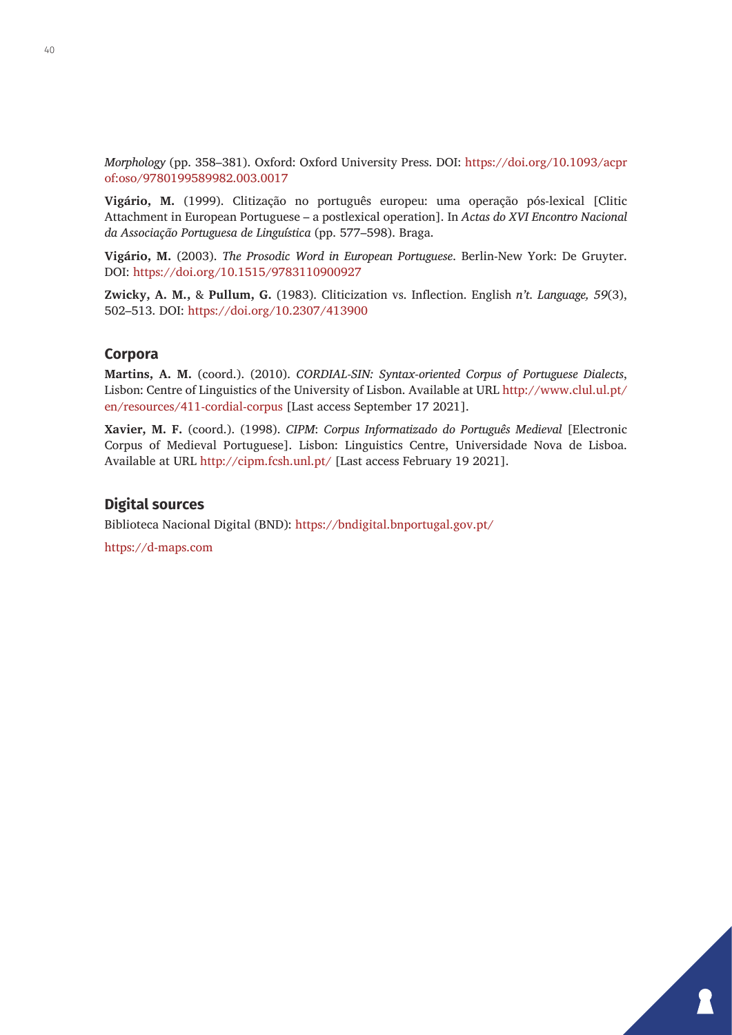*Morphology* (pp. 358–381). Oxford: Oxford University Press. DOI: https://doi.org/10.1093/acprof:oso/9780199589982.003.0017

**Vigário, M.** (1999). Clitização no português europeu: uma operação pós-lexical [Clitic Attachment in European Portuguese – a postlexical operation]. In *Actas do XVI Encontro Nacional da Associação Portuguesa de Linguística* (pp. 577–598). Braga.

**Vigário, M.** (2003). *The Prosodic Word in European Portuguese*. Berlin-New York: De Gruyter. DOI: https://doi.org/10.1515/9783110900927

**Zwicky, A. M.,** & **Pullum, G.** (1983). Cliticization vs. Inflection. English *n't*. *Language, 59*(3), 502–513. DOI: https://doi.org/10.2307/413900

## Corpora

**Martins, A. M.** (coord.). (2010). *CORDIAL-SIN: Syntax-oriented Corpus of Portuguese Dialects*, Lisbon: Centre of Linguistics of the University of Lisbon. Available at URL http://www.clul.ul.pt/en/resources/411-cordial-corpus [Last access September 17 2021].

**Xavier, M. F.** (coord.). (1998). *CIPM*: *Corpus Informatizado do Português Medieval* [Electronic Corpus of Medieval Portuguese]. Lisbon: Linguistics Centre, Universidade Nova de Lisboa. Available at URL http://cipm.fcsh.unl.pt/ [Last access February 19 2021].

## Digital sources

Biblioteca Nacional Digital (BND): https://bndigital.bnportugal.gov.pt/

https://d-maps.com